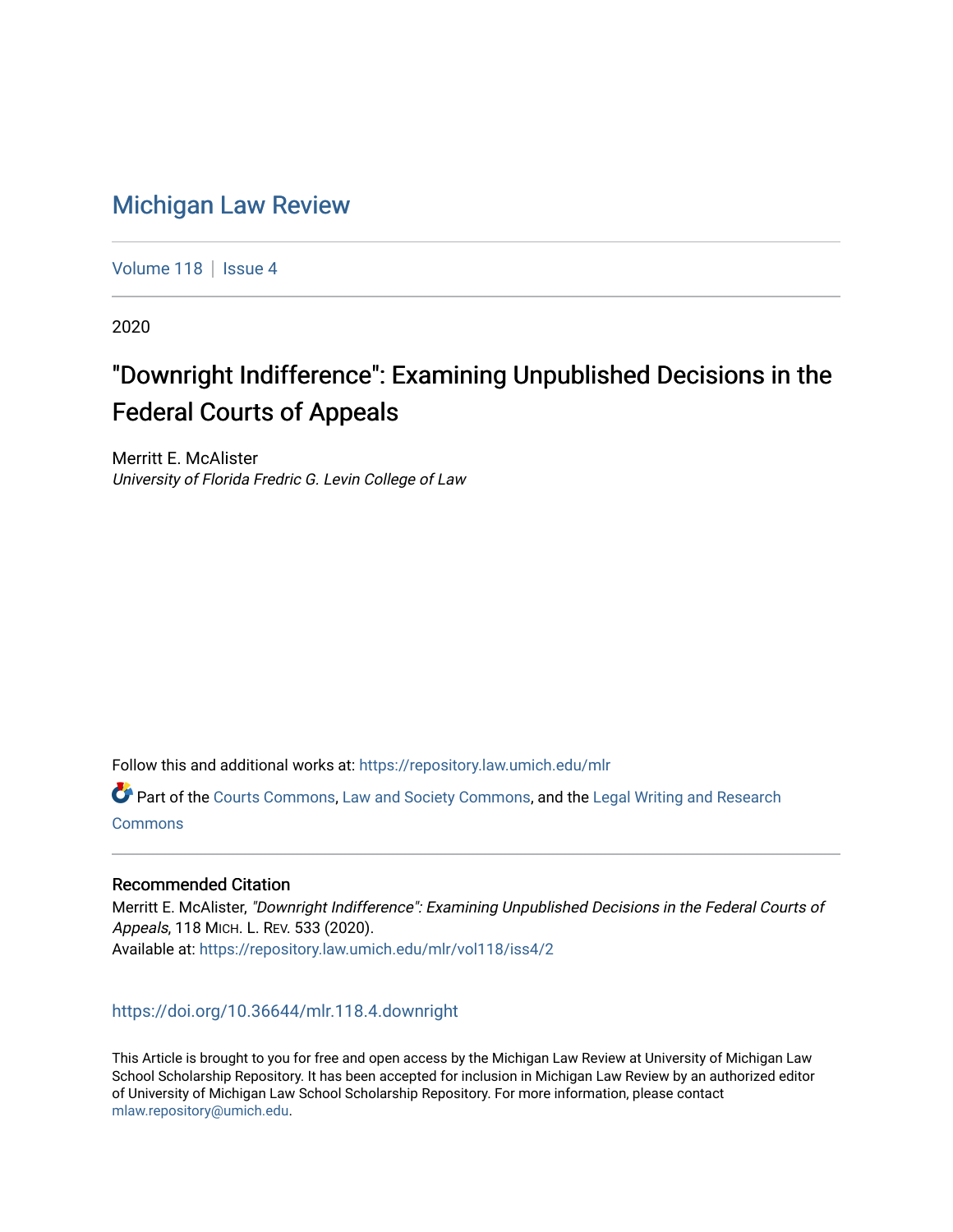# Michigan Law Review

Volume 118 | Issue 4

2020

## "Downright Indifference": Examining Unpublished Decisions in the Federal Courts of Appeals

Merritt E. McAlister
*University of Florida Fredric G. Levin College of Law*

Follow this and additional works at: https://repository.law.umich.edu/mlr

Part of the Courts Commons, Law and Society Commons, and the Legal Writing and Research Commons

### Recommended Citation

Merritt E. McAlister, *"Downright Indifference": Examining Unpublished Decisions in the Federal Courts of Appeals*, 118 MICH. L. REV. 533 (2020).
Available at: https://repository.law.umich.edu/mlr/vol118/iss4/2

https://doi.org/10.36644/mlr.118.4.downright

This Article is brought to you for free and open access by the Michigan Law Review at University of Michigan Law School Scholarship Repository. It has been accepted for inclusion in Michigan Law Review by an authorized editor of University of Michigan Law School Scholarship Repository. For more information, please contact mlaw.repository@umich.edu.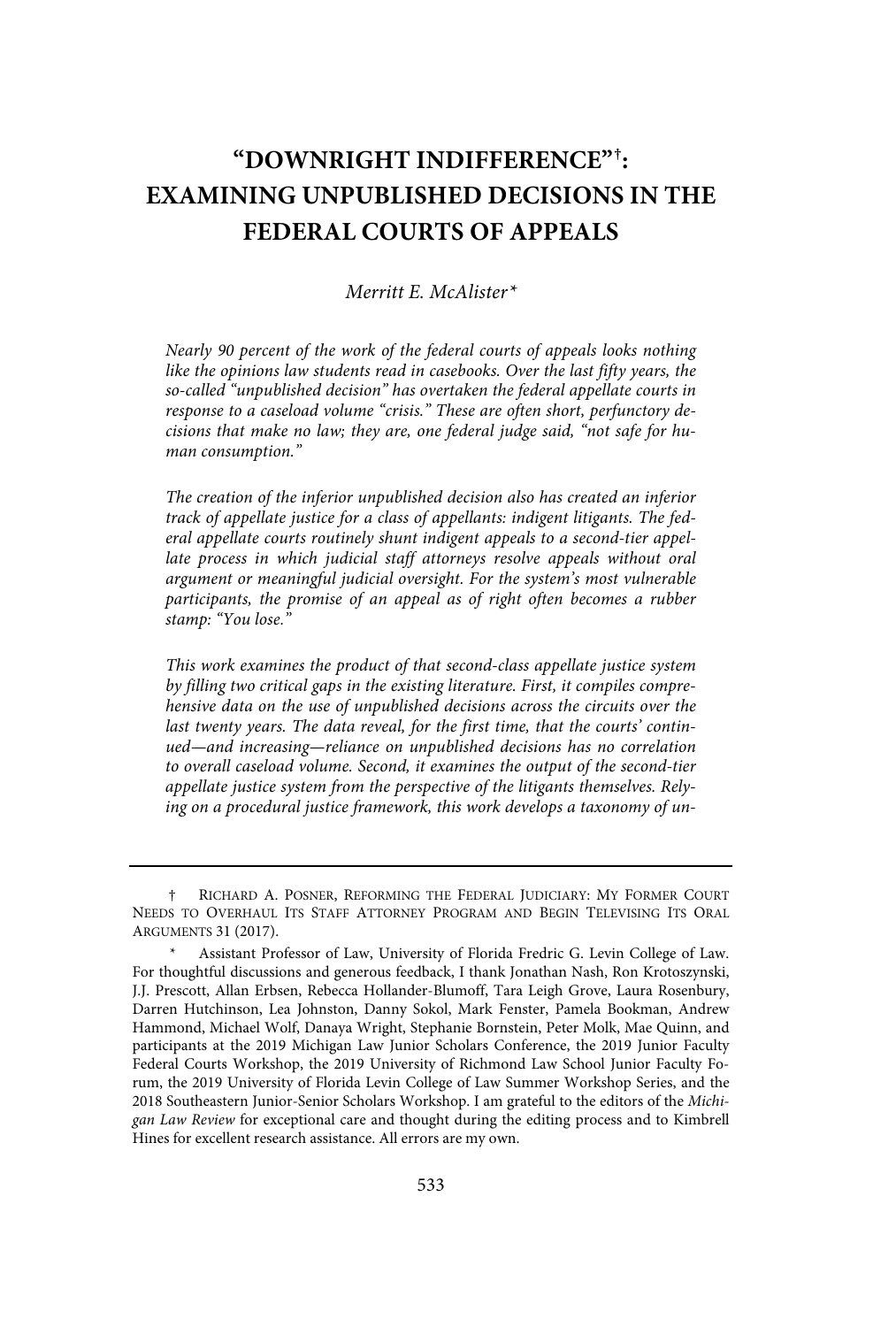# "DOWNRIGHT INDIFFERENCE"[†]: EXAMINING UNPUBLISHED DECISIONS IN THE FEDERAL COURTS OF APPEALS

*Merritt E. McAlister\**

*Nearly 90 percent of the work of the federal courts of appeals looks nothing like the opinions law students read in casebooks. Over the last fifty years, the so-called "unpublished decision" has overtaken the federal appellate courts in response to a caseload volume "crisis." These are often short, perfunctory decisions that make no law; they are, one federal judge said, "not safe for human consumption."*

*The creation of the inferior unpublished decision also has created an inferior track of appellate justice for a class of appellants: indigent litigants. The federal appellate courts routinely shunt indigent appeals to a second-tier appellate process in which judicial staff attorneys resolve appeals without oral argument or meaningful judicial oversight. For the system's most vulnerable participants, the promise of an appeal as of right often becomes a rubber stamp: "You lose."*

*This work examines the product of that second-class appellate justice system by filling two critical gaps in the existing literature. First, it compiles comprehensive data on the use of unpublished decisions across the circuits over the last twenty years. The data reveal, for the first time, that the courts' continued—and increasing—reliance on unpublished decisions has no correlation to overall caseload volume. Second, it examines the output of the second-tier appellate justice system from the perspective of the litigants themselves. Relying on a procedural justice framework, this work develops a taxonomy of un-*

---

† RICHARD A. POSNER, REFORMING THE FEDERAL JUDICIARY: MY FORMER COURT NEEDS TO OVERHAUL ITS STAFF ATTORNEY PROGRAM AND BEGIN TELEVISING ITS ORAL ARGUMENTS 31 (2017).

\* Assistant Professor of Law, University of Florida Fredric G. Levin College of Law. For thoughtful discussions and generous feedback, I thank Jonathan Nash, Ron Krotoszynski, J.J. Prescott, Allan Erbsen, Rebecca Hollander-Blumoff, Tara Leigh Grove, Laura Rosenbury, Darren Hutchinson, Lea Johnston, Danny Sokol, Mark Fenster, Pamela Bookman, Andrew Hammond, Michael Wolf, Danaya Wright, Stephanie Bornstein, Peter Molk, Mae Quinn, and participants at the 2019 Michigan Law Junior Scholars Conference, the 2019 Junior Faculty Federal Courts Workshop, the 2019 University of Richmond Law School Junior Faculty Forum, the 2019 University of Florida Levin College of Law Summer Workshop Series, and the 2018 Southeastern Junior-Senior Scholars Workshop. I am grateful to the editors of the *Michigan Law Review* for exceptional care and thought during the editing process and to Kimbrell Hines for excellent research assistance. All errors are my own.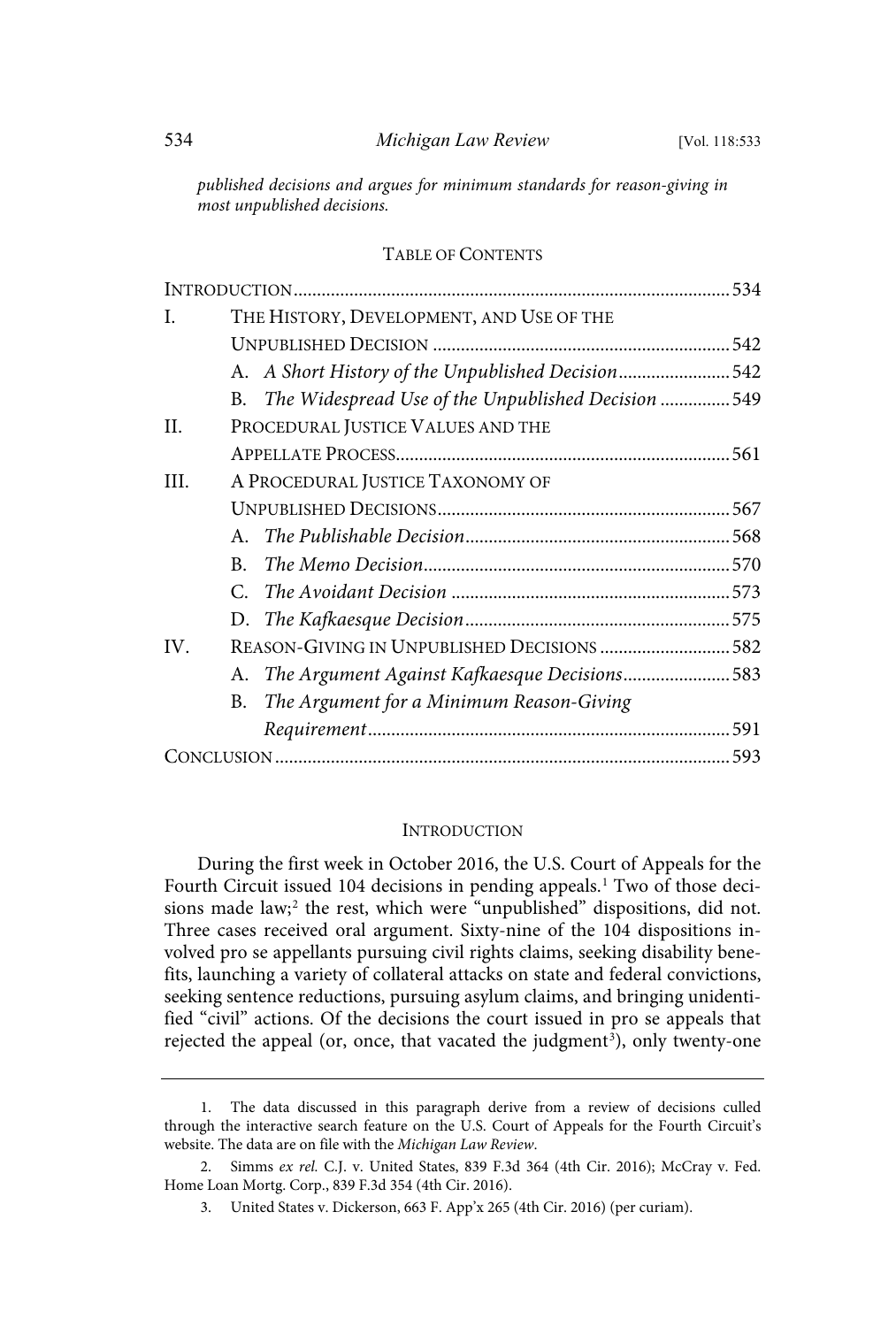*published decisions and argues for minimum standards for reason-giving in most unpublished decisions.*

TABLE OF CONTENTS

INTRODUCTION .......... 534
I. THE HISTORY, DEVELOPMENT, AND USE OF THE UNPUBLISHED DECISION .......... 542
  A. *A Short History of the Unpublished Decision* .......... 542
  B. *The Widespread Use of the Unpublished Decision* .......... 549
II. PROCEDURAL JUSTICE VALUES AND THE APPELLATE PROCESS .......... 561
III. A PROCEDURAL JUSTICE TAXONOMY OF UNPUBLISHED DECISIONS .......... 567
  A. *The Publishable Decision* .......... 568
  B. *The Memo Decision* .......... 570
  C. *The Avoidant Decision* .......... 573
  D. *The Kafkaesque Decision* .......... 575
IV. REASON-GIVING IN UNPUBLISHED DECISIONS .......... 582
  A. *The Argument Against Kafkaesque Decisions* .......... 583
  B. *The Argument for a Minimum Reason-Giving Requirement* .......... 591
CONCLUSION .......... 593

## INTRODUCTION

During the first week in October 2016, the U.S. Court of Appeals for the Fourth Circuit issued 104 decisions in pending appeals.[1] Two of those decisions made law;[2] the rest, which were "unpublished" dispositions, did not. Three cases received oral argument. Sixty-nine of the 104 dispositions involved pro se appellants pursuing civil rights claims, seeking disability benefits, launching a variety of collateral attacks on state and federal convictions, seeking sentence reductions, pursuing asylum claims, and bringing unidentified "civil" actions. Of the decisions the court issued in pro se appeals that rejected the appeal (or, once, that vacated the judgment[3]), only twenty-one

---

1. The data discussed in this paragraph derive from a review of decisions culled through the interactive search feature on the U.S. Court of Appeals for the Fourth Circuit's website. The data are on file with the *Michigan Law Review*.

2. Simms *ex rel.* C.J. v. United States, 839 F.3d 364 (4th Cir. 2016); McCray v. Fed. Home Loan Mortg. Corp., 839 F.3d 354 (4th Cir. 2016).

3. United States v. Dickerson, 663 F. App'x 265 (4th Cir. 2016) (per curiam).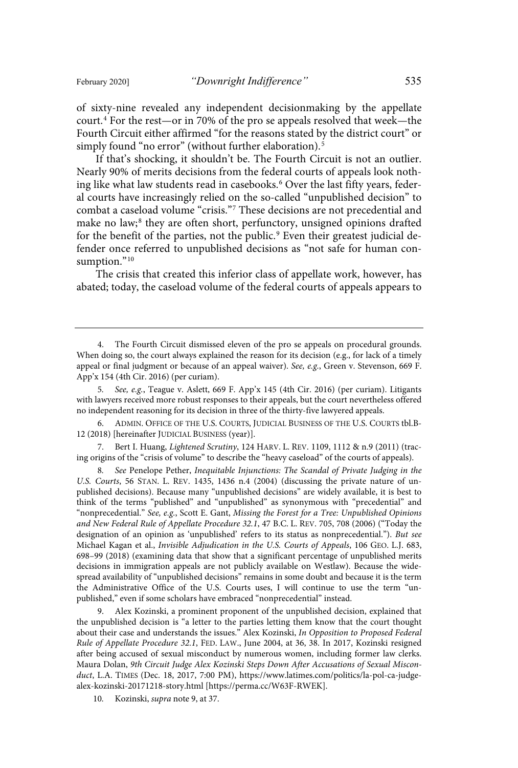of sixty-nine revealed any independent decisionmaking by the appellate court.[4] For the rest—or in 70% of the pro se appeals resolved that week—the Fourth Circuit either affirmed "for the reasons stated by the district court" or simply found "no error" (without further elaboration).[5]

If that's shocking, it shouldn't be. The Fourth Circuit is not an outlier. Nearly 90% of merits decisions from the federal courts of appeals look nothing like what law students read in casebooks.[6] Over the last fifty years, federal courts have increasingly relied on the so-called "unpublished decision" to combat a caseload volume "crisis."[7] These decisions are not precedential and make no law;[8] they are often short, perfunctory, unsigned opinions drafted for the benefit of the parties, not the public.[9] Even their greatest judicial defender once referred to unpublished decisions as "not safe for human consumption."[10]

The crisis that created this inferior class of appellate work, however, has abated; today, the caseload volume of the federal courts of appeals appears to

---

4. The Fourth Circuit dismissed eleven of the pro se appeals on procedural grounds. When doing so, the court always explained the reason for its decision (e.g., for lack of a timely appeal or final judgment or because of an appeal waiver). *See, e.g.*, Green v. Stevenson, 669 F. App'x 154 (4th Cir. 2016) (per curiam).

5. *See, e.g.*, Teague v. Aslett, 669 F. App'x 145 (4th Cir. 2016) (per curiam). Litigants with lawyers received more robust responses to their appeals, but the court nevertheless offered no independent reasoning for its decision in three of the thirty-five lawyered appeals.

6. ADMIN. OFFICE OF THE U.S. COURTS, JUDICIAL BUSINESS OF THE U.S. COURTS tbl.B-12 (2018) [hereinafter JUDICIAL BUSINESS (year)].

7. Bert I. Huang, *Lightened Scrutiny*, 124 HARV. L. REV. 1109, 1112 & n.9 (2011) (tracing origins of the "crisis of volume" to describe the "heavy caseload" of the courts of appeals).

8. *See* Penelope Pether, *Inequitable Injunctions: The Scandal of Private Judging in the U.S. Courts*, 56 STAN. L. REV. 1435, 1436 n.4 (2004) (discussing the private nature of unpublished decisions). Because many "unpublished decisions" are widely available, it is best to think of the terms "published" and "unpublished" as synonymous with "precedential" and "nonprecedential." *See, e.g.*, Scott E. Gant, *Missing the Forest for a Tree: Unpublished Opinions and New Federal Rule of Appellate Procedure 32.1*, 47 B.C. L. REV. 705, 708 (2006) ("Today the designation of an opinion as 'unpublished' refers to its status as nonprecedential."). *But see* Michael Kagan et al., *Invisible Adjudication in the U.S. Courts of Appeals*, 106 GEO. L.J. 683, 698–99 (2018) (examining data that show that a significant percentage of unpublished merits decisions in immigration appeals are not publicly available on Westlaw). Because the widespread availability of "unpublished decisions" remains in some doubt and because it is the term the Administrative Office of the U.S. Courts uses, I will continue to use the term "unpublished," even if some scholars have embraced "nonprecedential" instead.

9. Alex Kozinski, a prominent proponent of the unpublished decision, explained that the unpublished decision is "a letter to the parties letting them know that the court thought about their case and understands the issues." Alex Kozinski, *In Opposition to Proposed Federal Rule of Appellate Procedure 32.1*, FED. LAW., June 2004, at 36, 38. In 2017, Kozinski resigned after being accused of sexual misconduct by numerous women, including former law clerks. Maura Dolan, *9th Circuit Judge Alex Kozinski Steps Down After Accusations of Sexual Misconduct*, L.A. TIMES (Dec. 18, 2017, 7:00 PM), https://www.latimes.com/politics/la-pol-ca-judge-alex-kozinski-20171218-story.html [https://perma.cc/W63F-RWEK].

10. Kozinski, *supra* note 9, at 37.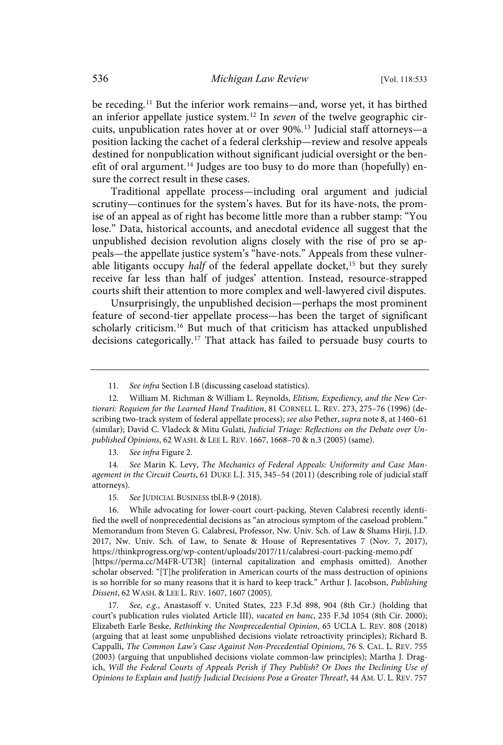be receding.[11] But the inferior work remains—and, worse yet, it has birthed an inferior appellate justice system.[12] In *seven* of the twelve geographic circuits, unpublication rates hover at or over 90%.[13] Judicial staff attorneys—a position lacking the cachet of a federal clerkship—review and resolve appeals destined for nonpublication without significant judicial oversight or the benefit of oral argument.[14] Judges are too busy to do more than (hopefully) ensure the correct result in these cases.

Traditional appellate process—including oral argument and judicial scrutiny—continues for the system's haves. But for its have-nots, the promise of an appeal as of right has become little more than a rubber stamp: "You lose." Data, historical accounts, and anecdotal evidence all suggest that the unpublished decision revolution aligns closely with the rise of pro se appeals—the appellate justice system's "have-nots." Appeals from these vulnerable litigants occupy *half* of the federal appellate docket,[15] but they surely receive far less than half of judges' attention. Instead, resource-strapped courts shift their attention to more complex and well-lawyered civil disputes.

Unsurprisingly, the unpublished decision—perhaps the most prominent feature of second-tier appellate process—has been the target of significant scholarly criticism.[16] But much of that criticism has attacked unpublished decisions categorically.[17] That attack has failed to persuade busy courts to

---

11. *See infra* Section I.B (discussing caseload statistics).

12. William M. Richman & William L. Reynolds, *Elitism, Expediency, and the New Certiorari: Requiem for the Learned Hand Tradition*, 81 CORNELL L. REV. 273, 275–76 (1996) (describing two-track system of federal appellate process); *see also* Pether, *supra* note 8, at 1460–61 (similar); David C. Vladeck & Mitu Gulati, *Judicial Triage: Reflections on the Debate over Unpublished Opinions*, 62 WASH. & LEE L. REV. 1667, 1668–70 & n.3 (2005) (same).

13. *See infra* Figure 2.

14. *See* Marin K. Levy, *The Mechanics of Federal Appeals: Uniformity and Case Management in the Circuit Courts*, 61 DUKE L.J. 315, 345–54 (2011) (describing role of judicial staff attorneys).

15. *See* JUDICIAL BUSINESS tbl.B-9 (2018).

16. While advocating for lower-court court-packing, Steven Calabresi recently identified the swell of nonprecedential decisions as "an atrocious symptom of the caseload problem." Memorandum from Steven G. Calabresi, Professor, Nw. Univ. Sch. of Law & Shams Hirji, J.D. 2017, Nw. Univ. Sch. of Law, to Senate & House of Representatives 7 (Nov. 7, 2017), https://thinkprogress.org/wp-content/uploads/2017/11/calabresi-court-packing-memo.pdf [https://perma.cc/M4FR-UT3R] (internal capitalization and emphasis omitted). Another scholar observed: "[T]he proliferation in American courts of the mass destruction of opinions is so horrible for so many reasons that it is hard to keep track." Arthur J. Jacobson, *Publishing Dissent*, 62 WASH. & LEE L. REV. 1607, 1607 (2005).

17. *See, e.g.*, Anastasoff v. United States, 223 F.3d 898, 904 (8th Cir.) (holding that court's publication rules violated Article III), *vacated en banc*, 235 F.3d 1054 (8th Cir. 2000); Elizabeth Earle Beske, *Rethinking the Nonprecedential Opinion*, 65 UCLA L. REV. 808 (2018) (arguing that at least some unpublished decisions violate retroactivity principles); Richard B. Cappalli, *The Common Law's Case Against Non-Precedential Opinions*, 76 S. CAL. L. REV. 755 (2003) (arguing that unpublished decisions violate common-law principles); Martha J. Dragich, *Will the Federal Courts of Appeals Perish if They Publish? Or Does the Declining Use of Opinions to Explain and Justify Judicial Decisions Pose a Greater Threat?*, 44 AM. U. L. REV. 757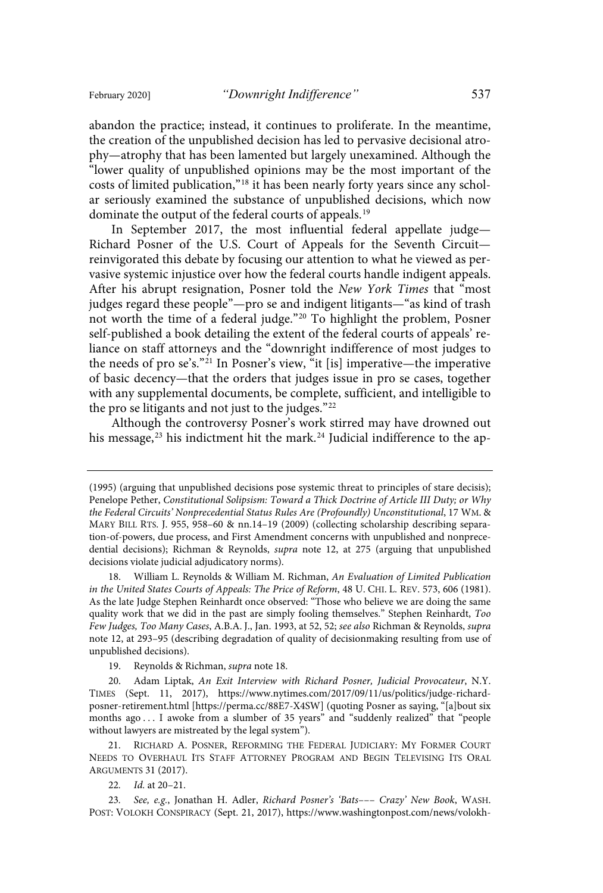abandon the practice; instead, it continues to proliferate. In the meantime, the creation of the unpublished decision has led to pervasive decisional atrophy—atrophy that has been lamented but largely unexamined. Although the "lower quality of unpublished opinions may be the most important of the costs of limited publication,"[18] it has been nearly forty years since any scholar seriously examined the substance of unpublished decisions, which now dominate the output of the federal courts of appeals.[19]

In September 2017, the most influential federal appellate judge—Richard Posner of the U.S. Court of Appeals for the Seventh Circuit—reinvigorated this debate by focusing our attention to what he viewed as pervasive systemic injustice over how the federal courts handle indigent appeals. After his abrupt resignation, Posner told the *New York Times* that "most judges regard these people"—pro se and indigent litigants—"as kind of trash not worth the time of a federal judge."[20] To highlight the problem, Posner self-published a book detailing the extent of the federal courts of appeals' reliance on staff attorneys and the "downright indifference of most judges to the needs of pro se's."[21] In Posner's view, "it [is] imperative—the imperative of basic decency—that the orders that judges issue in pro se cases, together with any supplemental documents, be complete, sufficient, and intelligible to the pro se litigants and not just to the judges."[22]

Although the controversy Posner's work stirred may have drowned out his message,[23] his indictment hit the mark.[24] Judicial indifference to the ap-

---

(1995) (arguing that unpublished decisions pose systemic threat to principles of stare decisis); Penelope Pether, *Constitutional Solipsism: Toward a Thick Doctrine of Article III Duty; or Why the Federal Circuits' Nonprecedential Status Rules Are (Profoundly) Unconstitutional*, 17 WM. & MARY BILL RTS. J. 955, 958–60 & nn.14–19 (2009) (collecting scholarship describing separation-of-powers, due process, and First Amendment concerns with unpublished and nonprecedential decisions); Richman & Reynolds, *supra* note 12, at 275 (arguing that unpublished decisions violate judicial adjudicatory norms).

18. William L. Reynolds & William M. Richman, *An Evaluation of Limited Publication in the United States Courts of Appeals: The Price of Reform*, 48 U. CHI. L. REV. 573, 606 (1981). As the late Judge Stephen Reinhardt once observed: "Those who believe we are doing the same quality work that we did in the past are simply fooling themselves." Stephen Reinhardt, *Too Few Judges, Too Many Cases*, A.B.A. J., Jan. 1993, at 52, 52; *see also* Richman & Reynolds, *supra* note 12, at 293–95 (describing degradation of quality of decisionmaking resulting from use of unpublished decisions).

19. Reynolds & Richman, *supra* note 18.

20. Adam Liptak, *An Exit Interview with Richard Posner, Judicial Provocateur*, N.Y. TIMES (Sept. 11, 2017), https://www.nytimes.com/2017/09/11/us/politics/judge-richard-posner-retirement.html [https://perma.cc/88E7-X4SW] (quoting Posner as saying, "[a]bout six months ago . . . I awoke from a slumber of 35 years" and "suddenly realized" that "people without lawyers are mistreated by the legal system").

21. RICHARD A. POSNER, REFORMING THE FEDERAL JUDICIARY: MY FORMER COURT NEEDS TO OVERHAUL ITS STAFF ATTORNEY PROGRAM AND BEGIN TELEVISING ITS ORAL ARGUMENTS 31 (2017).

22. *Id.* at 20–21.

23. *See, e.g.*, Jonathan H. Adler, *Richard Posner's 'Bats––– Crazy' New Book*, WASH. POST: VOLOKH CONSPIRACY (Sept. 21, 2017), https://www.washingtonpost.com/news/volokh-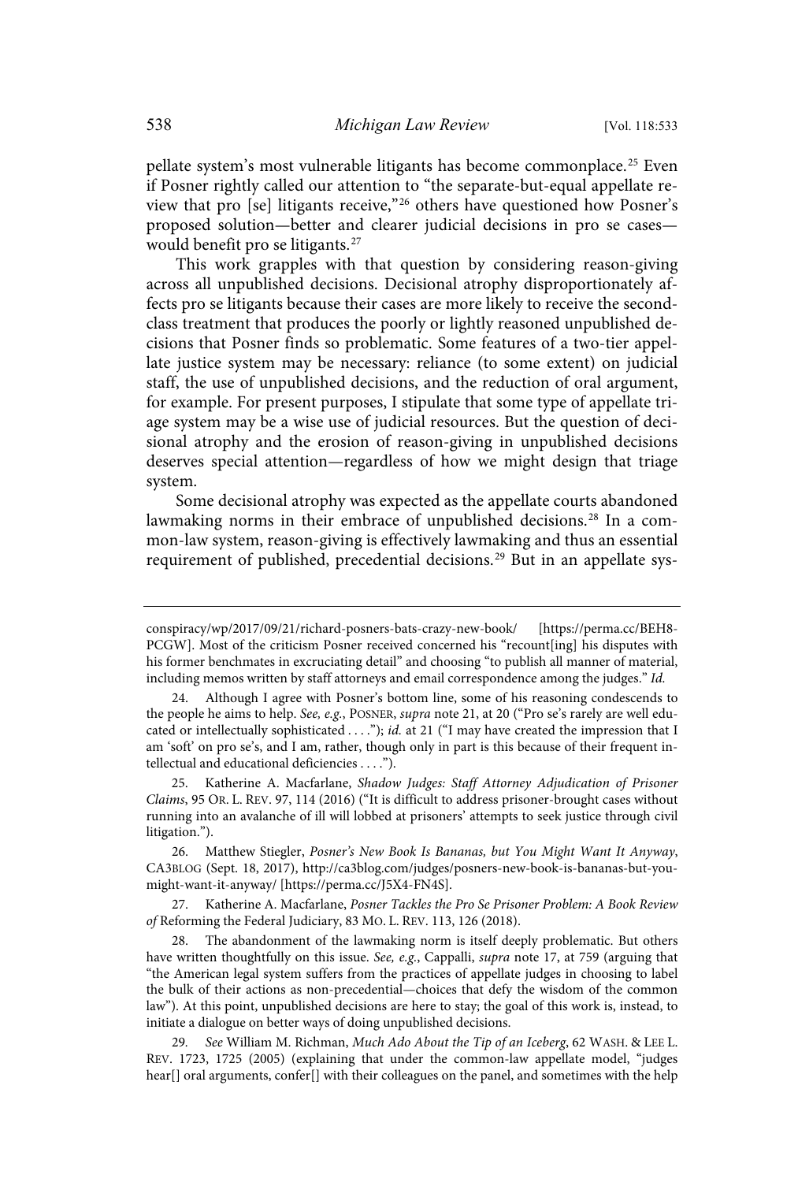pellate system's most vulnerable litigants has become commonplace.[25] Even if Posner rightly called our attention to "the separate-but-equal appellate review that pro [se] litigants receive,"[26] others have questioned how Posner's proposed solution—better and clearer judicial decisions in pro se cases—would benefit pro se litigants.[27]

This work grapples with that question by considering reason-giving across all unpublished decisions. Decisional atrophy disproportionately affects pro se litigants because their cases are more likely to receive the second-class treatment that produces the poorly or lightly reasoned unpublished decisions that Posner finds so problematic. Some features of a two-tier appellate justice system may be necessary: reliance (to some extent) on judicial staff, the use of unpublished decisions, and the reduction of oral argument, for example. For present purposes, I stipulate that some type of appellate triage system may be a wise use of judicial resources. But the question of decisional atrophy and the erosion of reason-giving in unpublished decisions deserves special attention—regardless of how we might design that triage system.

Some decisional atrophy was expected as the appellate courts abandoned lawmaking norms in their embrace of unpublished decisions.[28] In a common-law system, reason-giving is effectively lawmaking and thus an essential requirement of published, precedential decisions.[29] But in an appellate sys-

---

conspiracy/wp/2017/09/21/richard-posners-bats-crazy-new-book/ [https://perma.cc/BEH8-PCGW]. Most of the criticism Posner received concerned his "recount[ing] his disputes with his former benchmates in excruciating detail" and choosing "to publish all manner of material, including memos written by staff attorneys and email correspondence among the judges." *Id.*

24. Although I agree with Posner's bottom line, some of his reasoning condescends to the people he aims to help. *See, e.g.*, POSNER, *supra* note 21, at 20 ("Pro se's rarely are well educated or intellectually sophisticated . . . ."); *id.* at 21 ("I may have created the impression that I am 'soft' on pro se's, and I am, rather, though only in part is this because of their frequent intellectual and educational deficiencies . . . .").

25. Katherine A. Macfarlane, *Shadow Judges: Staff Attorney Adjudication of Prisoner Claims*, 95 OR. L. REV. 97, 114 (2016) ("It is difficult to address prisoner-brought cases without running into an avalanche of ill will lobbed at prisoners' attempts to seek justice through civil litigation.").

26. Matthew Stiegler, *Posner's New Book Is Bananas, but You Might Want It Anyway*, CA3BLOG (Sept. 18, 2017), http://ca3blog.com/judges/posners-new-book-is-bananas-but-you-might-want-it-anyway/ [https://perma.cc/J5X4-FN4S].

27. Katherine A. Macfarlane, *Posner Tackles the Pro Se Prisoner Problem: A Book Review of* Reforming the Federal Judiciary, 83 MO. L. REV. 113, 126 (2018).

28. The abandonment of the lawmaking norm is itself deeply problematic. But others have written thoughtfully on this issue. *See, e.g.*, Cappalli, *supra* note 17, at 759 (arguing that "the American legal system suffers from the practices of appellate judges in choosing to label the bulk of their actions as non-precedential—choices that defy the wisdom of the common law"). At this point, unpublished decisions are here to stay; the goal of this work is, instead, to initiate a dialogue on better ways of doing unpublished decisions.

29. *See* William M. Richman, *Much Ado About the Tip of an Iceberg*, 62 WASH. & LEE L. REV. 1723, 1725 (2005) (explaining that under the common-law appellate model, "judges hear[] oral arguments, confer[] with their colleagues on the panel, and sometimes with the help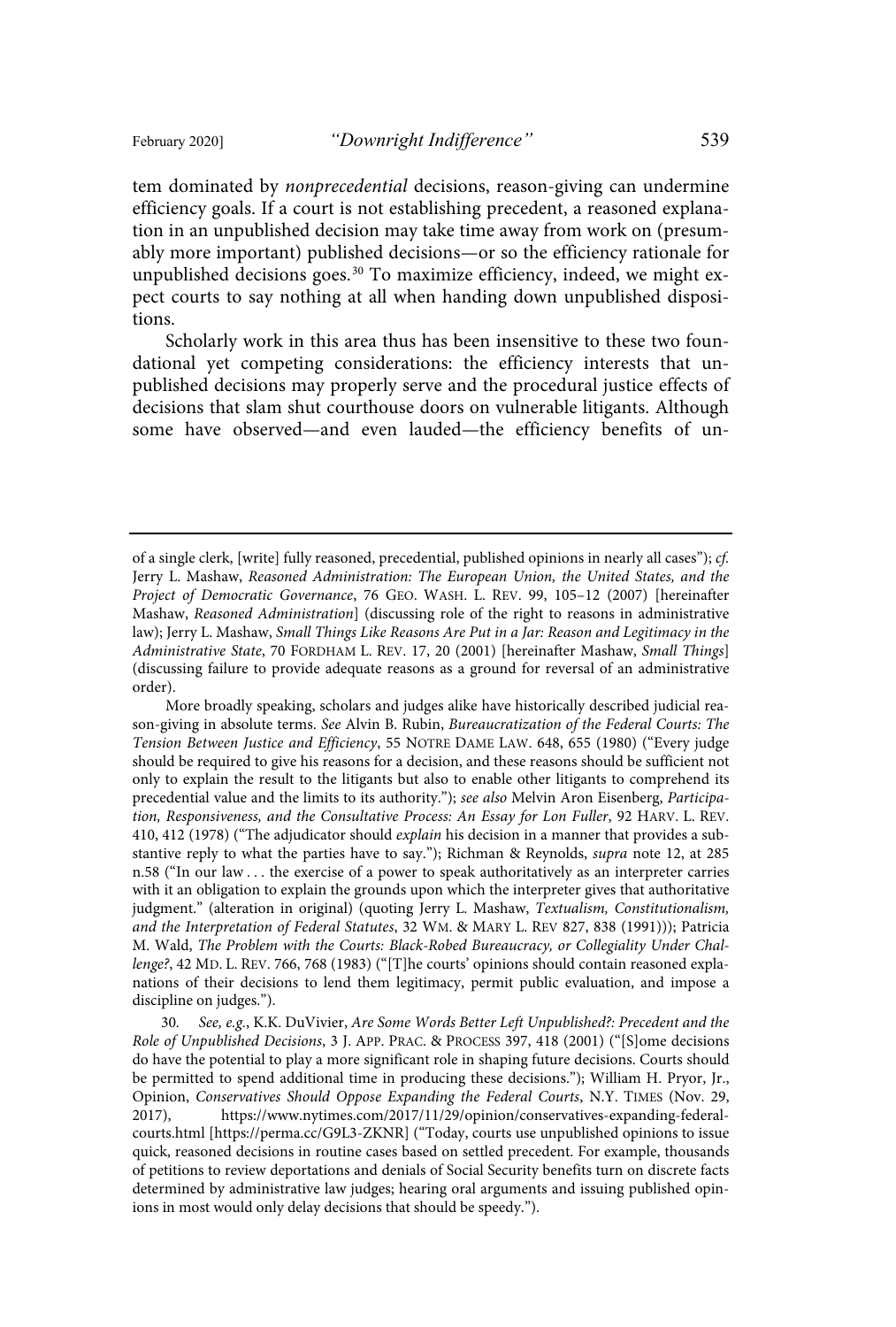tem dominated by *nonprecedential* decisions, reason-giving can undermine efficiency goals. If a court is not establishing precedent, a reasoned explanation in an unpublished decision may take time away from work on (presumably more important) published decisions—or so the efficiency rationale for unpublished decisions goes.[30] To maximize efficiency, indeed, we might expect courts to say nothing at all when handing down unpublished dispositions.

Scholarly work in this area thus has been insensitive to these two foundational yet competing considerations: the efficiency interests that unpublished decisions may properly serve and the procedural justice effects of decisions that slam shut courthouse doors on vulnerable litigants. Although some have observed—and even lauded—the efficiency benefits of un-

---

of a single clerk, [write] fully reasoned, precedential, published opinions in nearly all cases"); *cf.* Jerry L. Mashaw, *Reasoned Administration: The European Union, the United States, and the Project of Democratic Governance*, 76 GEO. WASH. L. REV. 99, 105–12 (2007) [hereinafter Mashaw, *Reasoned Administration*] (discussing role of the right to reasons in administrative law); Jerry L. Mashaw, *Small Things Like Reasons Are Put in a Jar: Reason and Legitimacy in the Administrative State*, 70 FORDHAM L. REV. 17, 20 (2001) [hereinafter Mashaw, *Small Things*] (discussing failure to provide adequate reasons as a ground for reversal of an administrative order).

More broadly speaking, scholars and judges alike have historically described judicial reason-giving in absolute terms. *See* Alvin B. Rubin, *Bureaucratization of the Federal Courts: The Tension Between Justice and Efficiency*, 55 NOTRE DAME LAW. 648, 655 (1980) ("Every judge should be required to give his reasons for a decision, and these reasons should be sufficient not only to explain the result to the litigants but also to enable other litigants to comprehend its precedential value and the limits to its authority."); *see also* Melvin Aron Eisenberg, *Participation, Responsiveness, and the Consultative Process: An Essay for Lon Fuller*, 92 HARV. L. REV. 410, 412 (1978) ("The adjudicator should *explain* his decision in a manner that provides a substantive reply to what the parties have to say."); Richman & Reynolds, *supra* note 12, at 285 n.58 ("In our law . . . the exercise of a power to speak authoritatively as an interpreter carries with it an obligation to explain the grounds upon which the interpreter gives that authoritative judgment." (alteration in original) (quoting Jerry L. Mashaw, *Textualism, Constitutionalism, and the Interpretation of Federal Statutes*, 32 WM. & MARY L. REV 827, 838 (1991))); Patricia M. Wald, *The Problem with the Courts: Black-Robed Bureaucracy, or Collegiality Under Challenge?*, 42 MD. L. REV. 766, 768 (1983) ("[T]he courts' opinions should contain reasoned explanations of their decisions to lend them legitimacy, permit public evaluation, and impose a discipline on judges.").

30. *See, e.g.*, K.K. DuVivier, *Are Some Words Better Left Unpublished?: Precedent and the Role of Unpublished Decisions*, 3 J. APP. PRAC. & PROCESS 397, 418 (2001) ("[S]ome decisions do have the potential to play a more significant role in shaping future decisions. Courts should be permitted to spend additional time in producing these decisions."); William H. Pryor, Jr., Opinion, *Conservatives Should Oppose Expanding the Federal Courts*, N.Y. TIMES (Nov. 29, 2017), https://www.nytimes.com/2017/11/29/opinion/conservatives-expanding-federal-courts.html [https://perma.cc/G9L3-ZKNR] ("Today, courts use unpublished opinions to issue quick, reasoned decisions in routine cases based on settled precedent. For example, thousands of petitions to review deportations and denials of Social Security benefits turn on discrete facts determined by administrative law judges; hearing oral arguments and issuing published opinions in most would only delay decisions that should be speedy.").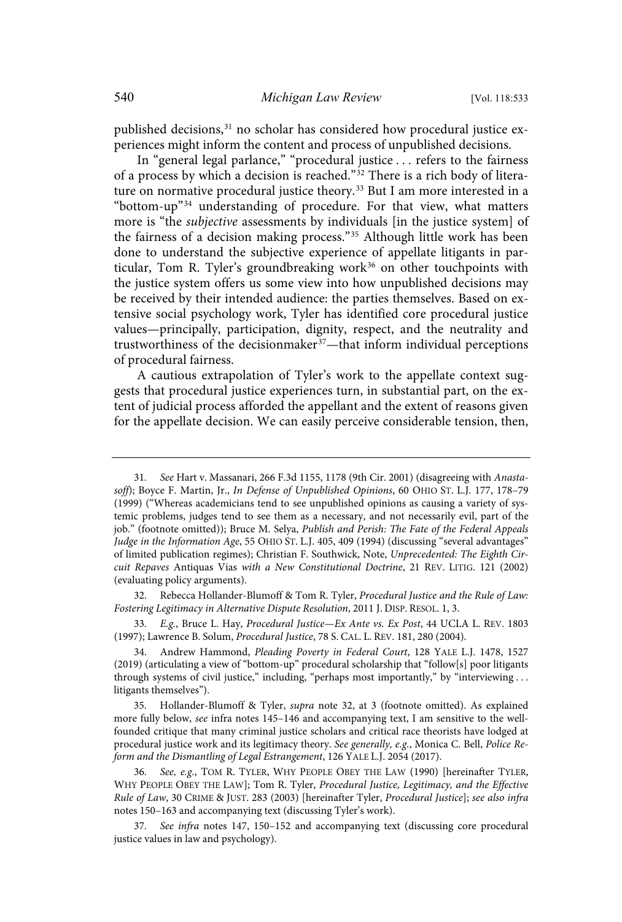published decisions,[31] no scholar has considered how procedural justice experiences might inform the content and process of unpublished decisions.

In "general legal parlance," "procedural justice . . . refers to the fairness of a process by which a decision is reached."[32] There is a rich body of literature on normative procedural justice theory.[33] But I am more interested in a "bottom-up"[34] understanding of procedure. For that view, what matters more is "the *subjective* assessments by individuals [in the justice system] of the fairness of a decision making process."[35] Although little work has been done to understand the subjective experience of appellate litigants in particular, Tom R. Tyler's groundbreaking work[36] on other touchpoints with the justice system offers us some view into how unpublished decisions may be received by their intended audience: the parties themselves. Based on extensive social psychology work, Tyler has identified core procedural justice values—principally, participation, dignity, respect, and the neutrality and trustworthiness of the decisionmaker[37]—that inform individual perceptions of procedural fairness.

A cautious extrapolation of Tyler's work to the appellate context suggests that procedural justice experiences turn, in substantial part, on the extent of judicial process afforded the appellant and the extent of reasons given for the appellate decision. We can easily perceive considerable tension, then,

---

31. *See* Hart v. Massanari, 266 F.3d 1155, 1178 (9th Cir. 2001) (disagreeing with *Anastasoff*); Boyce F. Martin, Jr., *In Defense of Unpublished Opinions*, 60 OHIO ST. L.J. 177, 178–79 (1999) ("Whereas academicians tend to see unpublished opinions as causing a variety of systemic problems, judges tend to see them as a necessary, and not necessarily evil, part of the job." (footnote omitted)); Bruce M. Selya, *Publish and Perish: The Fate of the Federal Appeals Judge in the Information Age*, 55 OHIO ST. L.J. 405, 409 (1994) (discussing "several advantages" of limited publication regimes); Christian F. Southwick, Note, *Unprecedented: The Eighth Circuit Repaves* Antiquas Vias *with a New Constitutional Doctrine*, 21 REV. LITIG. 121 (2002) (evaluating policy arguments).

32. Rebecca Hollander-Blumoff & Tom R. Tyler, *Procedural Justice and the Rule of Law: Fostering Legitimacy in Alternative Dispute Resolution*, 2011 J. DISP. RESOL. 1, 3.

33. *E.g.*, Bruce L. Hay, *Procedural Justice—Ex Ante vs. Ex Post*, 44 UCLA L. REV. 1803 (1997); Lawrence B. Solum, *Procedural Justice*, 78 S. CAL. L. REV. 181, 280 (2004).

34. Andrew Hammond, *Pleading Poverty in Federal Court*, 128 YALE L.J. 1478, 1527 (2019) (articulating a view of "bottom-up" procedural scholarship that "follow[s] poor litigants through systems of civil justice," including, "perhaps most importantly," by "interviewing . . . litigants themselves").

35. Hollander-Blumoff & Tyler, *supra* note 32, at 3 (footnote omitted). As explained more fully below, *see* infra notes 145–146 and accompanying text, I am sensitive to the well-founded critique that many criminal justice scholars and critical race theorists have lodged at procedural justice work and its legitimacy theory. *See generally, e.g.*, Monica C. Bell, *Police Reform and the Dismantling of Legal Estrangement*, 126 YALE L.J. 2054 (2017).

36. *See, e.g.*, TOM R. TYLER, WHY PEOPLE OBEY THE LAW (1990) [hereinafter TYLER, WHY PEOPLE OBEY THE LAW]; Tom R. Tyler, *Procedural Justice, Legitimacy, and the Effective Rule of Law*, 30 CRIME & JUST. 283 (2003) [hereinafter Tyler, *Procedural Justice*]; *see also infra* notes 150–163 and accompanying text (discussing Tyler's work).

37. *See infra* notes 147, 150–152 and accompanying text (discussing core procedural justice values in law and psychology).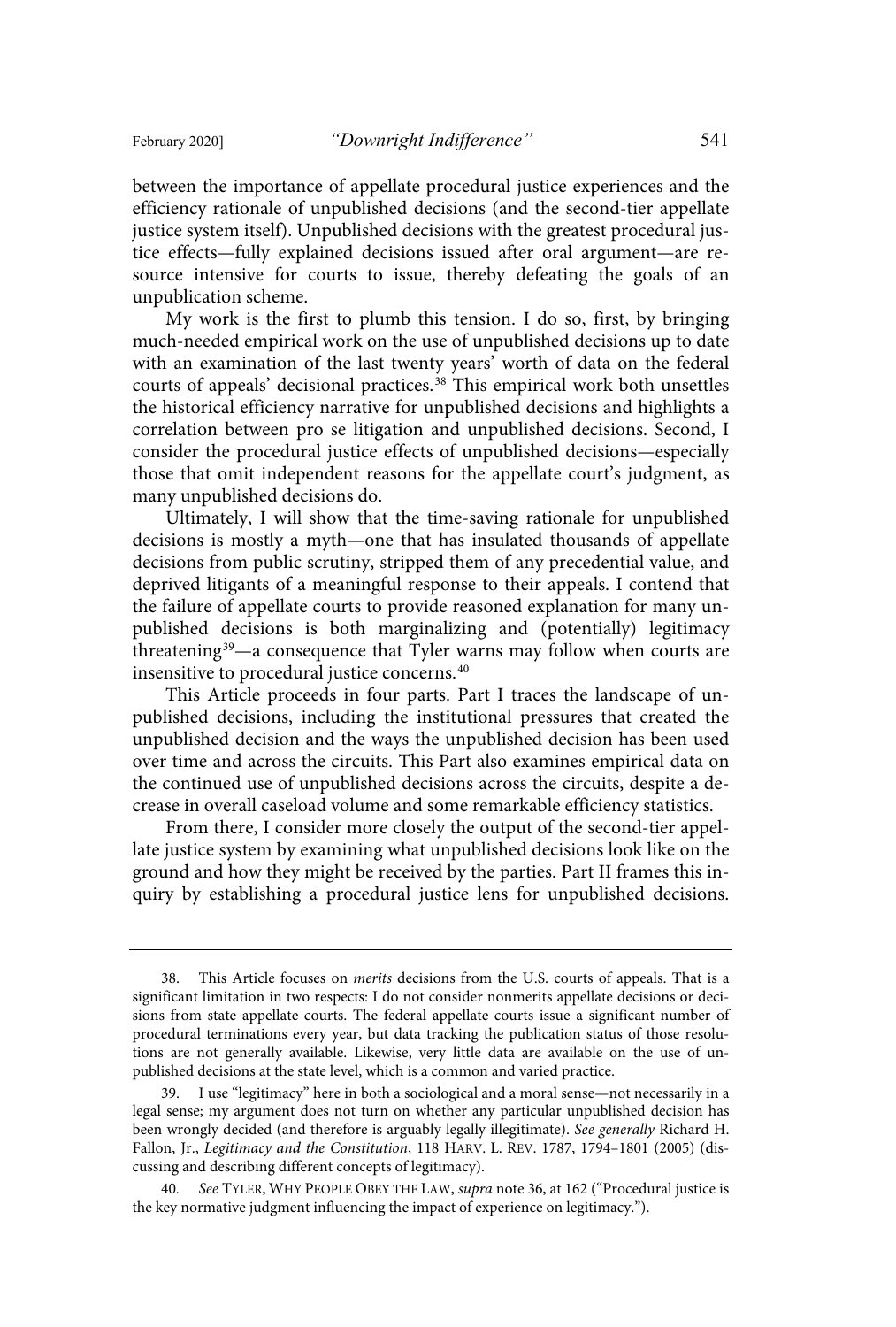between the importance of appellate procedural justice experiences and the efficiency rationale of unpublished decisions (and the second-tier appellate justice system itself). Unpublished decisions with the greatest procedural justice effects—fully explained decisions issued after oral argument—are resource intensive for courts to issue, thereby defeating the goals of an unpublication scheme.

My work is the first to plumb this tension. I do so, first, by bringing much-needed empirical work on the use of unpublished decisions up to date with an examination of the last twenty years' worth of data on the federal courts of appeals' decisional practices.[38] This empirical work both unsettles the historical efficiency narrative for unpublished decisions and highlights a correlation between pro se litigation and unpublished decisions. Second, I consider the procedural justice effects of unpublished decisions—especially those that omit independent reasons for the appellate court's judgment, as many unpublished decisions do.

Ultimately, I will show that the time-saving rationale for unpublished decisions is mostly a myth—one that has insulated thousands of appellate decisions from public scrutiny, stripped them of any precedential value, and deprived litigants of a meaningful response to their appeals. I contend that the failure of appellate courts to provide reasoned explanation for many unpublished decisions is both marginalizing and (potentially) legitimacy threatening[39]—a consequence that Tyler warns may follow when courts are insensitive to procedural justice concerns.[40]

This Article proceeds in four parts. Part I traces the landscape of unpublished decisions, including the institutional pressures that created the unpublished decision and the ways the unpublished decision has been used over time and across the circuits. This Part also examines empirical data on the continued use of unpublished decisions across the circuits, despite a decrease in overall caseload volume and some remarkable efficiency statistics.

From there, I consider more closely the output of the second-tier appellate justice system by examining what unpublished decisions look like on the ground and how they might be received by the parties. Part II frames this inquiry by establishing a procedural justice lens for unpublished decisions.

---

38. This Article focuses on *merits* decisions from the U.S. courts of appeals. That is a significant limitation in two respects: I do not consider nonmerits appellate decisions or decisions from state appellate courts. The federal appellate courts issue a significant number of procedural terminations every year, but data tracking the publication status of those resolutions are not generally available. Likewise, very little data are available on the use of unpublished decisions at the state level, which is a common and varied practice.

39. I use "legitimacy" here in both a sociological and a moral sense—not necessarily in a legal sense; my argument does not turn on whether any particular unpublished decision has been wrongly decided (and therefore is arguably legally illegitimate). *See generally* Richard H. Fallon, Jr., *Legitimacy and the Constitution*, 118 HARV. L. REV. 1787, 1794–1801 (2005) (discussing and describing different concepts of legitimacy).

40. *See* TYLER, WHY PEOPLE OBEY THE LAW, *supra* note 36, at 162 ("Procedural justice is the key normative judgment influencing the impact of experience on legitimacy.").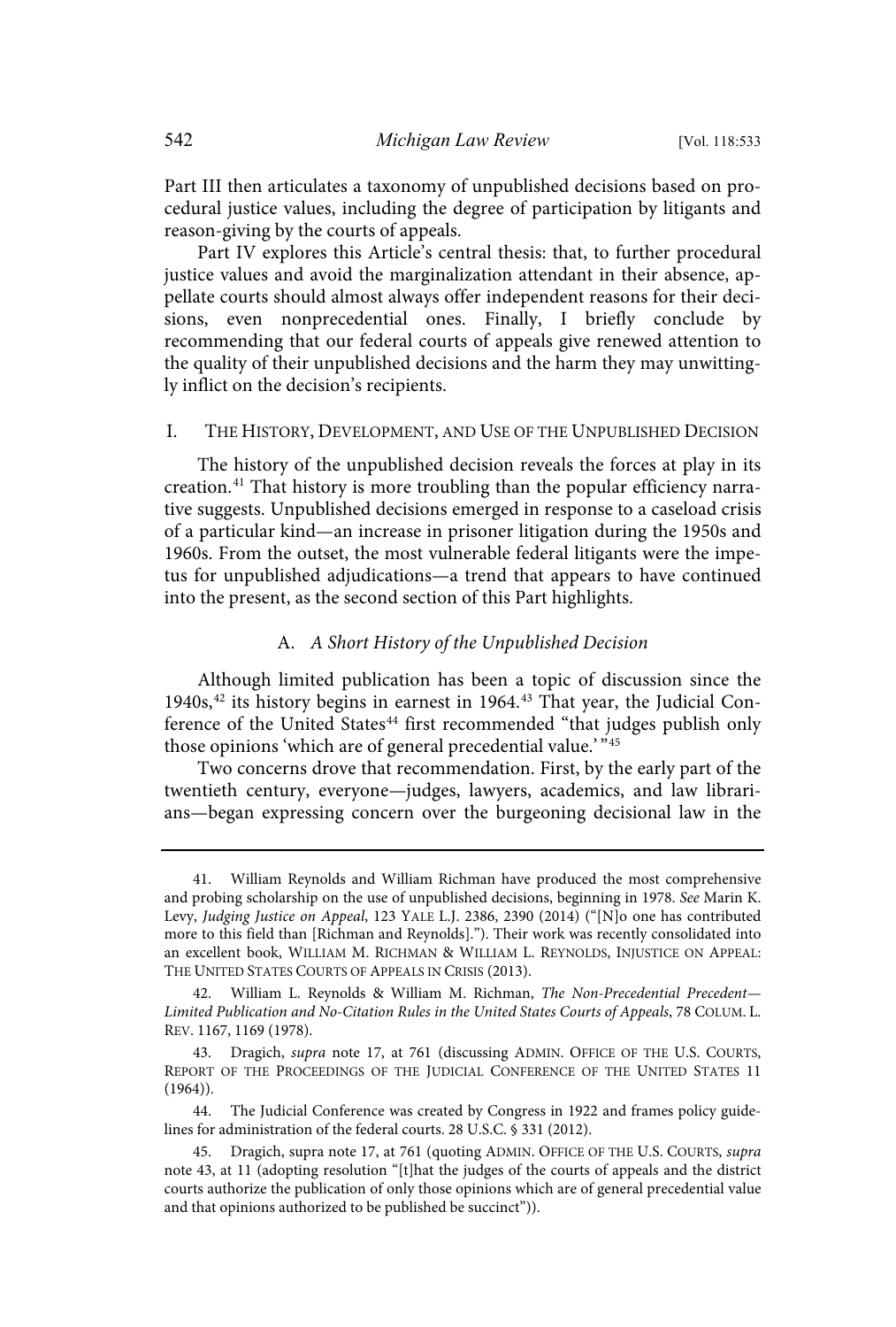Part III then articulates a taxonomy of unpublished decisions based on procedural justice values, including the degree of participation by litigants and reason-giving by the courts of appeals.

Part IV explores this Article's central thesis: that, to further procedural justice values and avoid the marginalization attendant in their absence, appellate courts should almost always offer independent reasons for their decisions, even nonprecedential ones. Finally, I briefly conclude by recommending that our federal courts of appeals give renewed attention to the quality of their unpublished decisions and the harm they may unwittingly inflict on the decision's recipients.

## I. THE HISTORY, DEVELOPMENT, AND USE OF THE UNPUBLISHED DECISION

The history of the unpublished decision reveals the forces at play in its creation.[41] That history is more troubling than the popular efficiency narrative suggests. Unpublished decisions emerged in response to a caseload crisis of a particular kind—an increase in prisoner litigation during the 1950s and 1960s. From the outset, the most vulnerable federal litigants were the impetus for unpublished adjudications—a trend that appears to have continued into the present, as the second section of this Part highlights.

### A. *A Short History of the Unpublished Decision*

Although limited publication has been a topic of discussion since the 1940s,[42] its history begins in earnest in 1964.[43] That year, the Judicial Conference of the United States[44] first recommended "that judges publish only those opinions 'which are of general precedential value.' "[45]

Two concerns drove that recommendation. First, by the early part of the twentieth century, everyone—judges, lawyers, academics, and law librarians—began expressing concern over the burgeoning decisional law in the

---

41. William Reynolds and William Richman have produced the most comprehensive and probing scholarship on the use of unpublished decisions, beginning in 1978. *See* Marin K. Levy, *Judging Justice on Appeal*, 123 YALE L.J. 2386, 2390 (2014) ("[N]o one has contributed more to this field than [Richman and Reynolds]."). Their work was recently consolidated into an excellent book, WILLIAM M. RICHMAN & WILLIAM L. REYNOLDS, INJUSTICE ON APPEAL: THE UNITED STATES COURTS OF APPEALS IN CRISIS (2013).

42. William L. Reynolds & William M. Richman, *The Non-Precedential Precedent—Limited Publication and No-Citation Rules in the United States Courts of Appeals*, 78 COLUM. L. REV. 1167, 1169 (1978).

43. Dragich, *supra* note 17, at 761 (discussing ADMIN. OFFICE OF THE U.S. COURTS, REPORT OF THE PROCEEDINGS OF THE JUDICIAL CONFERENCE OF THE UNITED STATES 11 (1964)).

44. The Judicial Conference was created by Congress in 1922 and frames policy guidelines for administration of the federal courts. 28 U.S.C. § 331 (2012).

45. Dragich, supra note 17, at 761 (quoting ADMIN. OFFICE OF THE U.S. COURTS, *supra* note 43, at 11 (adopting resolution "[t]hat the judges of the courts of appeals and the district courts authorize the publication of only those opinions which are of general precedential value and that opinions authorized to be published be succinct")).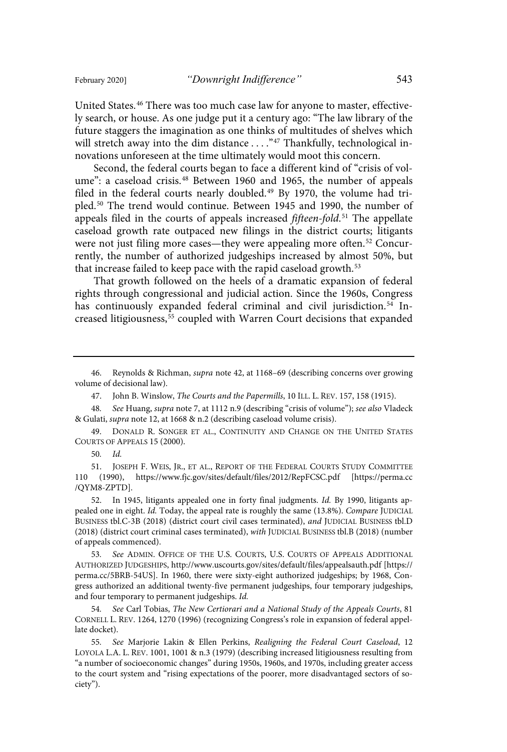United States.[46] There was too much case law for anyone to master, effectively search, or house. As one judge put it a century ago: "The law library of the future staggers the imagination as one thinks of multitudes of shelves which will stretch away into the dim distance . . . ."[47] Thankfully, technological innovations unforeseen at the time ultimately would moot this concern.

Second, the federal courts began to face a different kind of "crisis of volume": a caseload crisis.[48] Between 1960 and 1965, the number of appeals filed in the federal courts nearly doubled.[49] By 1970, the volume had tripled.[50] The trend would continue. Between 1945 and 1990, the number of appeals filed in the courts of appeals increased *fifteen-fold*.[51] The appellate caseload growth rate outpaced new filings in the district courts; litigants were not just filing more cases—they were appealing more often.[52] Concurrently, the number of authorized judgeships increased by almost 50%, but that increase failed to keep pace with the rapid caseload growth.[53]

That growth followed on the heels of a dramatic expansion of federal rights through congressional and judicial action. Since the 1960s, Congress has continuously expanded federal criminal and civil jurisdiction.[54] Increased litigiousness,[55] coupled with Warren Court decisions that expanded

---

46. Reynolds & Richman, *supra* note 42, at 1168–69 (describing concerns over growing volume of decisional law).

47. John B. Winslow, *The Courts and the Papermills*, 10 ILL. L. REV. 157, 158 (1915).

48. *See* Huang, *supra* note 7, at 1112 n.9 (describing "crisis of volume"); *see also* Vladeck & Gulati, *supra* note 12, at 1668 & n.2 (describing caseload volume crisis).

49. DONALD R. SONGER ET AL., CONTINUITY AND CHANGE ON THE UNITED STATES COURTS OF APPEALS 15 (2000).

50. *Id.*

51. JOSEPH F. WEIS, JR., ET AL., REPORT OF THE FEDERAL COURTS STUDY COMMITTEE 110 (1990), https://www.fjc.gov/sites/default/files/2012/RepFCSC.pdf [https://perma.cc/QYM8-ZPTD].

52. In 1945, litigants appealed one in forty final judgments. *Id.* By 1990, litigants appealed one in eight. *Id.* Today, the appeal rate is roughly the same (13.8%). *Compare* JUDICIAL BUSINESS tbl.C-3B (2018) (district court civil cases terminated), *and* JUDICIAL BUSINESS tbl.D (2018) (district court criminal cases terminated), *with* JUDICIAL BUSINESS tbl.B (2018) (number of appeals commenced).

53. *See* ADMIN. OFFICE OF THE U.S. COURTS, U.S. COURTS OF APPEALS ADDITIONAL AUTHORIZED JUDGESHIPS, http://www.uscourts.gov/sites/default/files/appealsauth.pdf [https://perma.cc/5BRB-54US]. In 1960, there were sixty-eight authorized judgeships; by 1968, Congress authorized an additional twenty-five permanent judgeships, four temporary judgeships, and four temporary to permanent judgeships. *Id.*

54. *See* Carl Tobias, *The New Certiorari and a National Study of the Appeals Courts*, 81 CORNELL L. REV. 1264, 1270 (1996) (recognizing Congress's role in expansion of federal appellate docket).

55. *See* Marjorie Lakin & Ellen Perkins, *Realigning the Federal Court Caseload*, 12 LOYOLA L.A. L. REV. 1001, 1001 & n.3 (1979) (describing increased litigiousness resulting from "a number of socioeconomic changes" during 1950s, 1960s, and 1970s, including greater access to the court system and "rising expectations of the poorer, more disadvantaged sectors of society").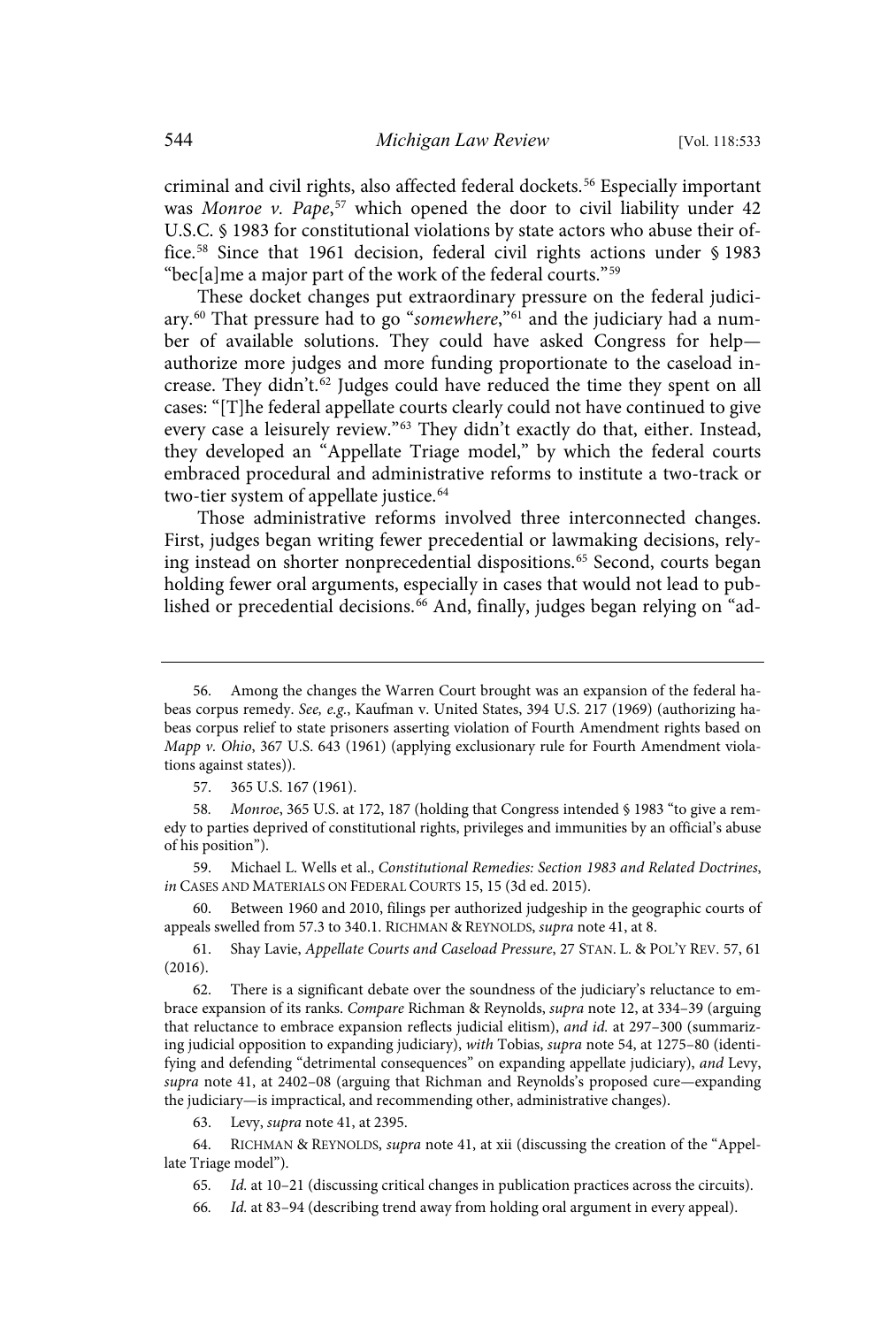criminal and civil rights, also affected federal dockets.[56] Especially important was *Monroe v. Pape*,[57] which opened the door to civil liability under 42 U.S.C. § 1983 for constitutional violations by state actors who abuse their office.[58] Since that 1961 decision, federal civil rights actions under § 1983 "bec[a]me a major part of the work of the federal courts."[59]

These docket changes put extraordinary pressure on the federal judiciary.[60] That pressure had to go "*somewhere*,"[61] and the judiciary had a number of available solutions. They could have asked Congress for help—authorize more judges and more funding proportionate to the caseload increase. They didn't.[62] Judges could have reduced the time they spent on all cases: "[T]he federal appellate courts clearly could not have continued to give every case a leisurely review."[63] They didn't exactly do that, either. Instead, they developed an "Appellate Triage model," by which the federal courts embraced procedural and administrative reforms to institute a two-track or two-tier system of appellate justice.[64]

Those administrative reforms involved three interconnected changes. First, judges began writing fewer precedential or lawmaking decisions, relying instead on shorter nonprecedential dispositions.[65] Second, courts began holding fewer oral arguments, especially in cases that would not lead to published or precedential decisions.[66] And, finally, judges began relying on "ad-

---

56. Among the changes the Warren Court brought was an expansion of the federal habeas corpus remedy. *See, e.g.*, Kaufman v. United States, 394 U.S. 217 (1969) (authorizing habeas corpus relief to state prisoners asserting violation of Fourth Amendment rights based on *Mapp v. Ohio*, 367 U.S. 643 (1961) (applying exclusionary rule for Fourth Amendment violations against states)).

57. 365 U.S. 167 (1961).

58. *Monroe*, 365 U.S. at 172, 187 (holding that Congress intended § 1983 "to give a remedy to parties deprived of constitutional rights, privileges and immunities by an official's abuse of his position").

59. Michael L. Wells et al., *Constitutional Remedies: Section 1983 and Related Doctrines*, *in* CASES AND MATERIALS ON FEDERAL COURTS 15, 15 (3d ed. 2015).

60. Between 1960 and 2010, filings per authorized judgeship in the geographic courts of appeals swelled from 57.3 to 340.1. RICHMAN & REYNOLDS, *supra* note 41, at 8.

61. Shay Lavie, *Appellate Courts and Caseload Pressure*, 27 STAN. L. & POL'Y REV. 57, 61 (2016).

62. There is a significant debate over the soundness of the judiciary's reluctance to embrace expansion of its ranks. *Compare* Richman & Reynolds, *supra* note 12, at 334–39 (arguing that reluctance to embrace expansion reflects judicial elitism), *and id.* at 297–300 (summarizing judicial opposition to expanding judiciary), *with* Tobias, *supra* note 54, at 1275–80 (identifying and defending "detrimental consequences" on expanding appellate judiciary), *and* Levy, *supra* note 41, at 2402–08 (arguing that Richman and Reynolds's proposed cure—expanding the judiciary—is impractical, and recommending other, administrative changes).

63. Levy, *supra* note 41, at 2395.

64. RICHMAN & REYNOLDS, *supra* note 41, at xii (discussing the creation of the "Appellate Triage model").

65. *Id.* at 10–21 (discussing critical changes in publication practices across the circuits).

66. *Id.* at 83–94 (describing trend away from holding oral argument in every appeal).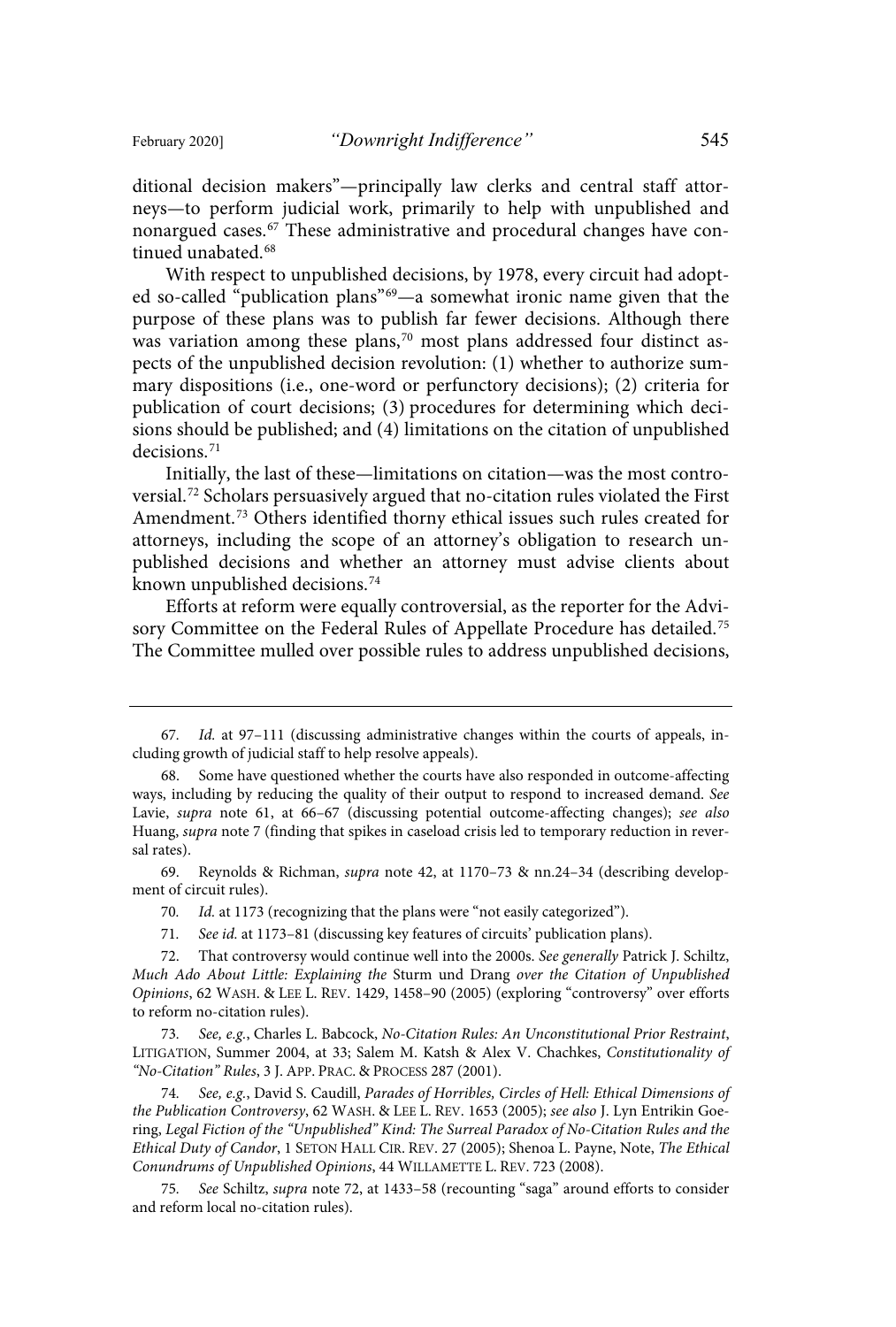ditional decision makers"—principally law clerks and central staff attorneys—to perform judicial work, primarily to help with unpublished and nonargued cases.[67] These administrative and procedural changes have continued unabated.[68]

With respect to unpublished decisions, by 1978, every circuit had adopted so-called "publication plans"[69]—a somewhat ironic name given that the purpose of these plans was to publish far fewer decisions. Although there was variation among these plans,[70] most plans addressed four distinct aspects of the unpublished decision revolution: (1) whether to authorize summary dispositions (i.e., one-word or perfunctory decisions); (2) criteria for publication of court decisions; (3) procedures for determining which decisions should be published; and (4) limitations on the citation of unpublished decisions.[71]

Initially, the last of these—limitations on citation—was the most controversial.[72] Scholars persuasively argued that no-citation rules violated the First Amendment.[73] Others identified thorny ethical issues such rules created for attorneys, including the scope of an attorney's obligation to research unpublished decisions and whether an attorney must advise clients about known unpublished decisions.[74]

Efforts at reform were equally controversial, as the reporter for the Advisory Committee on the Federal Rules of Appellate Procedure has detailed.[75] The Committee mulled over possible rules to address unpublished decisions,

---

67. *Id.* at 97–111 (discussing administrative changes within the courts of appeals, including growth of judicial staff to help resolve appeals).

68. Some have questioned whether the courts have also responded in outcome-affecting ways, including by reducing the quality of their output to respond to increased demand. *See* Lavie, *supra* note 61, at 66–67 (discussing potential outcome-affecting changes); *see also* Huang, *supra* note 7 (finding that spikes in caseload crisis led to temporary reduction in reversal rates).

69. Reynolds & Richman, *supra* note 42, at 1170–73 & nn.24–34 (describing development of circuit rules).

70. *Id.* at 1173 (recognizing that the plans were "not easily categorized").

71. *See id.* at 1173–81 (discussing key features of circuits' publication plans).

72. That controversy would continue well into the 2000s. *See generally* Patrick J. Schiltz, *Much Ado About Little: Explaining the* Sturm und Drang *over the Citation of Unpublished Opinions*, 62 WASH. & LEE L. REV. 1429, 1458–90 (2005) (exploring "controversy" over efforts to reform no-citation rules).

73. *See, e.g.*, Charles L. Babcock, *No-Citation Rules: An Unconstitutional Prior Restraint*, LITIGATION, Summer 2004, at 33; Salem M. Katsh & Alex V. Chachkes, *Constitutionality of "No-Citation" Rules*, 3 J. APP. PRAC. & PROCESS 287 (2001).

74. *See, e.g.*, David S. Caudill, *Parades of Horribles, Circles of Hell: Ethical Dimensions of the Publication Controversy*, 62 WASH. & LEE L. REV. 1653 (2005); *see also* J. Lyn Entrikin Goering, *Legal Fiction of the "Unpublished" Kind: The Surreal Paradox of No-Citation Rules and the Ethical Duty of Candor*, 1 SETON HALL CIR. REV. 27 (2005); Shenoa L. Payne, Note, *The Ethical Conundrums of Unpublished Opinions*, 44 WILLAMETTE L. REV. 723 (2008).

75. *See* Schiltz, *supra* note 72, at 1433–58 (recounting "saga" around efforts to consider and reform local no-citation rules).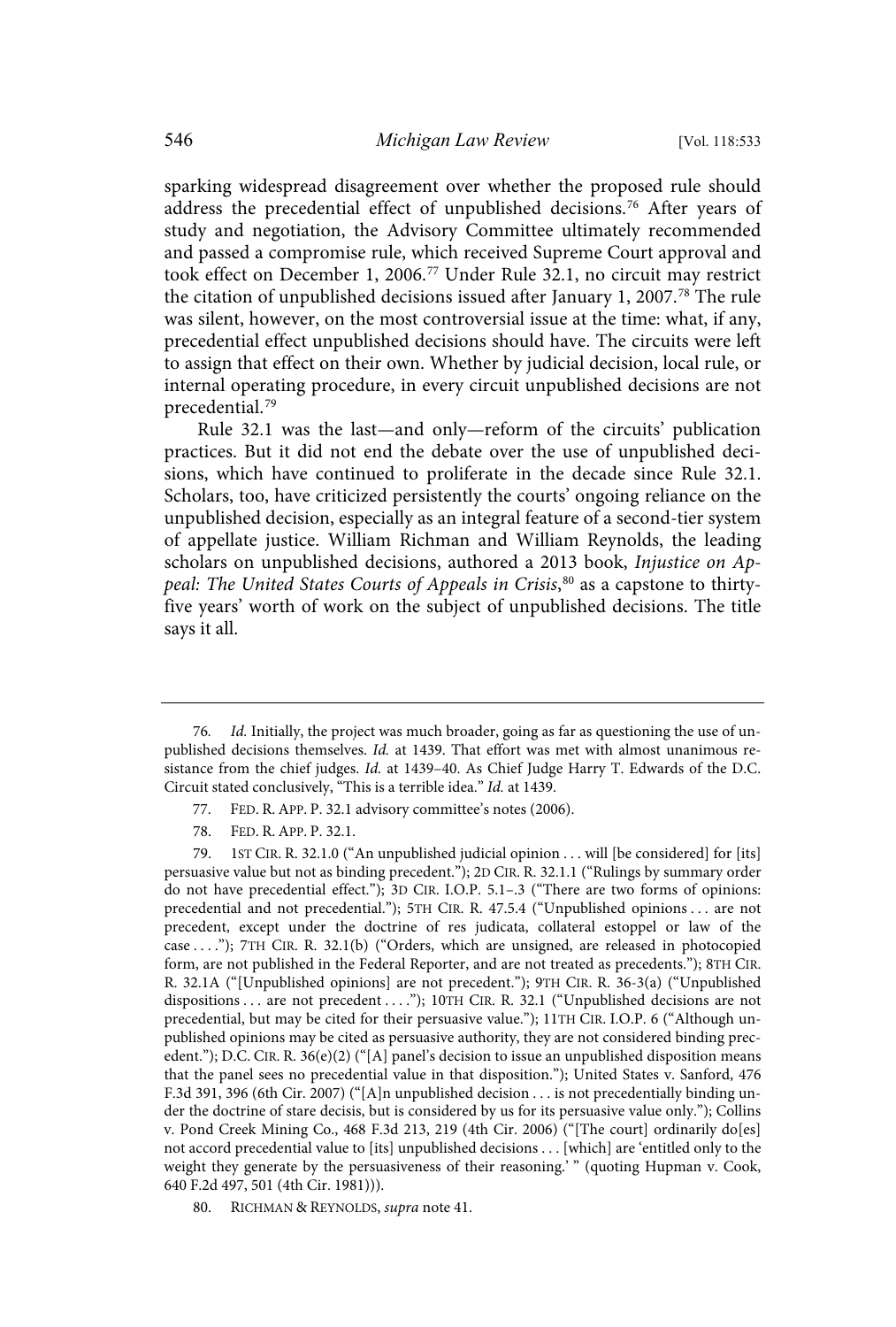sparking widespread disagreement over whether the proposed rule should address the precedential effect of unpublished decisions.[76] After years of study and negotiation, the Advisory Committee ultimately recommended and passed a compromise rule, which received Supreme Court approval and took effect on December 1, 2006.[77] Under Rule 32.1, no circuit may restrict the citation of unpublished decisions issued after January 1, 2007.[78] The rule was silent, however, on the most controversial issue at the time: what, if any, precedential effect unpublished decisions should have. The circuits were left to assign that effect on their own. Whether by judicial decision, local rule, or internal operating procedure, in every circuit unpublished decisions are not precedential.[79]

Rule 32.1 was the last—and only—reform of the circuits' publication practices. But it did not end the debate over the use of unpublished decisions, which have continued to proliferate in the decade since Rule 32.1. Scholars, too, have criticized persistently the courts' ongoing reliance on the unpublished decision, especially as an integral feature of a second-tier system of appellate justice. William Richman and William Reynolds, the leading scholars on unpublished decisions, authored a 2013 book, *Injustice on Appeal: The United States Courts of Appeals in Crisis*,[80] as a capstone to thirty-five years' worth of work on the subject of unpublished decisions. The title says it all.

---

76. *Id.* Initially, the project was much broader, going as far as questioning the use of unpublished decisions themselves. *Id.* at 1439. That effort was met with almost unanimous resistance from the chief judges. *Id.* at 1439–40. As Chief Judge Harry T. Edwards of the D.C. Circuit stated conclusively, "This is a terrible idea." *Id.* at 1439.

77. FED. R. APP. P. 32.1 advisory committee's notes (2006).

78. FED. R. APP. P. 32.1.

79. 1ST CIR. R. 32.1.0 ("An unpublished judicial opinion . . . will [be considered] for [its] persuasive value but not as binding precedent."); 2D CIR. R. 32.1.1 ("Rulings by summary order do not have precedential effect."); 3D CIR. I.O.P. 5.1–.3 ("There are two forms of opinions: precedential and not precedential."); 5TH CIR. R. 47.5.4 ("Unpublished opinions . . . are not precedent, except under the doctrine of res judicata, collateral estoppel or law of the case . . . ."); 7TH CIR. R. 32.1(b) ("Orders, which are unsigned, are released in photocopied form, are not published in the Federal Reporter, and are not treated as precedents."); 8TH CIR. R. 32.1A ("[Unpublished opinions] are not precedent."); 9TH CIR. R. 36-3(a) ("Unpublished dispositions . . . are not precedent . . . ."); 10TH CIR. R. 32.1 ("Unpublished decisions are not precedential, but may be cited for their persuasive value."); 11TH CIR. I.O.P. 6 ("Although unpublished opinions may be cited as persuasive authority, they are not considered binding precedent."); D.C. CIR. R. 36(e)(2) ("[A] panel's decision to issue an unpublished disposition means that the panel sees no precedential value in that disposition."); United States v. Sanford, 476 F.3d 391, 396 (6th Cir. 2007) ("[A]n unpublished decision . . . is not precedentially binding under the doctrine of stare decisis, but is considered by us for its persuasive value only."); Collins v. Pond Creek Mining Co., 468 F.3d 213, 219 (4th Cir. 2006) ("[The court] ordinarily do[es] not accord precedential value to [its] unpublished decisions . . . [which] are 'entitled only to the weight they generate by the persuasiveness of their reasoning.' " (quoting Hupman v. Cook, 640 F.2d 497, 501 (4th Cir. 1981))).

80. RICHMAN & REYNOLDS, *supra* note 41.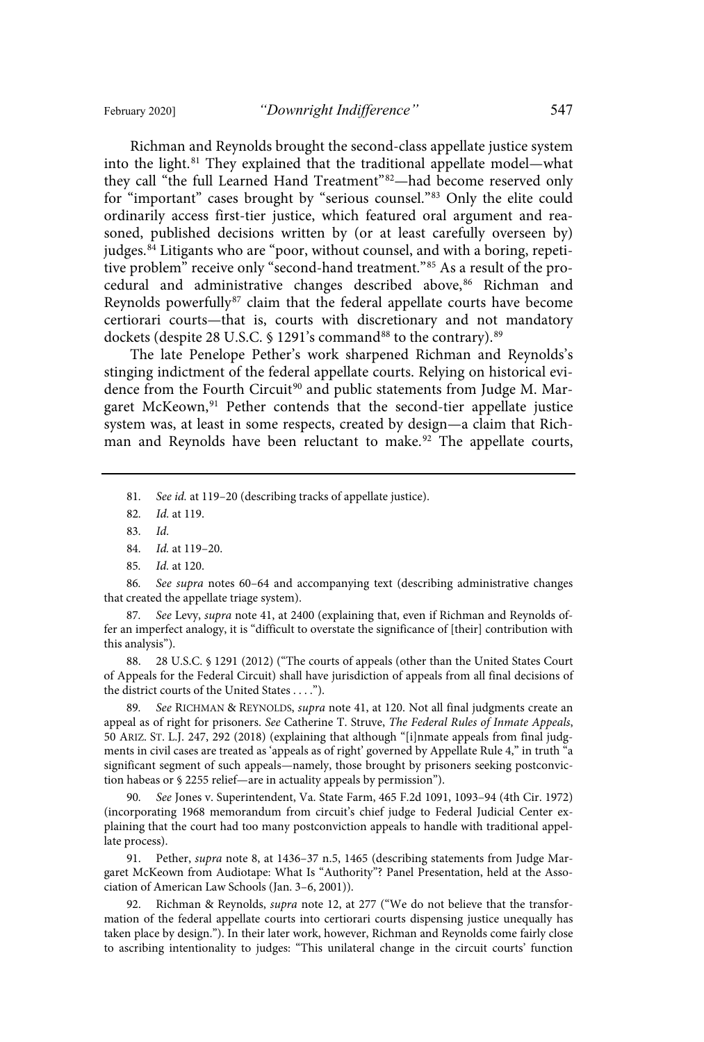Richman and Reynolds brought the second-class appellate justice system into the light.[81] They explained that the traditional appellate model—what they call "the full Learned Hand Treatment"[82]—had become reserved only for "important" cases brought by "serious counsel."[83] Only the elite could ordinarily access first-tier justice, which featured oral argument and reasoned, published decisions written by (or at least carefully overseen by) judges.[84] Litigants who are "poor, without counsel, and with a boring, repetitive problem" receive only "second-hand treatment."[85] As a result of the procedural and administrative changes described above,[86] Richman and Reynolds powerfully[87] claim that the federal appellate courts have become certiorari courts—that is, courts with discretionary and not mandatory dockets (despite 28 U.S.C. § 1291's command[88] to the contrary).[89]

The late Penelope Pether's work sharpened Richman and Reynolds's stinging indictment of the federal appellate courts. Relying on historical evidence from the Fourth Circuit[90] and public statements from Judge M. Margaret McKeown,[91] Pether contends that the second-tier appellate justice system was, at least in some respects, created by design—a claim that Richman and Reynolds have been reluctant to make.[92] The appellate courts,

---

81. *See id.* at 119–20 (describing tracks of appellate justice).

82. *Id.* at 119.

83. *Id.*

84. *Id.* at 119–20.

85. *Id.* at 120.

86. *See supra* notes 60–64 and accompanying text (describing administrative changes that created the appellate triage system).

87. *See* Levy, *supra* note 41, at 2400 (explaining that, even if Richman and Reynolds offer an imperfect analogy, it is "difficult to overstate the significance of [their] contribution with this analysis").

88. 28 U.S.C. § 1291 (2012) ("The courts of appeals (other than the United States Court of Appeals for the Federal Circuit) shall have jurisdiction of appeals from all final decisions of the district courts of the United States . . . .").

89. *See* RICHMAN & REYNOLDS, *supra* note 41, at 120. Not all final judgments create an appeal as of right for prisoners. *See* Catherine T. Struve, *The Federal Rules of Inmate Appeals*, 50 ARIZ. ST. L.J. 247, 292 (2018) (explaining that although "[i]nmate appeals from final judgments in civil cases are treated as 'appeals as of right' governed by Appellate Rule 4," in truth "a significant segment of such appeals—namely, those brought by prisoners seeking postconviction habeas or § 2255 relief—are in actuality appeals by permission").

90. *See* Jones v. Superintendent, Va. State Farm, 465 F.2d 1091, 1093–94 (4th Cir. 1972) (incorporating 1968 memorandum from circuit's chief judge to Federal Judicial Center explaining that the court had too many postconviction appeals to handle with traditional appellate process).

91. Pether, *supra* note 8, at 1436–37 n.5, 1465 (describing statements from Judge Margaret McKeown from Audiotape: What Is "Authority"? Panel Presentation, held at the Association of American Law Schools (Jan. 3–6, 2001)).

92. Richman & Reynolds, *supra* note 12, at 277 ("We do not believe that the transformation of the federal appellate courts into certiorari courts dispensing justice unequally has taken place by design."). In their later work, however, Richman and Reynolds come fairly close to ascribing intentionality to judges: "This unilateral change in the circuit courts' function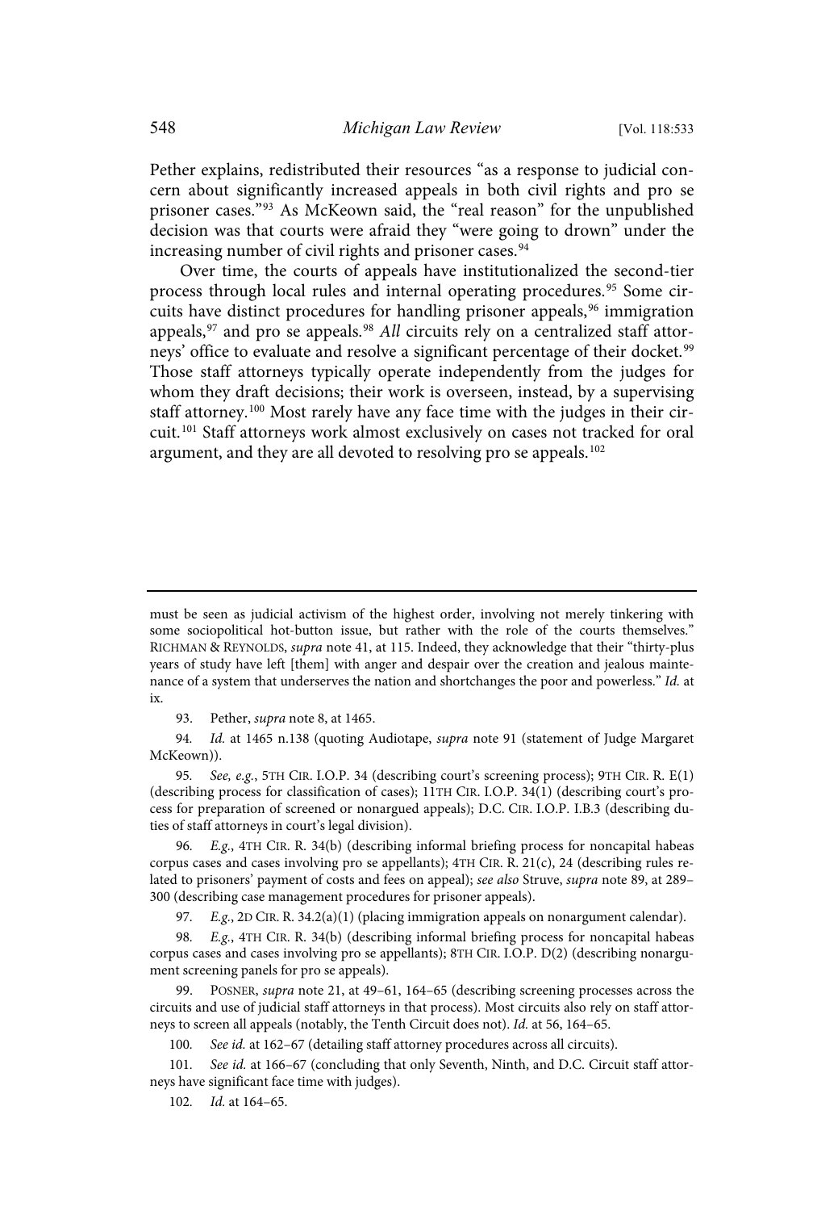Pether explains, redistributed their resources "as a response to judicial concern about significantly increased appeals in both civil rights and pro se prisoner cases."[93] As McKeown said, the "real reason" for the unpublished decision was that courts were afraid they "were going to drown" under the increasing number of civil rights and prisoner cases.[94]

Over time, the courts of appeals have institutionalized the second-tier process through local rules and internal operating procedures.[95] Some circuits have distinct procedures for handling prisoner appeals,[96] immigration appeals,[97] and pro se appeals.[98] *All* circuits rely on a centralized staff attorneys' office to evaluate and resolve a significant percentage of their docket.[99] Those staff attorneys typically operate independently from the judges for whom they draft decisions; their work is overseen, instead, by a supervising staff attorney.[100] Most rarely have any face time with the judges in their circuit.[101] Staff attorneys work almost exclusively on cases not tracked for oral argument, and they are all devoted to resolving pro se appeals.[102]

---

must be seen as judicial activism of the highest order, involving not merely tinkering with some sociopolitical hot-button issue, but rather with the role of the courts themselves." RICHMAN & REYNOLDS, *supra* note 41, at 115. Indeed, they acknowledge that their "thirty-plus years of study have left [them] with anger and despair over the creation and jealous maintenance of a system that underserves the nation and shortchanges the poor and powerless." *Id.* at ix.

93. Pether, *supra* note 8, at 1465.

94. *Id.* at 1465 n.138 (quoting Audiotape, *supra* note 91 (statement of Judge Margaret McKeown)).

95. *See, e.g.*, 5TH CIR. I.O.P. 34 (describing court's screening process); 9TH CIR. R. E(1) (describing process for classification of cases); 11TH CIR. I.O.P. 34(1) (describing court's process for preparation of screened or nonargued appeals); D.C. CIR. I.O.P. I.B.3 (describing duties of staff attorneys in court's legal division).

96. *E.g.*, 4TH CIR. R. 34(b) (describing informal briefing process for noncapital habeas corpus cases and cases involving pro se appellants); 4TH CIR. R. 21(c), 24 (describing rules related to prisoners' payment of costs and fees on appeal); *see also* Struve, *supra* note 89, at 289–300 (describing case management procedures for prisoner appeals).

97. *E.g.*, 2D CIR. R. 34.2(a)(1) (placing immigration appeals on nonargument calendar).

98. *E.g.*, 4TH CIR. R. 34(b) (describing informal briefing process for noncapital habeas corpus cases and cases involving pro se appellants); 8TH CIR. I.O.P. D(2) (describing nonargument screening panels for pro se appeals).

99. POSNER, *supra* note 21, at 49–61, 164–65 (describing screening processes across the circuits and use of judicial staff attorneys in that process). Most circuits also rely on staff attorneys to screen all appeals (notably, the Tenth Circuit does not). *Id.* at 56, 164–65.

100. *See id.* at 162–67 (detailing staff attorney procedures across all circuits).

101. *See id.* at 166–67 (concluding that only Seventh, Ninth, and D.C. Circuit staff attorneys have significant face time with judges).

102. *Id.* at 164–65.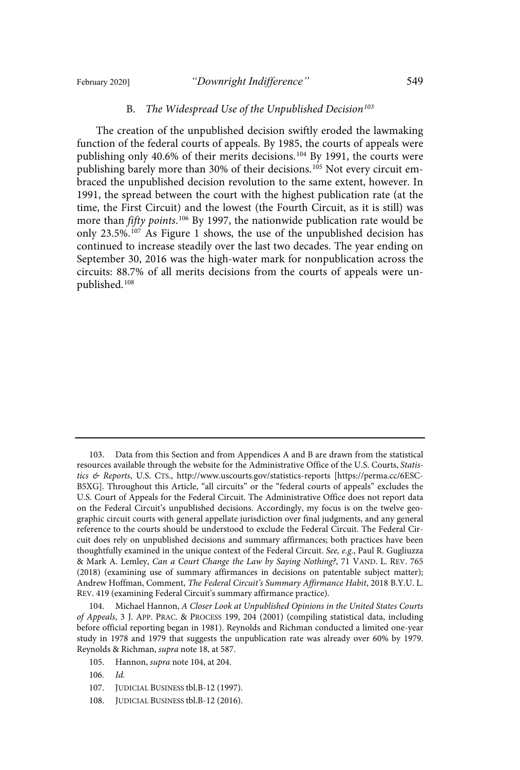### B. *The Widespread Use of the Unpublished Decision*[103]

The creation of the unpublished decision swiftly eroded the lawmaking function of the federal courts of appeals. By 1985, the courts of appeals were publishing only 40.6% of their merits decisions.[104] By 1991, the courts were publishing barely more than 30% of their decisions.[105] Not every circuit embraced the unpublished decision revolution to the same extent, however. In 1991, the spread between the court with the highest publication rate (at the time, the First Circuit) and the lowest (the Fourth Circuit, as it is still) was more than *fifty points*.[106] By 1997, the nationwide publication rate would be only 23.5%.[107] As Figure 1 shows, the use of the unpublished decision has continued to increase steadily over the last two decades. The year ending on September 30, 2016 was the high-water mark for nonpublication across the circuits: 88.7% of all merits decisions from the courts of appeals were unpublished.[108]

---

103. Data from this Section and from Appendices A and B are drawn from the statistical resources available through the website for the Administrative Office of the U.S. Courts, *Statistics & Reports*, U.S. CTS., http://www.uscourts.gov/statistics-reports [https://perma.cc/6ESC-B5XG]. Throughout this Article, "all circuits" or the "federal courts of appeals" excludes the U.S. Court of Appeals for the Federal Circuit. The Administrative Office does not report data on the Federal Circuit's unpublished decisions. Accordingly, my focus is on the twelve geographic circuit courts with general appellate jurisdiction over final judgments, and any general reference to the courts should be understood to exclude the Federal Circuit. The Federal Circuit does rely on unpublished decisions and summary affirmances; both practices have been thoughtfully examined in the unique context of the Federal Circuit. *See, e.g.*, Paul R. Gugliuzza & Mark A. Lemley, *Can a Court Change the Law by Saying Nothing?*, 71 VAND. L. REV. 765 (2018) (examining use of summary affirmances in decisions on patentable subject matter); Andrew Hoffman, Comment, *The Federal Circuit's Summary Affirmance Habit*, 2018 B.Y.U. L. REV. 419 (examining Federal Circuit's summary affirmance practice).

104. Michael Hannon, *A Closer Look at Unpublished Opinions in the United States Courts of Appeals*, 3 J. APP. PRAC. & PROCESS 199, 204 (2001) (compiling statistical data, including before official reporting began in 1981). Reynolds and Richman conducted a limited one-year study in 1978 and 1979 that suggests the unpublication rate was already over 60% by 1979. Reynolds & Richman, *supra* note 18, at 587.

105. Hannon, *supra* note 104, at 204.

106. *Id.*

107. JUDICIAL BUSINESS tbl.B-12 (1997).

108. JUDICIAL BUSINESS tbl.B-12 (2016).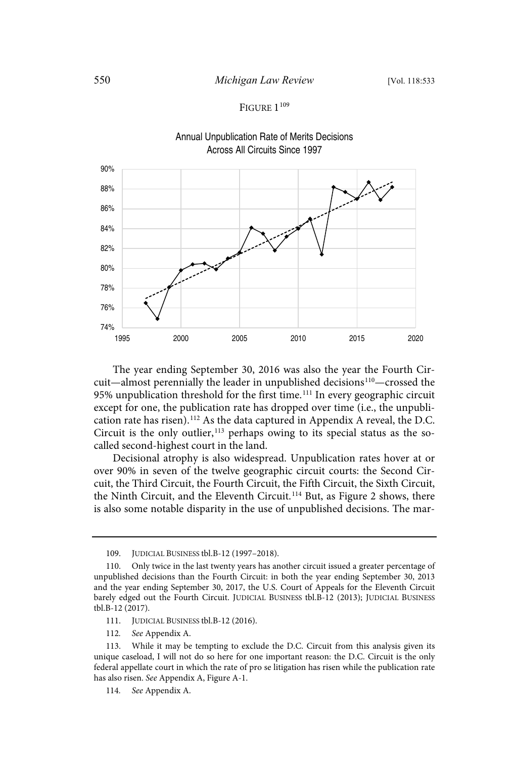FIGURE 1[109]

Annual Unpublication Rate of Merits Decisions Across All Circuits Since 1997

The year ending September 30, 2016 was also the year the Fourth Circuit—almost perennially the leader in unpublished decisions[110]—crossed the 95% unpublication threshold for the first time.[111] In every geographic circuit except for one, the publication rate has dropped over time (i.e., the unpublication rate has risen).[112] As the data captured in Appendix A reveal, the D.C. Circuit is the only outlier,[113] perhaps owing to its special status as the so-called second-highest court in the land.

Decisional atrophy is also widespread. Unpublication rates hover at or over 90% in seven of the twelve geographic circuit courts: the Second Circuit, the Third Circuit, the Fourth Circuit, the Fifth Circuit, the Sixth Circuit, the Ninth Circuit, and the Eleventh Circuit.[114] But, as Figure 2 shows, there is also some notable disparity in the use of unpublished decisions. The mar-

---

109. JUDICIAL BUSINESS tbl.B-12 (1997–2018).

110. Only twice in the last twenty years has another circuit issued a greater percentage of unpublished decisions than the Fourth Circuit: in both the year ending September 30, 2013 and the year ending September 30, 2017, the U.S. Court of Appeals for the Eleventh Circuit barely edged out the Fourth Circuit. JUDICIAL BUSINESS tbl.B-12 (2013); JUDICIAL BUSINESS tbl.B-12 (2017).

111. JUDICIAL BUSINESS tbl.B-12 (2016).

112. *See* Appendix A.

113. While it may be tempting to exclude the D.C. Circuit from this analysis given its unique caseload, I will not do so here for one important reason: the D.C. Circuit is the only federal appellate court in which the rate of pro se litigation has risen while the publication rate has also risen. *See* Appendix A, Figure A-1.

114. *See* Appendix A.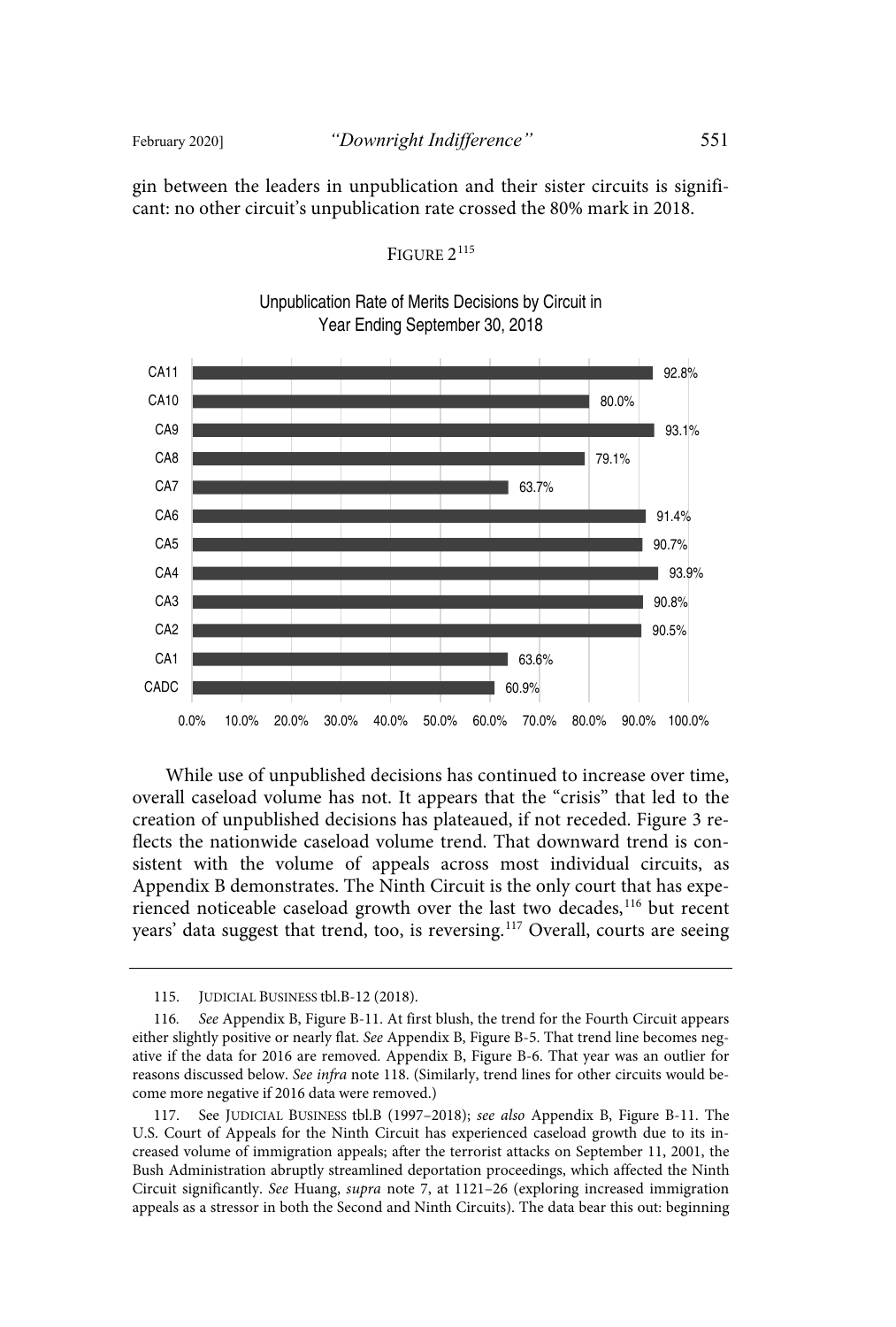gin between the leaders in unpublication and their sister circuits is significant: no other circuit's unpublication rate crossed the 80% mark in 2018.

FIGURE 2[115]

Unpublication Rate of Merits Decisions by Circuit in Year Ending September 30, 2018

| Circuit | Unpublication Rate |
| --- | --- |
| CA11 | 92.8% |
| CA10 | 80.0% |
| CA9 | 93.1% |
| CA8 | 79.1% |
| CA7 | 63.7% |
| CA6 | 91.4% |
| CA5 | 90.7% |
| CA4 | 93.9% |
| CA3 | 90.8% |
| CA2 | 90.5% |
| CA1 | 63.6% |
| CADC | 60.9% |

While use of unpublished decisions has continued to increase over time, overall caseload volume has not. It appears that the "crisis" that led to the creation of unpublished decisions has plateaued, if not receded. Figure 3 reflects the nationwide caseload volume trend. That downward trend is consistent with the volume of appeals across most individual circuits, as Appendix B demonstrates. The Ninth Circuit is the only court that has experienced noticeable caseload growth over the last two decades,[116] but recent years' data suggest that trend, too, is reversing.[117] Overall, courts are seeing

115. JUDICIAL BUSINESS tbl.B-12 (2018).

116. *See* Appendix B, Figure B-11. At first blush, the trend for the Fourth Circuit appears either slightly positive or nearly flat. *See* Appendix B, Figure B-5. That trend line becomes negative if the data for 2016 are removed. Appendix B, Figure B-6. That year was an outlier for reasons discussed below. *See infra* note 118. (Similarly, trend lines for other circuits would become more negative if 2016 data were removed.)

117. See JUDICIAL BUSINESS tbl.B (1997–2018); *see also* Appendix B, Figure B-11. The U.S. Court of Appeals for the Ninth Circuit has experienced caseload growth due to its increased volume of immigration appeals; after the terrorist attacks on September 11, 2001, the Bush Administration abruptly streamlined deportation proceedings, which affected the Ninth Circuit significantly. *See* Huang, *supra* note 7, at 1121–26 (exploring increased immigration appeals as a stressor in both the Second and Ninth Circuits). The data bear this out: beginning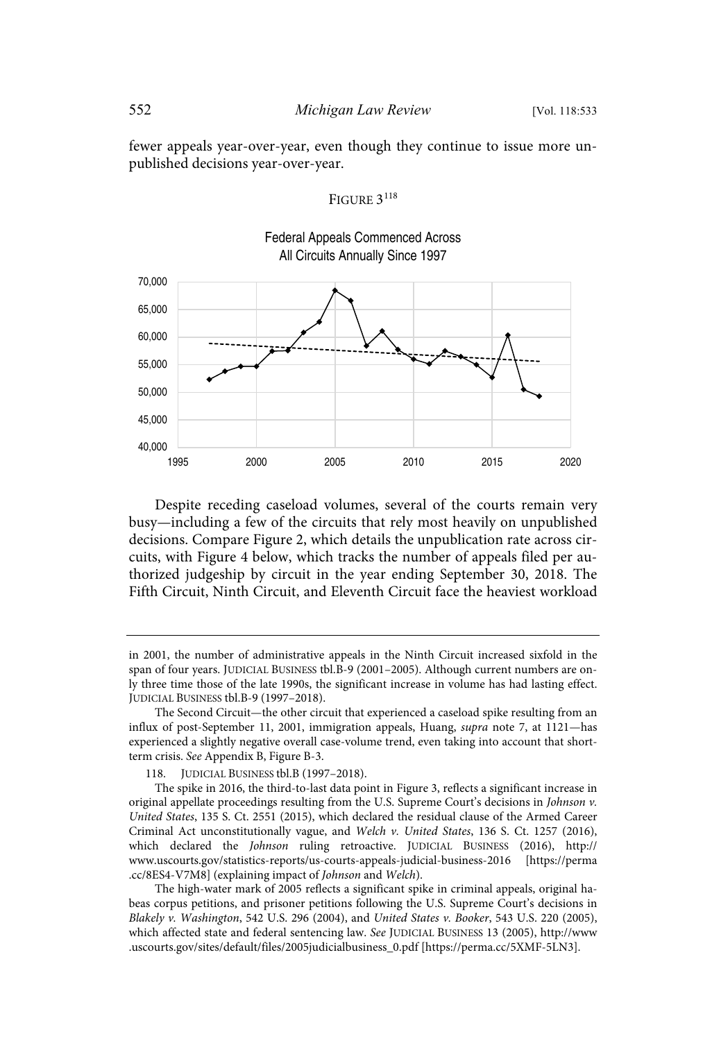fewer appeals year-over-year, even though they continue to issue more unpublished decisions year-over-year.

FIGURE 3[118]

Federal Appeals Commenced Across All Circuits Annually Since 1997

Despite receding caseload volumes, several of the courts remain very busy—including a few of the circuits that rely most heavily on unpublished decisions. Compare Figure 2, which details the unpublication rate across circuits, with Figure 4 below, which tracks the number of appeals filed per authorized judgeship by circuit in the year ending September 30, 2018. The Fifth Circuit, Ninth Circuit, and Eleventh Circuit face the heaviest workload

---

in 2001, the number of administrative appeals in the Ninth Circuit increased sixfold in the span of four years. JUDICIAL BUSINESS tbl.B-9 (2001–2005). Although current numbers are only three time those of the late 1990s, the significant increase in volume has had lasting effect. JUDICIAL BUSINESS tbl.B-9 (1997–2018).

The Second Circuit—the other circuit that experienced a caseload spike resulting from an influx of post-September 11, 2001, immigration appeals, Huang, *supra* note 7, at 1121—has experienced a slightly negative overall case-volume trend, even taking into account that short-term crisis. *See* Appendix B, Figure B-3.

118. JUDICIAL BUSINESS tbl.B (1997–2018).

The spike in 2016, the third-to-last data point in Figure 3, reflects a significant increase in original appellate proceedings resulting from the U.S. Supreme Court's decisions in *Johnson v. United States*, 135 S. Ct. 2551 (2015), which declared the residual clause of the Armed Career Criminal Act unconstitutionally vague, and *Welch v. United States*, 136 S. Ct. 1257 (2016), which declared the *Johnson* ruling retroactive. JUDICIAL BUSINESS (2016), http://www.uscourts.gov/statistics-reports/us-courts-appeals-judicial-business-2016 [https://perma.cc/8ES4-V7M8] (explaining impact of *Johnson* and *Welch*).

The high-water mark of 2005 reflects a significant spike in criminal appeals, original habeas corpus petitions, and prisoner petitions following the U.S. Supreme Court's decisions in *Blakely v. Washington*, 542 U.S. 296 (2004), and *United States v. Booker*, 543 U.S. 220 (2005), which affected state and federal sentencing law. *See* JUDICIAL BUSINESS 13 (2005), http://www.uscourts.gov/sites/default/files/2005judicialbusiness_0.pdf [https://perma.cc/5XMF-5LN3].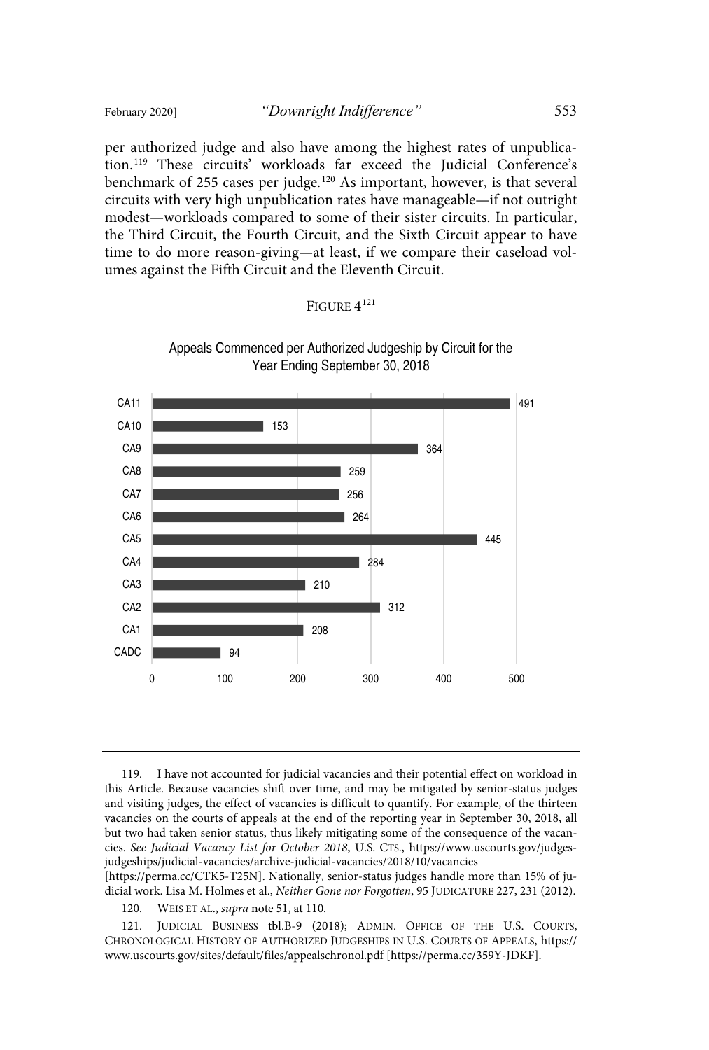per authorized judge and also have among the highest rates of unpublication.[119] These circuits' workloads far exceed the Judicial Conference's benchmark of 255 cases per judge.[120] As important, however, is that several circuits with very high unpublication rates have manageable—if not outright modest—workloads compared to some of their sister circuits. In particular, the Third Circuit, the Fourth Circuit, and the Sixth Circuit appear to have time to do more reason-giving—at least, if we compare their caseload volumes against the Fifth Circuit and the Eleventh Circuit.

FIGURE 4[121]

Appeals Commenced per Authorized Judgeship by Circuit for the Year Ending September 30, 2018

| Circuit | Appeals Commenced per Authorized Judgeship |
| --- | --- |
| CA11 | 491 |
| CA10 | 153 |
| CA9 | 364 |
| CA8 | 259 |
| CA7 | 256 |
| CA6 | 264 |
| CA5 | 445 |
| CA4 | 284 |
| CA3 | 210 |
| CA2 | 312 |
| CA1 | 208 |
| CADC | 94 |

---

119. I have not accounted for judicial vacancies and their potential effect on workload in this Article. Because vacancies shift over time, and may be mitigated by senior-status judges and visiting judges, the effect of vacancies is difficult to quantify. For example, of the thirteen vacancies on the courts of appeals at the end of the reporting year in September 30, 2018, all but two had taken senior status, thus likely mitigating some of the consequence of the vacancies. *See Judicial Vacancy List for October 2018*, U.S. CTS., https://www.uscourts.gov/judges-judgeships/judicial-vacancies/archive-judicial-vacancies/2018/10/vacancies [https://perma.cc/CTK5-T25N]. Nationally, senior-status judges handle more than 15% of judicial work. Lisa M. Holmes et al., *Neither Gone nor Forgotten*, 95 JUDICATURE 227, 231 (2012).

120. WEIS ET AL., *supra* note 51, at 110.

121. JUDICIAL BUSINESS tbl.B-9 (2018); ADMIN. OFFICE OF THE U.S. COURTS, CHRONOLOGICAL HISTORY OF AUTHORIZED JUDGESHIPS IN U.S. COURTS OF APPEALS, https://www.uscourts.gov/sites/default/files/appealschronol.pdf [https://perma.cc/359Y-JDKF].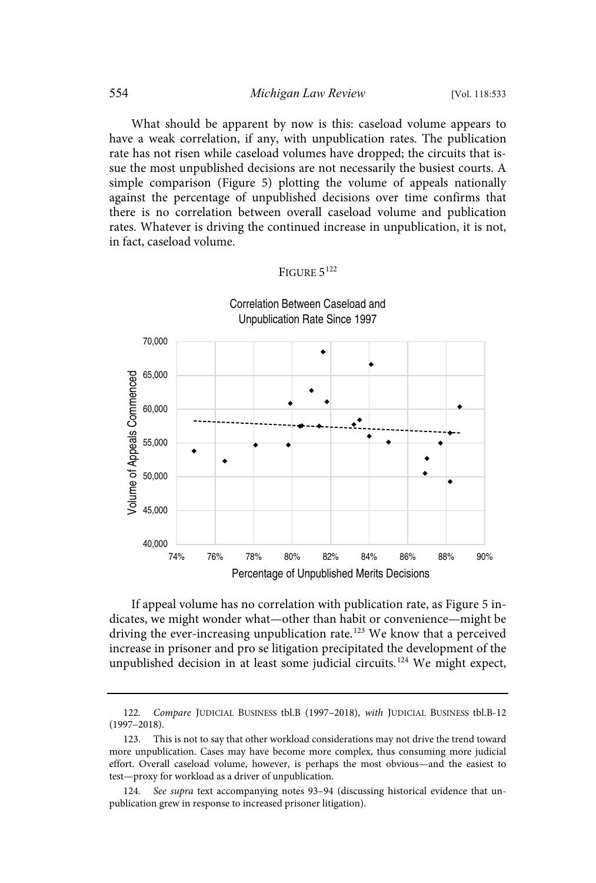What should be apparent by now is this: caseload volume appears to have a weak correlation, if any, with unpublication rates. The publication rate has not risen while caseload volumes have dropped; the circuits that issue the most unpublished decisions are not necessarily the busiest courts. A simple comparison (Figure 5) plotting the volume of appeals nationally against the percentage of unpublished decisions over time confirms that there is no correlation between overall caseload volume and publication rates. Whatever is driving the continued increase in unpublication, it is not, in fact, caseload volume.

FIGURE 5[122]

Correlation Between Caseload and Unpublication Rate Since 1997

If appeal volume has no correlation with publication rate, as Figure 5 indicates, we might wonder what—other than habit or convenience—might be driving the ever-increasing unpublication rate.[123] We know that a perceived increase in prisoner and pro se litigation precipitated the development of the unpublished decision in at least some judicial circuits.[124] We might expect,

---

122. *Compare* JUDICIAL BUSINESS tbl.B (1997–2018), *with* JUDICIAL BUSINESS tbl.B-12 (1997–2018).

123. This is not to say that other workload considerations may not drive the trend toward more unpublication. Cases may have become more complex, thus consuming more judicial effort. Overall caseload volume, however, is perhaps the most obvious—and the easiest to test—proxy for workload as a driver of unpublication.

124. *See supra* text accompanying notes 93–94 (discussing historical evidence that unpublication grew in response to increased prisoner litigation).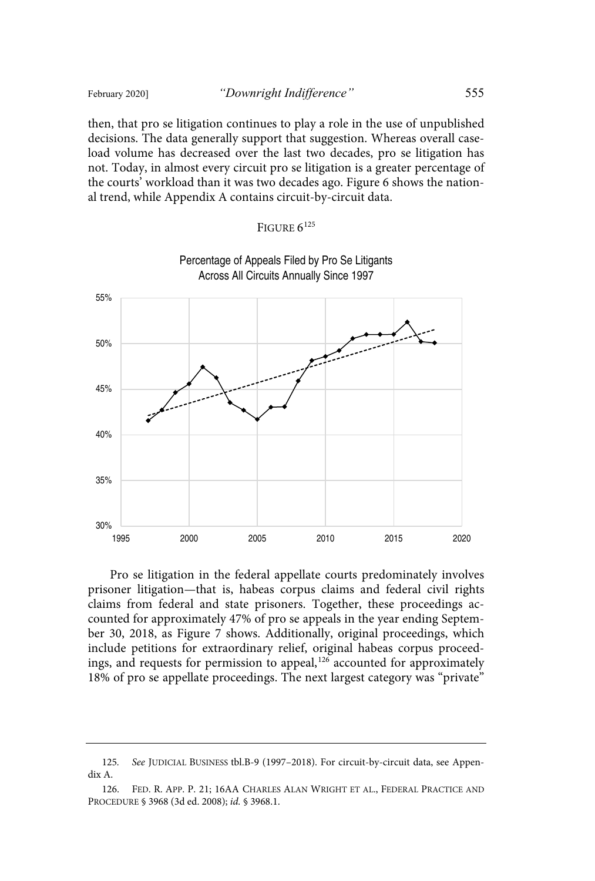then, that pro se litigation continues to play a role in the use of unpublished decisions. The data generally support that suggestion. Whereas overall caseload volume has decreased over the last two decades, pro se litigation has not. Today, in almost every circuit pro se litigation is a greater percentage of the courts' workload than it was two decades ago. Figure 6 shows the national trend, while Appendix A contains circuit-by-circuit data.

FIGURE 6[125]

Percentage of Appeals Filed by Pro Se Litigants Across All Circuits Annually Since 1997

Pro se litigation in the federal appellate courts predominately involves prisoner litigation—that is, habeas corpus claims and federal civil rights claims from federal and state prisoners. Together, these proceedings accounted for approximately 47% of pro se appeals in the year ending September 30, 2018, as Figure 7 shows. Additionally, original proceedings, which include petitions for extraordinary relief, original habeas corpus proceedings, and requests for permission to appeal,[126] accounted for approximately 18% of pro se appellate proceedings. The next largest category was "private"

---

125. *See* JUDICIAL BUSINESS tbl.B-9 (1997–2018). For circuit-by-circuit data, see Appendix A.

126. FED. R. APP. P. 21; 16AA CHARLES ALAN WRIGHT ET AL., FEDERAL PRACTICE AND PROCEDURE § 3968 (3d ed. 2008); *id.* § 3968.1.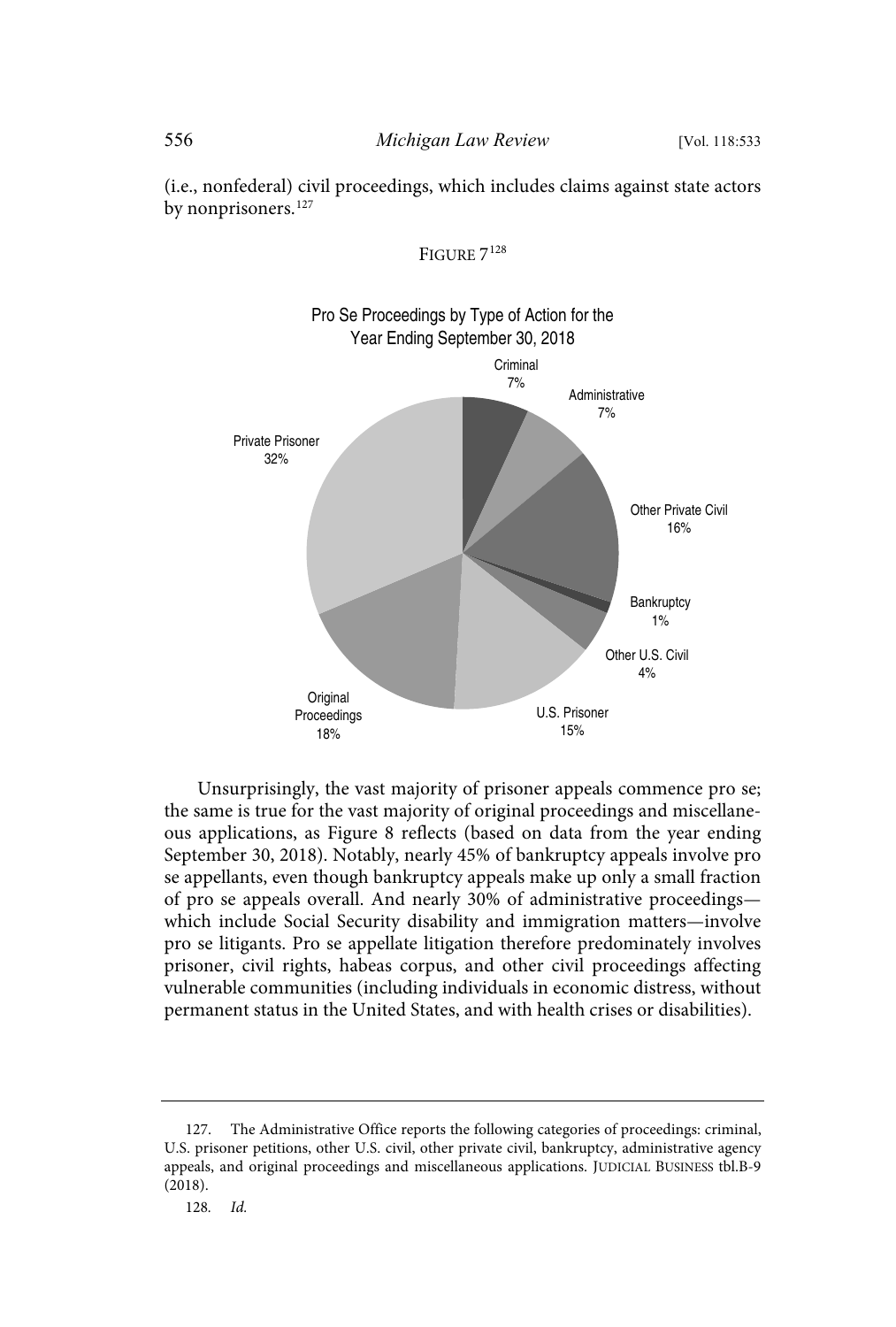(i.e., nonfederal) civil proceedings, which includes claims against state actors by nonprisoners.[127]

FIGURE 7[128]

Pro Se Proceedings by Type of Action for the Year Ending September 30, 2018

| Type of Action | Percentage |
| --- | --- |
| Criminal | 7% |
| Administrative | 7% |
| Other Private Civil | 16% |
| Bankruptcy | 1% |
| Other U.S. Civil | 4% |
| U.S. Prisoner | 15% |
| Original Proceedings | 18% |
| Private Prisoner | 32% |

Unsurprisingly, the vast majority of prisoner appeals commence pro se; the same is true for the vast majority of original proceedings and miscellaneous applications, as Figure 8 reflects (based on data from the year ending September 30, 2018). Notably, nearly 45% of bankruptcy appeals involve pro se appellants, even though bankruptcy appeals make up only a small fraction of pro se appeals overall. And nearly 30% of administrative proceedings—which include Social Security disability and immigration matters—involve pro se litigants. Pro se appellate litigation therefore predominately involves prisoner, civil rights, habeas corpus, and other civil proceedings affecting vulnerable communities (including individuals in economic distress, without permanent status in the United States, and with health crises or disabilities).

---

127. The Administrative Office reports the following categories of proceedings: criminal, U.S. prisoner petitions, other U.S. civil, other private civil, bankruptcy, administrative agency appeals, and original proceedings and miscellaneous applications. JUDICIAL BUSINESS tbl.B-9 (2018).

128. *Id.*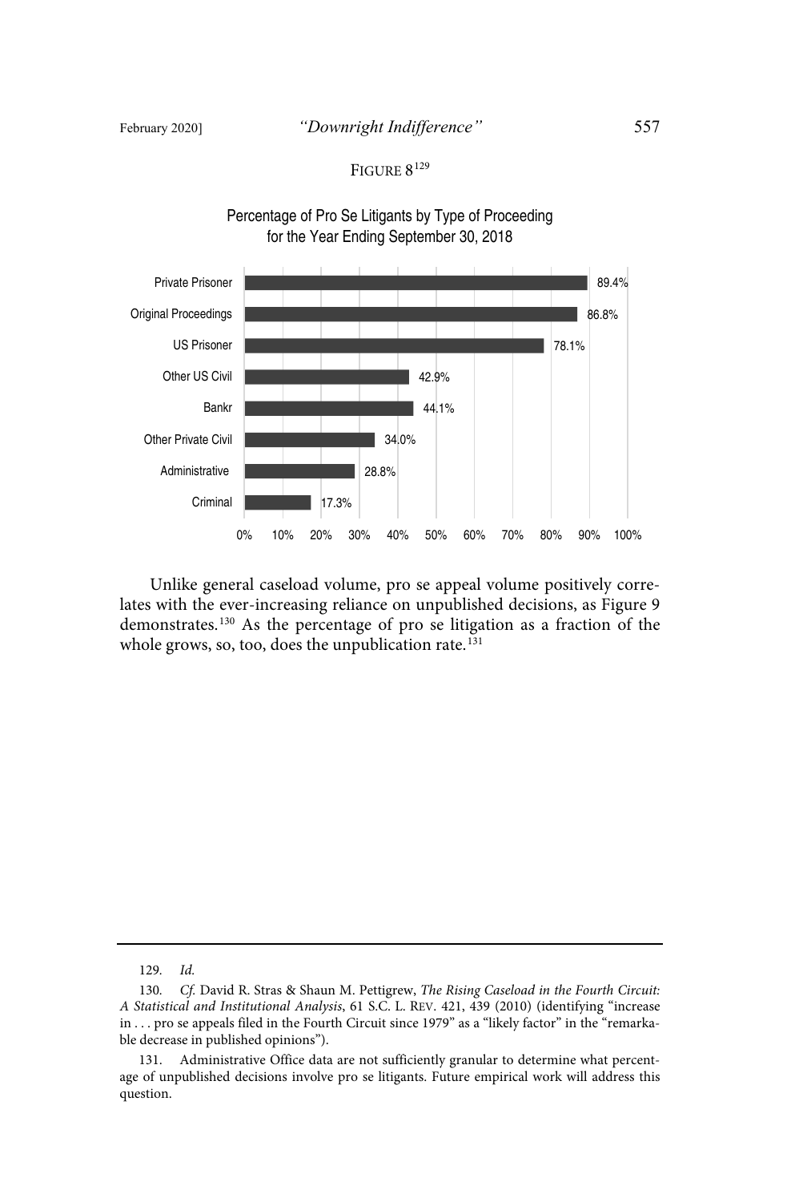FIGURE 8[129]

Percentage of Pro Se Litigants by Type of Proceeding for the Year Ending September 30, 2018

| Type of Proceeding | Percentage |
|---|---|
| Private Prisoner | 89.4% |
| Original Proceedings | 86.8% |
| US Prisoner | 78.1% |
| Other US Civil | 42.9% |
| Bankr | 44.1% |
| Other Private Civil | 34.0% |
| Administrative | 28.8% |
| Criminal | 17.3% |

Unlike general caseload volume, pro se appeal volume positively correlates with the ever-increasing reliance on unpublished decisions, as Figure 9 demonstrates.[130] As the percentage of pro se litigation as a fraction of the whole grows, so, too, does the unpublication rate.[131]

---

129. *Id.*

130. *Cf.* David R. Stras & Shaun M. Pettigrew, *The Rising Caseload in the Fourth Circuit: A Statistical and Institutional Analysis*, 61 S.C. L. REV. 421, 439 (2010) (identifying "increase in . . . pro se appeals filed in the Fourth Circuit since 1979" as a "likely factor" in the "remarkable decrease in published opinions").

131. Administrative Office data are not sufficiently granular to determine what percentage of unpublished decisions involve pro se litigants. Future empirical work will address this question.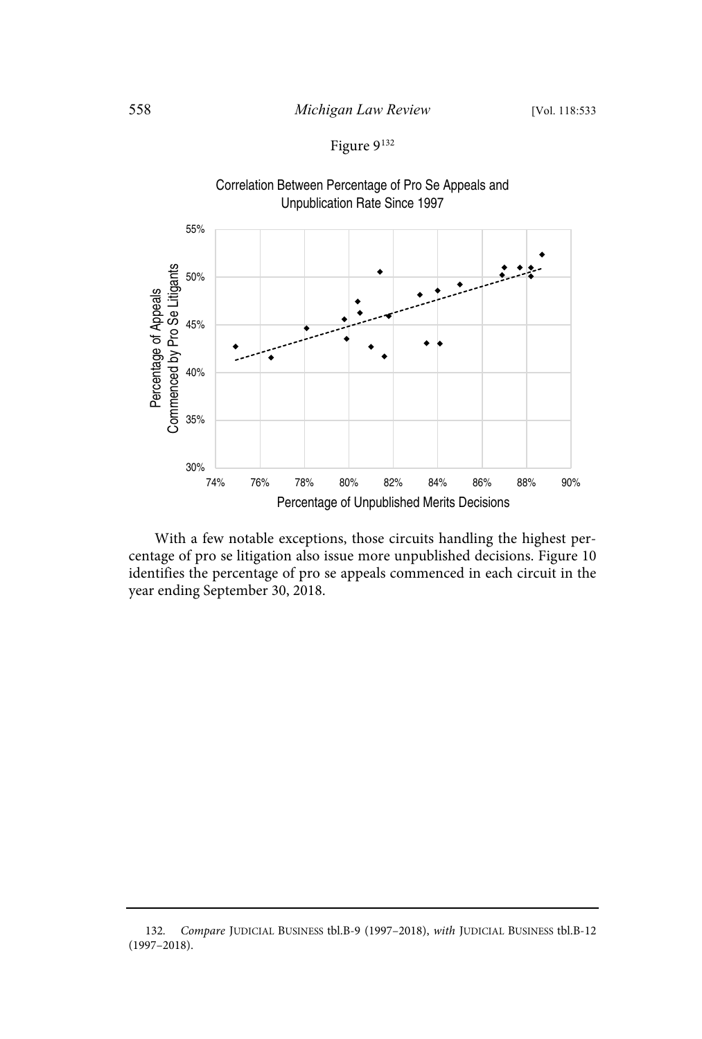Figure 9[132]

Correlation Between Percentage of Pro Se Appeals and Unpublication Rate Since 1997

With a few notable exceptions, those circuits handling the highest percentage of pro se litigation also issue more unpublished decisions. Figure 10 identifies the percentage of pro se appeals commenced in each circuit in the year ending September 30, 2018.

---

132. *Compare* JUDICIAL BUSINESS tbl.B-9 (1997–2018), *with* JUDICIAL BUSINESS tbl.B-12 (1997–2018).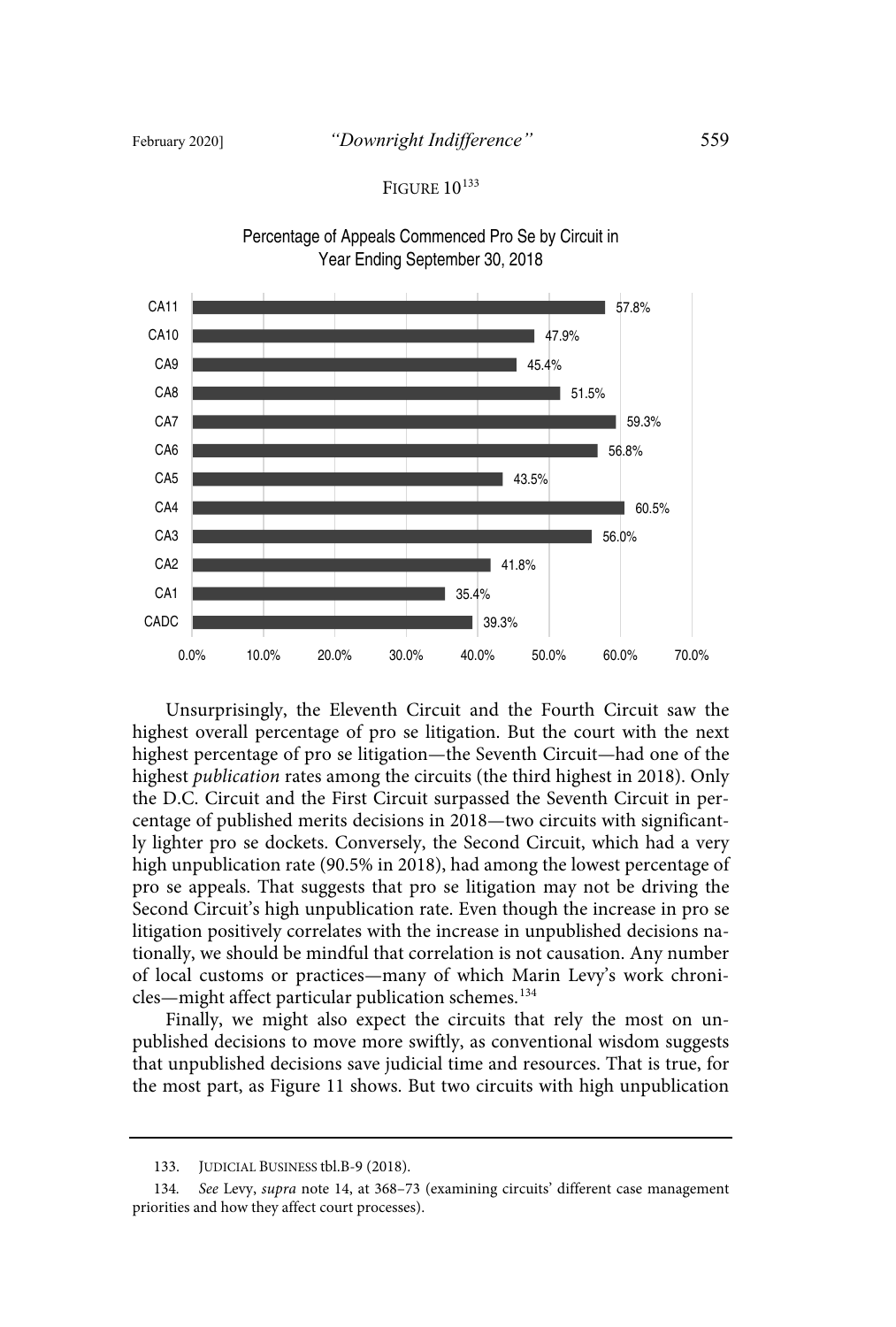FIGURE 10[133]

Percentage of Appeals Commenced Pro Se by Circuit in Year Ending September 30, 2018

| Circuit | Percentage |
| --- | --- |
| CA11 | 57.8% |
| CA10 | 47.9% |
| CA9 | 45.4% |
| CA8 | 51.5% |
| CA7 | 59.3% |
| CA6 | 56.8% |
| CA5 | 43.5% |
| CA4 | 60.5% |
| CA3 | 56.0% |
| CA2 | 41.8% |
| CA1 | 35.4% |
| CADC | 39.3% |

Unsurprisingly, the Eleventh Circuit and the Fourth Circuit saw the highest overall percentage of pro se litigation. But the court with the next highest percentage of pro se litigation—the Seventh Circuit—had one of the highest *publication* rates among the circuits (the third highest in 2018). Only the D.C. Circuit and the First Circuit surpassed the Seventh Circuit in percentage of published merits decisions in 2018—two circuits with significantly lighter pro se dockets. Conversely, the Second Circuit, which had a very high unpublication rate (90.5% in 2018), had among the lowest percentage of pro se appeals. That suggests that pro se litigation may not be driving the Second Circuit's high unpublication rate. Even though the increase in pro se litigation positively correlates with the increase in unpublished decisions nationally, we should be mindful that correlation is not causation. Any number of local customs or practices—many of which Marin Levy's work chronicles—might affect particular publication schemes.[134]

Finally, we might also expect the circuits that rely the most on unpublished decisions to move more swiftly, as conventional wisdom suggests that unpublished decisions save judicial time and resources. That is true, for the most part, as Figure 11 shows. But two circuits with high unpublication

133. JUDICIAL BUSINESS tbl.B-9 (2018).

134. *See* Levy, *supra* note 14, at 368–73 (examining circuits' different case management priorities and how they affect court processes).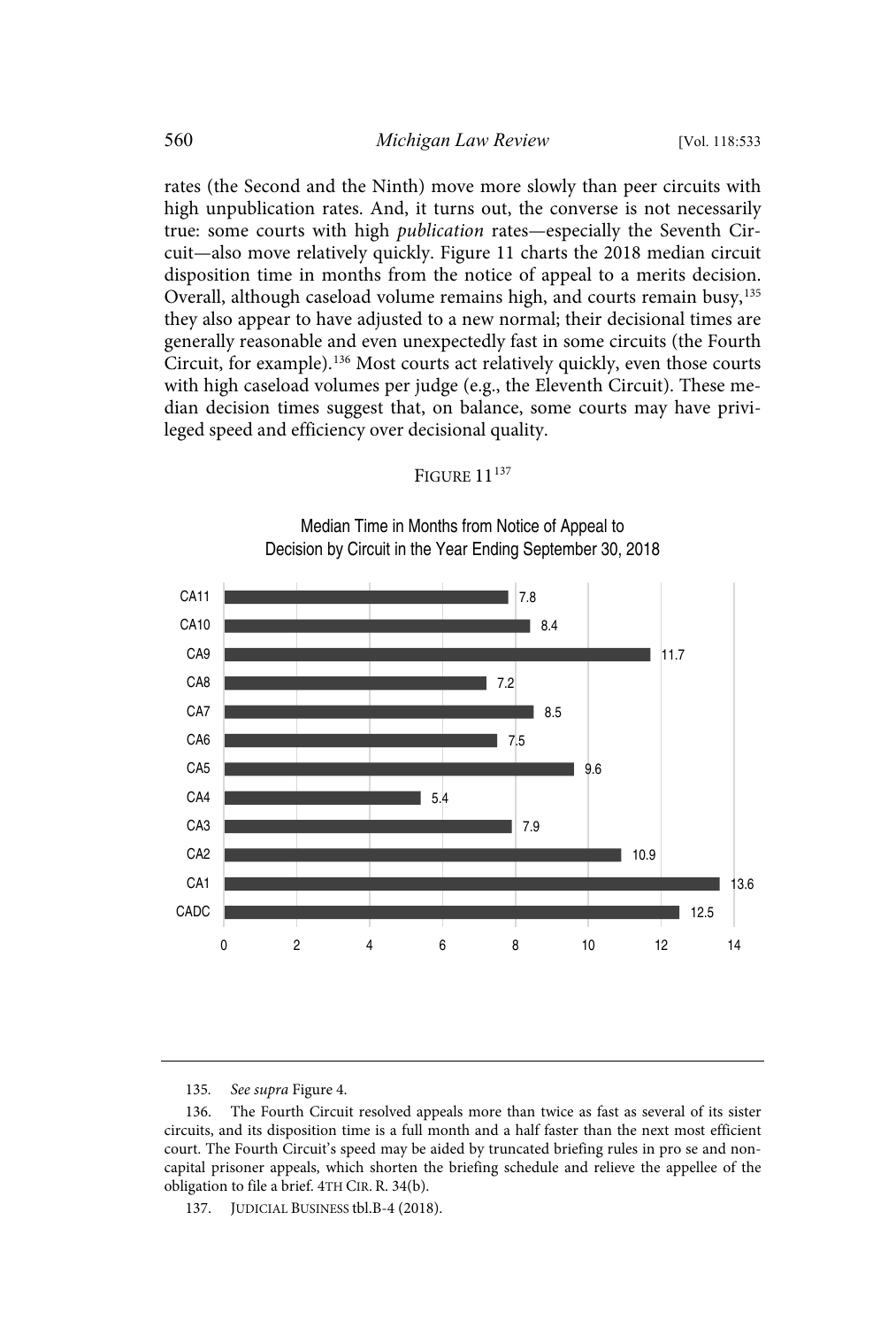rates (the Second and the Ninth) move more slowly than peer circuits with high unpublication rates. And, it turns out, the converse is not necessarily true: some courts with high *publication* rates—especially the Seventh Circuit—also move relatively quickly. Figure 11 charts the 2018 median circuit disposition time in months from the notice of appeal to a merits decision. Overall, although caseload volume remains high, and courts remain busy,[135] they also appear to have adjusted to a new normal; their decisional times are generally reasonable and even unexpectedly fast in some circuits (the Fourth Circuit, for example).[136] Most courts act relatively quickly, even those courts with high caseload volumes per judge (e.g., the Eleventh Circuit). These median decision times suggest that, on balance, some courts may have privileged speed and efficiency over decisional quality.

FIGURE 11[137]

Median Time in Months from Notice of Appeal to Decision by Circuit in the Year Ending September 30, 2018

| Circuit | Median Time (Months) |
| --- | --- |
| CA11 | 7.8 |
| CA10 | 8.4 |
| CA9 | 11.7 |
| CA8 | 7.2 |
| CA7 | 8.5 |
| CA6 | 7.5 |
| CA5 | 9.6 |
| CA4 | 5.4 |
| CA3 | 7.9 |
| CA2 | 10.9 |
| CA1 | 13.6 |
| CADC | 12.5 |

135. *See supra* Figure 4.

136. The Fourth Circuit resolved appeals more than twice as fast as several of its sister circuits, and its disposition time is a full month and a half faster than the next most efficient court. The Fourth Circuit's speed may be aided by truncated briefing rules in pro se and non-capital prisoner appeals, which shorten the briefing schedule and relieve the appellee of the obligation to file a brief. 4TH CIR. R. 34(b).

137. JUDICIAL BUSINESS tbl.B-4 (2018).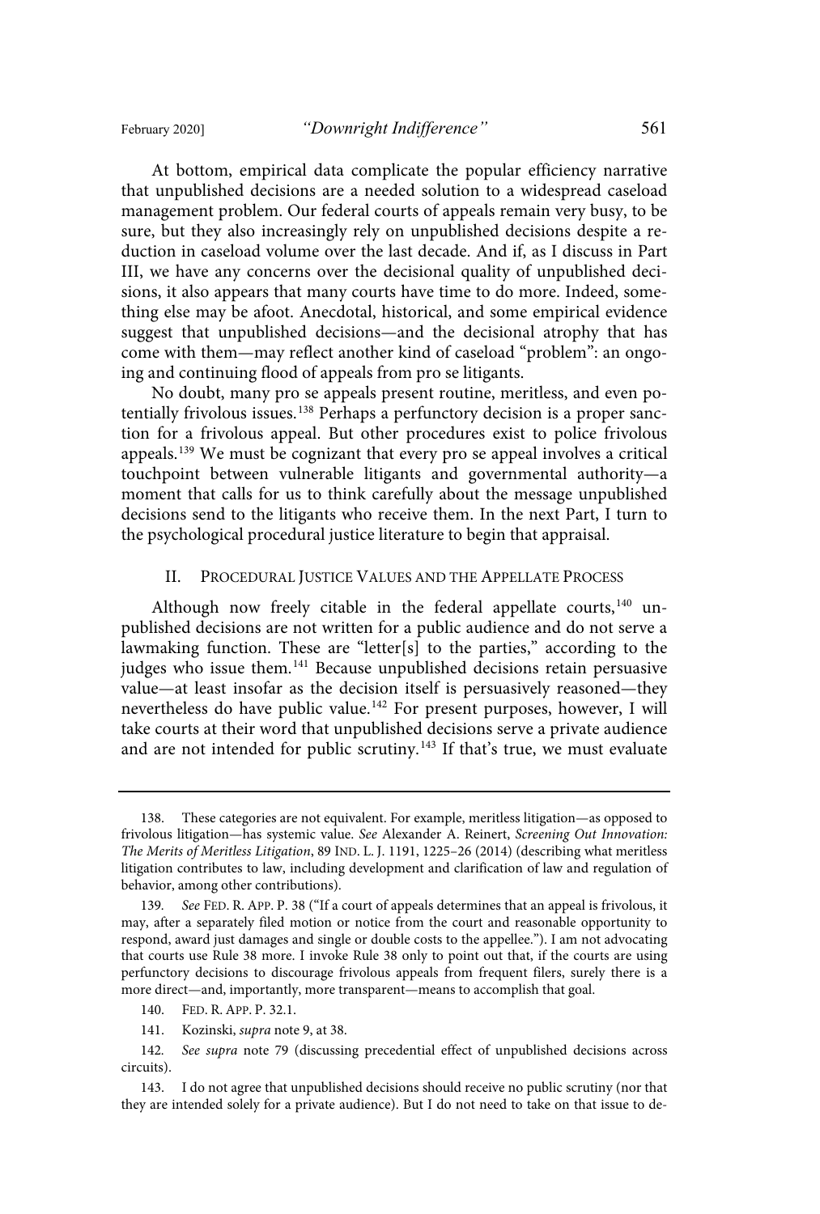At bottom, empirical data complicate the popular efficiency narrative that unpublished decisions are a needed solution to a widespread caseload management problem. Our federal courts of appeals remain very busy, to be sure, but they also increasingly rely on unpublished decisions despite a reduction in caseload volume over the last decade. And if, as I discuss in Part III, we have any concerns over the decisional quality of unpublished decisions, it also appears that many courts have time to do more. Indeed, something else may be afoot. Anecdotal, historical, and some empirical evidence suggest that unpublished decisions—and the decisional atrophy that has come with them—may reflect another kind of caseload "problem": an ongoing and continuing flood of appeals from pro se litigants.

No doubt, many pro se appeals present routine, meritless, and even potentially frivolous issues.[138] Perhaps a perfunctory decision is a proper sanction for a frivolous appeal. But other procedures exist to police frivolous appeals.[139] We must be cognizant that every pro se appeal involves a critical touchpoint between vulnerable litigants and governmental authority—a moment that calls for us to think carefully about the message unpublished decisions send to the litigants who receive them. In the next Part, I turn to the psychological procedural justice literature to begin that appraisal.

## II. Procedural Justice Values and the Appellate Process

Although now freely citable in the federal appellate courts,[140] unpublished decisions are not written for a public audience and do not serve a lawmaking function. These are "letter[s] to the parties," according to the judges who issue them.[141] Because unpublished decisions retain persuasive value—at least insofar as the decision itself is persuasively reasoned—they nevertheless do have public value.[142] For present purposes, however, I will take courts at their word that unpublished decisions serve a private audience and are not intended for public scrutiny.[143] If that's true, we must evaluate

---

138. These categories are not equivalent. For example, meritless litigation—as opposed to frivolous litigation—has systemic value. *See* Alexander A. Reinert, *Screening Out Innovation: The Merits of Meritless Litigation*, 89 Ind. L. J. 1191, 1225–26 (2014) (describing what meritless litigation contributes to law, including development and clarification of law and regulation of behavior, among other contributions).

139. *See* Fed. R. App. P. 38 ("If a court of appeals determines that an appeal is frivolous, it may, after a separately filed motion or notice from the court and reasonable opportunity to respond, award just damages and single or double costs to the appellee."). I am not advocating that courts use Rule 38 more. I invoke Rule 38 only to point out that, if the courts are using perfunctory decisions to discourage frivolous appeals from frequent filers, surely there is a more direct—and, importantly, more transparent—means to accomplish that goal.

140. Fed. R. App. P. 32.1.

141. Kozinski, *supra* note 9, at 38.

142. *See supra* note 79 (discussing precedential effect of unpublished decisions across circuits).

143. I do not agree that unpublished decisions should receive no public scrutiny (nor that they are intended solely for a private audience). But I do not need to take on that issue to de-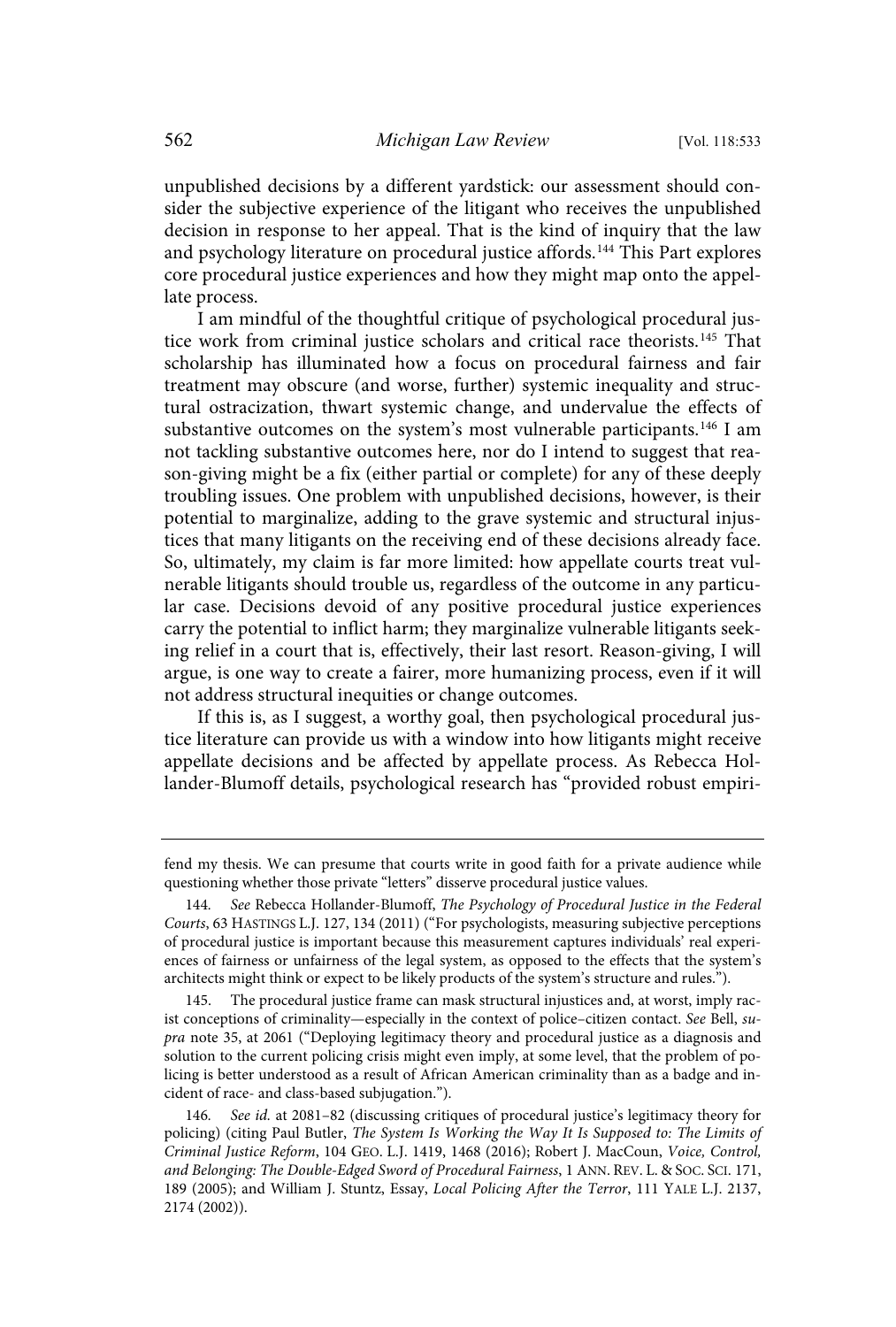unpublished decisions by a different yardstick: our assessment should consider the subjective experience of the litigant who receives the unpublished decision in response to her appeal. That is the kind of inquiry that the law and psychology literature on procedural justice affords.[144] This Part explores core procedural justice experiences and how they might map onto the appellate process.

I am mindful of the thoughtful critique of psychological procedural justice work from criminal justice scholars and critical race theorists.[145] That scholarship has illuminated how a focus on procedural fairness and fair treatment may obscure (and worse, further) systemic inequality and structural ostracization, thwart systemic change, and undervalue the effects of substantive outcomes on the system's most vulnerable participants.[146] I am not tackling substantive outcomes here, nor do I intend to suggest that reason-giving might be a fix (either partial or complete) for any of these deeply troubling issues. One problem with unpublished decisions, however, is their potential to marginalize, adding to the grave systemic and structural injustices that many litigants on the receiving end of these decisions already face. So, ultimately, my claim is far more limited: how appellate courts treat vulnerable litigants should trouble us, regardless of the outcome in any particular case. Decisions devoid of any positive procedural justice experiences carry the potential to inflict harm; they marginalize vulnerable litigants seeking relief in a court that is, effectively, their last resort. Reason-giving, I will argue, is one way to create a fairer, more humanizing process, even if it will not address structural inequities or change outcomes.

If this is, as I suggest, a worthy goal, then psychological procedural justice literature can provide us with a window into how litigants might receive appellate decisions and be affected by appellate process. As Rebecca Hollander-Blumoff details, psychological research has "provided robust empiri-

---

fend my thesis. We can presume that courts write in good faith for a private audience while questioning whether those private "letters" disserve procedural justice values.

144. *See* Rebecca Hollander-Blumoff, *The Psychology of Procedural Justice in the Federal Courts*, 63 HASTINGS L.J. 127, 134 (2011) ("For psychologists, measuring subjective perceptions of procedural justice is important because this measurement captures individuals' real experiences of fairness or unfairness of the legal system, as opposed to the effects that the system's architects might think or expect to be likely products of the system's structure and rules.").

145. The procedural justice frame can mask structural injustices and, at worst, imply racist conceptions of criminality—especially in the context of police–citizen contact. *See* Bell, *supra* note 35, at 2061 ("Deploying legitimacy theory and procedural justice as a diagnosis and solution to the current policing crisis might even imply, at some level, that the problem of policing is better understood as a result of African American criminality than as a badge and incident of race- and class-based subjugation.").

146. *See id.* at 2081–82 (discussing critiques of procedural justice's legitimacy theory for policing) (citing Paul Butler, *The System Is Working the Way It Is Supposed to: The Limits of Criminal Justice Reform*, 104 GEO. L.J. 1419, 1468 (2016); Robert J. MacCoun, *Voice, Control, and Belonging: The Double-Edged Sword of Procedural Fairness*, 1 ANN. REV. L. & SOC. SCI. 171, 189 (2005); and William J. Stuntz, Essay, *Local Policing After the Terror*, 111 YALE L.J. 2137, 2174 (2002)).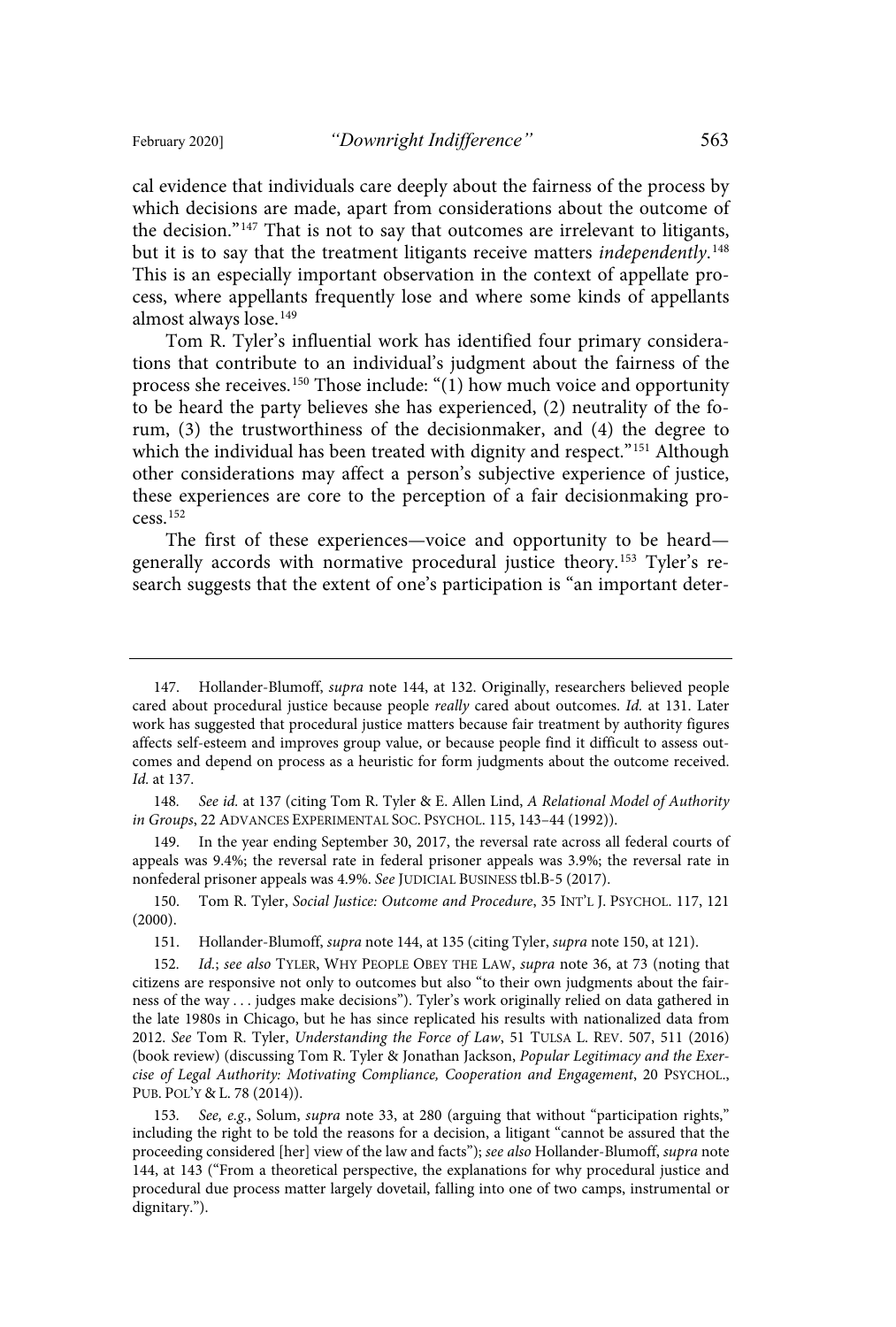cal evidence that individuals care deeply about the fairness of the process by which decisions are made, apart from considerations about the outcome of the decision."[147] That is not to say that outcomes are irrelevant to litigants, but it is to say that the treatment litigants receive matters *independently*.[148] This is an especially important observation in the context of appellate process, where appellants frequently lose and where some kinds of appellants almost always lose.[149]

Tom R. Tyler's influential work has identified four primary considerations that contribute to an individual's judgment about the fairness of the process she receives.[150] Those include: "(1) how much voice and opportunity to be heard the party believes she has experienced, (2) neutrality of the forum, (3) the trustworthiness of the decisionmaker, and (4) the degree to which the individual has been treated with dignity and respect."[151] Although other considerations may affect a person's subjective experience of justice, these experiences are core to the perception of a fair decisionmaking process.[152]

The first of these experiences—voice and opportunity to be heard—generally accords with normative procedural justice theory.[153] Tyler's research suggests that the extent of one's participation is "an important deter-

---

147. Hollander-Blumoff, *supra* note 144, at 132. Originally, researchers believed people cared about procedural justice because people *really* cared about outcomes. *Id.* at 131. Later work has suggested that procedural justice matters because fair treatment by authority figures affects self-esteem and improves group value, or because people find it difficult to assess outcomes and depend on process as a heuristic for form judgments about the outcome received. *Id.* at 137.

148. *See id.* at 137 (citing Tom R. Tyler & E. Allen Lind, *A Relational Model of Authority in Groups*, 22 ADVANCES EXPERIMENTAL SOC. PSYCHOL. 115, 143–44 (1992)).

149. In the year ending September 30, 2017, the reversal rate across all federal courts of appeals was 9.4%; the reversal rate in federal prisoner appeals was 3.9%; the reversal rate in nonfederal prisoner appeals was 4.9%. *See* JUDICIAL BUSINESS tbl.B-5 (2017).

150. Tom R. Tyler, *Social Justice: Outcome and Procedure*, 35 INT'L J. PSYCHOL. 117, 121 (2000).

151. Hollander-Blumoff, *supra* note 144, at 135 (citing Tyler, *supra* note 150, at 121).

152. *Id.*; *see also* TYLER, WHY PEOPLE OBEY THE LAW, *supra* note 36, at 73 (noting that citizens are responsive not only to outcomes but also "to their own judgments about the fairness of the way . . . judges make decisions"). Tyler's work originally relied on data gathered in the late 1980s in Chicago, but he has since replicated his results with nationalized data from 2012. *See* Tom R. Tyler, *Understanding the Force of Law*, 51 TULSA L. REV. 507, 511 (2016) (book review) (discussing Tom R. Tyler & Jonathan Jackson, *Popular Legitimacy and the Exercise of Legal Authority: Motivating Compliance, Cooperation and Engagement*, 20 PSYCHOL., PUB. POL'Y & L. 78 (2014)).

153. *See, e.g.*, Solum, *supra* note 33, at 280 (arguing that without "participation rights," including the right to be told the reasons for a decision, a litigant "cannot be assured that the proceeding considered [her] view of the law and facts"); *see also* Hollander-Blumoff, *supra* note 144, at 143 ("From a theoretical perspective, the explanations for why procedural justice and procedural due process matter largely dovetail, falling into one of two camps, instrumental or dignitary.").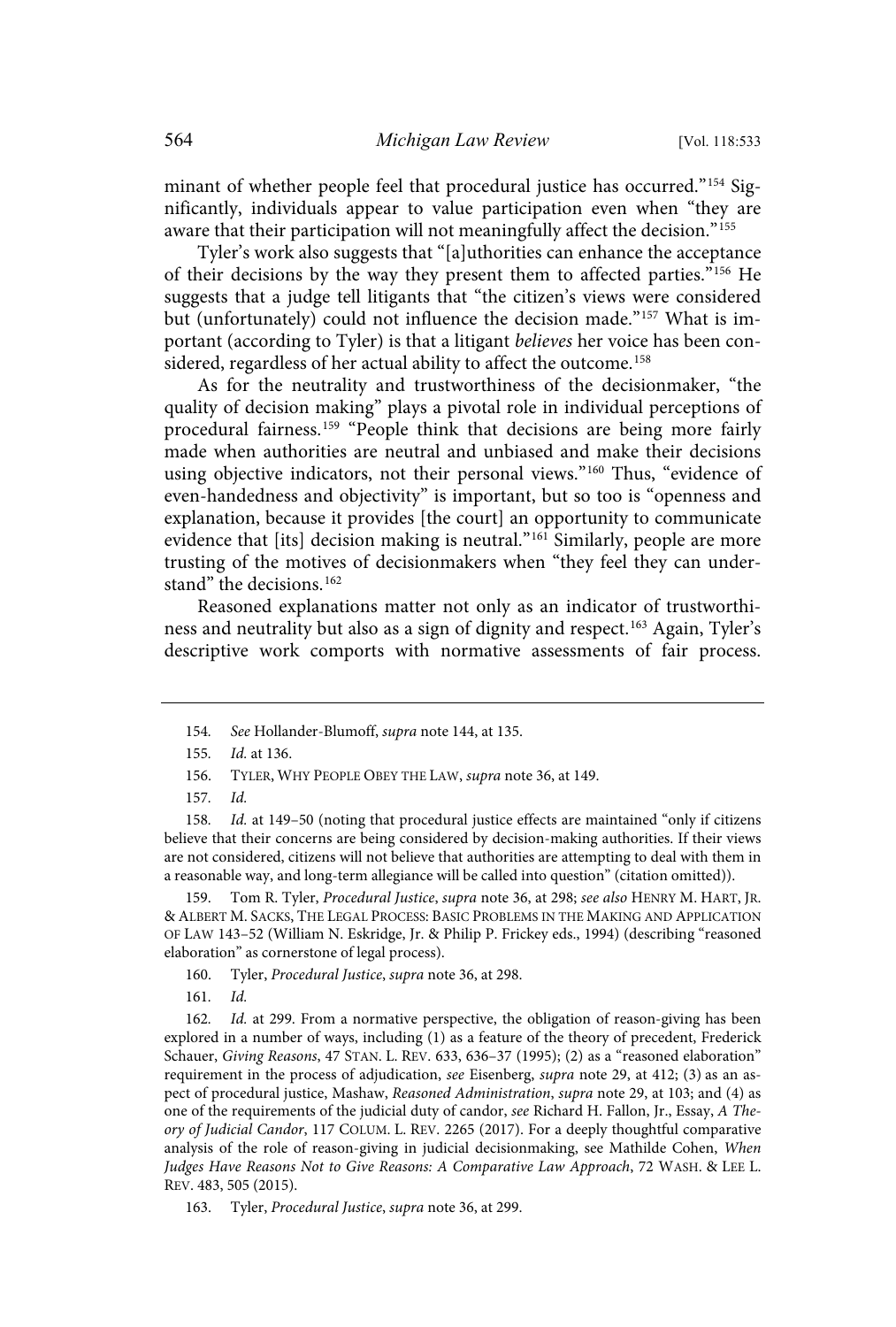minant of whether people feel that procedural justice has occurred."[154] Significantly, individuals appear to value participation even when "they are aware that their participation will not meaningfully affect the decision."[155]

Tyler's work also suggests that "[a]uthorities can enhance the acceptance of their decisions by the way they present them to affected parties."[156] He suggests that a judge tell litigants that "the citizen's views were considered but (unfortunately) could not influence the decision made."[157] What is important (according to Tyler) is that a litigant *believes* her voice has been considered, regardless of her actual ability to affect the outcome.[158]

As for the neutrality and trustworthiness of the decisionmaker, "the quality of decision making" plays a pivotal role in individual perceptions of procedural fairness.[159] "People think that decisions are being more fairly made when authorities are neutral and unbiased and make their decisions using objective indicators, not their personal views."[160] Thus, "evidence of even-handedness and objectivity" is important, but so too is "openness and explanation, because it provides [the court] an opportunity to communicate evidence that [its] decision making is neutral."[161] Similarly, people are more trusting of the motives of decisionmakers when "they feel they can understand" the decisions.[162]

Reasoned explanations matter not only as an indicator of trustworthiness and neutrality but also as a sign of dignity and respect.[163] Again, Tyler's descriptive work comports with normative assessments of fair process.

---

154. *See* Hollander-Blumoff, *supra* note 144, at 135.

155. *Id.* at 136.

156. TYLER, WHY PEOPLE OBEY THE LAW, *supra* note 36, at 149.

157. *Id.*

158. *Id.* at 149–50 (noting that procedural justice effects are maintained "only if citizens believe that their concerns are being considered by decision-making authorities. If their views are not considered, citizens will not believe that authorities are attempting to deal with them in a reasonable way, and long-term allegiance will be called into question" (citation omitted)).

159. Tom R. Tyler, *Procedural Justice*, *supra* note 36, at 298; *see also* HENRY M. HART, JR. & ALBERT M. SACKS, THE LEGAL PROCESS: BASIC PROBLEMS IN THE MAKING AND APPLICATION OF LAW 143–52 (William N. Eskridge, Jr. & Philip P. Frickey eds., 1994) (describing "reasoned elaboration" as cornerstone of legal process).

160. Tyler, *Procedural Justice*, *supra* note 36, at 298.

161. *Id.*

162. *Id.* at 299. From a normative perspective, the obligation of reason-giving has been explored in a number of ways, including (1) as a feature of the theory of precedent, Frederick Schauer, *Giving Reasons*, 47 STAN. L. REV. 633, 636–37 (1995); (2) as a "reasoned elaboration" requirement in the process of adjudication, *see* Eisenberg, *supra* note 29, at 412; (3) as an aspect of procedural justice, Mashaw, *Reasoned Administration*, *supra* note 29, at 103; and (4) as one of the requirements of the judicial duty of candor, *see* Richard H. Fallon, Jr., Essay, *A Theory of Judicial Candor*, 117 COLUM. L. REV. 2265 (2017). For a deeply thoughtful comparative analysis of the role of reason-giving in judicial decisionmaking, see Mathilde Cohen, *When Judges Have Reasons Not to Give Reasons: A Comparative Law Approach*, 72 WASH. & LEE L. REV. 483, 505 (2015).

163. Tyler, *Procedural Justice*, *supra* note 36, at 299.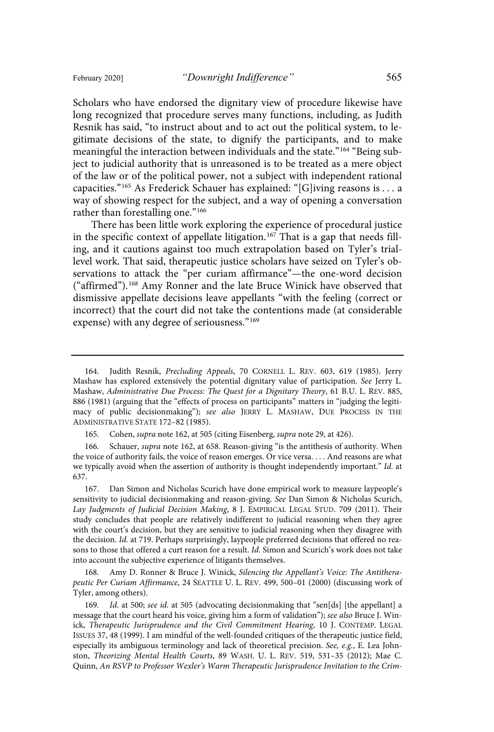Scholars who have endorsed the dignitary view of procedure likewise have long recognized that procedure serves many functions, including, as Judith Resnik has said, "to instruct about and to act out the political system, to legitimate decisions of the state, to dignify the participants, and to make meaningful the interaction between individuals and the state."[164] "Being subject to judicial authority that is unreasoned is to be treated as a mere object of the law or of the political power, not a subject with independent rational capacities."[165] As Frederick Schauer has explained: "[G]iving reasons is . . . a way of showing respect for the subject, and a way of opening a conversation rather than forestalling one."[166]

There has been little work exploring the experience of procedural justice in the specific context of appellate litigation.[167] That is a gap that needs filling, and it cautions against too much extrapolation based on Tyler's trial-level work. That said, therapeutic justice scholars have seized on Tyler's observations to attack the "per curiam affirmance"—the one-word decision ("affirmed").[168] Amy Ronner and the late Bruce Winick have observed that dismissive appellate decisions leave appellants "with the feeling (correct or incorrect) that the court did not take the contentions made (at considerable expense) with any degree of seriousness."[169]

---

164. Judith Resnik, *Precluding Appeals*, 70 CORNELL L. REV. 603, 619 (1985). Jerry Mashaw has explored extensively the potential dignitary value of participation. *See* Jerry L. Mashaw, *Administrative Due Process: The Quest for a Dignitary Theory*, 61 B.U. L. REV. 885, 886 (1981) (arguing that the "effects of process on participants" matters in "judging the legitimacy of public decisionmaking"); *see also* JERRY L. MASHAW, DUE PROCESS IN THE ADMINISTRATIVE STATE 172–82 (1985).

165. Cohen, *supra* note 162, at 505 (citing Eisenberg, *supra* note 29, at 426).

166. Schauer, *supra* note 162, at 658. Reason-giving "is the antithesis of authority. When the voice of authority fails, the voice of reason emerges. Or vice versa. . . . And reasons are what we typically avoid when the assertion of authority is thought independently important." *Id.* at 637.

167. Dan Simon and Nicholas Scurich have done empirical work to measure laypeople's sensitivity to judicial decisionmaking and reason-giving. *See* Dan Simon & Nicholas Scurich, *Lay Judgments of Judicial Decision Making*, 8 J. EMPIRICAL LEGAL STUD. 709 (2011). Their study concludes that people are relatively indifferent to judicial reasoning when they agree with the court's decision, but they are sensitive to judicial reasoning when they disagree with the decision. *Id.* at 719. Perhaps surprisingly, laypeople preferred decisions that offered no reasons to those that offered a curt reason for a result. *Id.* Simon and Scurich's work does not take into account the subjective experience of litigants themselves.

168. Amy D. Ronner & Bruce J. Winick, *Silencing the Appellant's Voice: The Antitherapeutic Per Curiam Affirmance*, 24 SEATTLE U. L. REV. 499, 500–01 (2000) (discussing work of Tyler, among others).

169. *Id.* at 500; *see id.* at 505 (advocating decisionmaking that "sen[ds] [the appellant] a message that the court heard his voice, giving him a form of validation"); *see also* Bruce J. Winick, *Therapeutic Jurisprudence and the Civil Commitment Hearing*, 10 J. CONTEMP. LEGAL ISSUES 37, 48 (1999). I am mindful of the well-founded critiques of the therapeutic justice field, especially its ambiguous terminology and lack of theoretical precision. *See, e.g.*, E. Lea Johnston, *Theorizing Mental Health Courts*, 89 WASH. U. L. REV. 519, 531–35 (2012); Mae C. Quinn, *An RSVP to Professor Wexler's Warm Therapeutic Jurisprudence Invitation to the Crim-*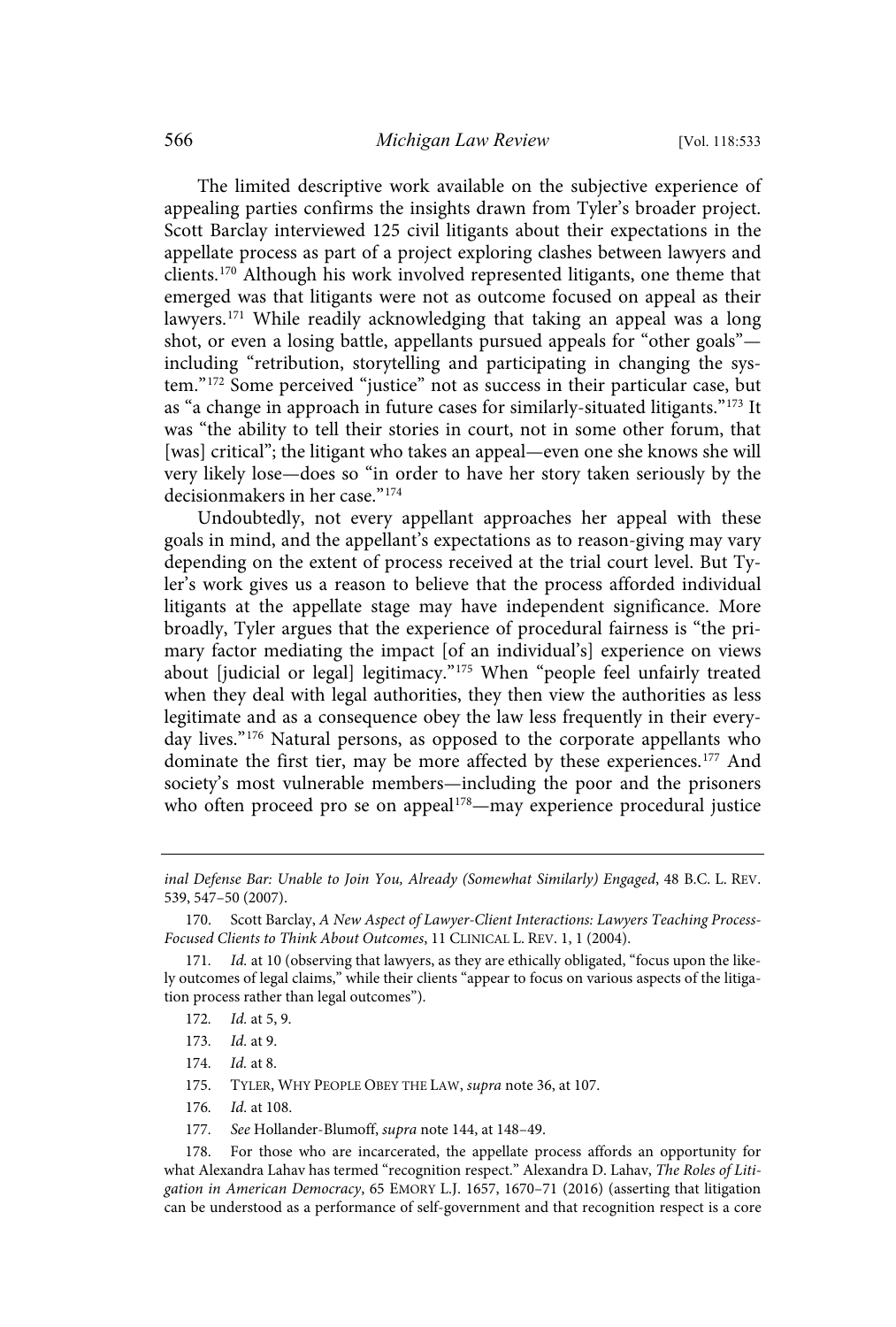The limited descriptive work available on the subjective experience of appealing parties confirms the insights drawn from Tyler's broader project. Scott Barclay interviewed 125 civil litigants about their expectations in the appellate process as part of a project exploring clashes between lawyers and clients.[170] Although his work involved represented litigants, one theme that emerged was that litigants were not as outcome focused on appeal as their lawyers.[171] While readily acknowledging that taking an appeal was a long shot, or even a losing battle, appellants pursued appeals for "other goals"—including "retribution, storytelling and participating in changing the system."[172] Some perceived "justice" not as success in their particular case, but as "a change in approach in future cases for similarly-situated litigants."[173] It was "the ability to tell their stories in court, not in some other forum, that [was] critical"; the litigant who takes an appeal—even one she knows she will very likely lose—does so "in order to have her story taken seriously by the decisionmakers in her case."[174]

Undoubtedly, not every appellant approaches her appeal with these goals in mind, and the appellant's expectations as to reason-giving may vary depending on the extent of process received at the trial court level. But Tyler's work gives us a reason to believe that the process afforded individual litigants at the appellate stage may have independent significance. More broadly, Tyler argues that the experience of procedural fairness is "the primary factor mediating the impact [of an individual's] experience on views about [judicial or legal] legitimacy."[175] When "people feel unfairly treated when they deal with legal authorities, they then view the authorities as less legitimate and as a consequence obey the law less frequently in their everyday lives."[176] Natural persons, as opposed to the corporate appellants who dominate the first tier, may be more affected by these experiences.[177] And society's most vulnerable members—including the poor and the prisoners who often proceed pro se on appeal[178]—may experience procedural justice

---

*inal Defense Bar: Unable to Join You, Already (Somewhat Similarly) Engaged*, 48 B.C. L. REV. 539, 547–50 (2007).

170. Scott Barclay, *A New Aspect of Lawyer-Client Interactions: Lawyers Teaching Process-Focused Clients to Think About Outcomes*, 11 CLINICAL L. REV. 1, 1 (2004).

171. *Id.* at 10 (observing that lawyers, as they are ethically obligated, "focus upon the likely outcomes of legal claims," while their clients "appear to focus on various aspects of the litigation process rather than legal outcomes").

172. *Id.* at 5, 9.

173. *Id.* at 9.

174. *Id.* at 8.

175. TYLER, WHY PEOPLE OBEY THE LAW, *supra* note 36, at 107.

176. *Id.* at 108.

177. *See* Hollander-Blumoff, *supra* note 144, at 148–49.

178. For those who are incarcerated, the appellate process affords an opportunity for what Alexandra Lahav has termed "recognition respect." Alexandra D. Lahav, *The Roles of Litigation in American Democracy*, 65 EMORY L.J. 1657, 1670–71 (2016) (asserting that litigation can be understood as a performance of self-government and that recognition respect is a core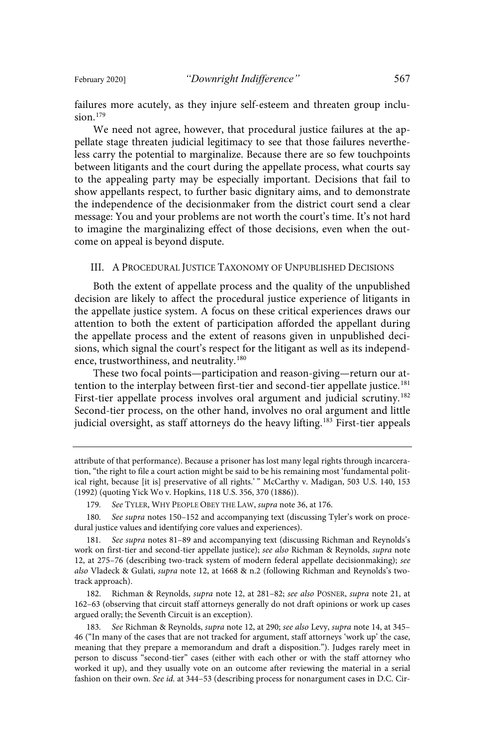failures more acutely, as they injure self-esteem and threaten group inclusion.[179]

We need not agree, however, that procedural justice failures at the appellate stage threaten judicial legitimacy to see that those failures nevertheless carry the potential to marginalize. Because there are so few touchpoints between litigants and the court during the appellate process, what courts say to the appealing party may be especially important. Decisions that fail to show appellants respect, to further basic dignitary aims, and to demonstrate the independence of the decisionmaker from the district court send a clear message: You and your problems are not worth the court's time. It's not hard to imagine the marginalizing effect of those decisions, even when the outcome on appeal is beyond dispute.

## III. A Procedural Justice Taxonomy of Unpublished Decisions

Both the extent of appellate process and the quality of the unpublished decision are likely to affect the procedural justice experience of litigants in the appellate justice system. A focus on these critical experiences draws our attention to both the extent of participation afforded the appellant during the appellate process and the extent of reasons given in unpublished decisions, which signal the court's respect for the litigant as well as its independence, trustworthiness, and neutrality.[180]

These two focal points—participation and reason-giving—return our attention to the interplay between first-tier and second-tier appellate justice.[181] First-tier appellate process involves oral argument and judicial scrutiny.[182] Second-tier process, on the other hand, involves no oral argument and little judicial oversight, as staff attorneys do the heavy lifting.[183] First-tier appeals

---

attribute of that performance). Because a prisoner has lost many legal rights through incarceration, "the right to file a court action might be said to be his remaining most 'fundamental political right, because [it is] preservative of all rights.' " McCarthy v. Madigan, 503 U.S. 140, 153 (1992) (quoting Yick Wo v. Hopkins, 118 U.S. 356, 370 (1886)).

179. *See* Tyler, Why People Obey the Law, *supra* note 36, at 176.

180. *See supra* notes 150–152 and accompanying text (discussing Tyler's work on procedural justice values and identifying core values and experiences).

181. *See supra* notes 81–89 and accompanying text (discussing Richman and Reynolds's work on first-tier and second-tier appellate justice); *see also* Richman & Reynolds, *supra* note 12, at 275–76 (describing two-track system of modern federal appellate decisionmaking); *see also* Vladeck & Gulati, *supra* note 12, at 1668 & n.2 (following Richman and Reynolds's two-track approach).

182. Richman & Reynolds, *supra* note 12, at 281–82; *see also* Posner, *supra* note 21, at 162–63 (observing that circuit staff attorneys generally do not draft opinions or work up cases argued orally; the Seventh Circuit is an exception).

183. *See* Richman & Reynolds, *supra* note 12, at 290; *see also* Levy, *supra* note 14, at 345–46 ("In many of the cases that are not tracked for argument, staff attorneys 'work up' the case, meaning that they prepare a memorandum and draft a disposition."). Judges rarely meet in person to discuss "second-tier" cases (either with each other or with the staff attorney who worked it up), and they usually vote on an outcome after reviewing the material in a serial fashion on their own. *See id.* at 344–53 (describing process for nonargument cases in D.C. Cir-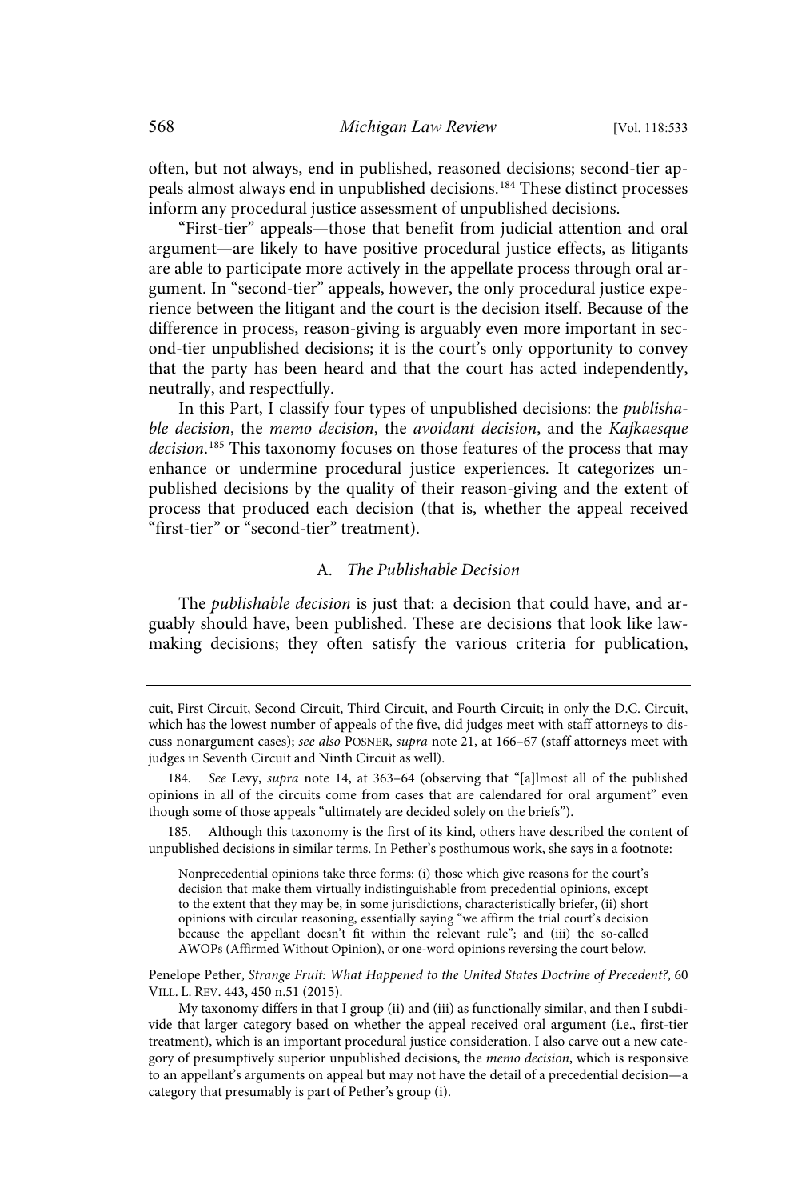often, but not always, end in published, reasoned decisions; second-tier appeals almost always end in unpublished decisions.[184] These distinct processes inform any procedural justice assessment of unpublished decisions.

"First-tier" appeals—those that benefit from judicial attention and oral argument—are likely to have positive procedural justice effects, as litigants are able to participate more actively in the appellate process through oral argument. In "second-tier" appeals, however, the only procedural justice experience between the litigant and the court is the decision itself. Because of the difference in process, reason-giving is arguably even more important in second-tier unpublished decisions; it is the court's only opportunity to convey that the party has been heard and that the court has acted independently, neutrally, and respectfully.

In this Part, I classify four types of unpublished decisions: the *publishable decision*, the *memo decision*, the *avoidant decision*, and the *Kafkaesque decision*.[185] This taxonomy focuses on those features of the process that may enhance or undermine procedural justice experiences. It categorizes unpublished decisions by the quality of their reason-giving and the extent of process that produced each decision (that is, whether the appeal received "first-tier" or "second-tier" treatment).

### A. *The Publishable Decision*

The *publishable decision* is just that: a decision that could have, and arguably should have, been published. These are decisions that look like lawmaking decisions; they often satisfy the various criteria for publication,

---

cuit, First Circuit, Second Circuit, Third Circuit, and Fourth Circuit; in only the D.C. Circuit, which has the lowest number of appeals of the five, did judges meet with staff attorneys to discuss nonargument cases); *see also* POSNER, *supra* note 21, at 166–67 (staff attorneys meet with judges in Seventh Circuit and Ninth Circuit as well).

184. *See* Levy, *supra* note 14, at 363–64 (observing that "[a]lmost all of the published opinions in all of the circuits come from cases that are calendared for oral argument" even though some of those appeals "ultimately are decided solely on the briefs").

185. Although this taxonomy is the first of its kind, others have described the content of unpublished decisions in similar terms. In Pether's posthumous work, she says in a footnote:

> Nonprecedential opinions take three forms: (i) those which give reasons for the court's decision that make them virtually indistinguishable from precedential opinions, except to the extent that they may be, in some jurisdictions, characteristically briefer, (ii) short opinions with circular reasoning, essentially saying "we affirm the trial court's decision because the appellant doesn't fit within the relevant rule"; and (iii) the so-called AWOPs (Affirmed Without Opinion), or one-word opinions reversing the court below.

Penelope Pether, *Strange Fruit: What Happened to the United States Doctrine of Precedent?*, 60 VILL. L. REV. 443, 450 n.51 (2015).

My taxonomy differs in that I group (ii) and (iii) as functionally similar, and then I subdivide that larger category based on whether the appeal received oral argument (i.e., first-tier treatment), which is an important procedural justice consideration. I also carve out a new category of presumptively superior unpublished decisions, the *memo decision*, which is responsive to an appellant's arguments on appeal but may not have the detail of a precedential decision—a category that presumably is part of Pether's group (i).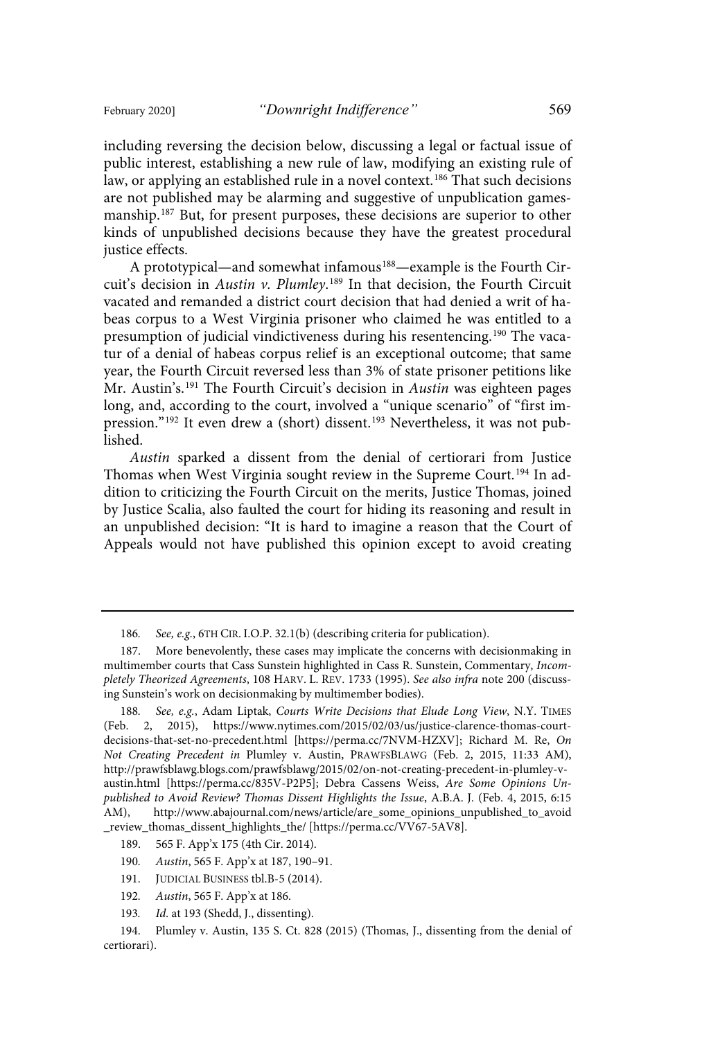including reversing the decision below, discussing a legal or factual issue of public interest, establishing a new rule of law, modifying an existing rule of law, or applying an established rule in a novel context.[186] That such decisions are not published may be alarming and suggestive of unpublication gamesmanship.[187] But, for present purposes, these decisions are superior to other kinds of unpublished decisions because they have the greatest procedural justice effects.

A prototypical—and somewhat infamous[188]—example is the Fourth Circuit's decision in *Austin v. Plumley*.[189] In that decision, the Fourth Circuit vacated and remanded a district court decision that had denied a writ of habeas corpus to a West Virginia prisoner who claimed he was entitled to a presumption of judicial vindictiveness during his resentencing.[190] The vacatur of a denial of habeas corpus relief is an exceptional outcome; that same year, the Fourth Circuit reversed less than 3% of state prisoner petitions like Mr. Austin's.[191] The Fourth Circuit's decision in *Austin* was eighteen pages long, and, according to the court, involved a "unique scenario" of "first impression."[192] It even drew a (short) dissent.[193] Nevertheless, it was not published.

*Austin* sparked a dissent from the denial of certiorari from Justice Thomas when West Virginia sought review in the Supreme Court.[194] In addition to criticizing the Fourth Circuit on the merits, Justice Thomas, joined by Justice Scalia, also faulted the court for hiding its reasoning and result in an unpublished decision: "It is hard to imagine a reason that the Court of Appeals would not have published this opinion except to avoid creating

---

186. *See, e.g.*, 6TH CIR. I.O.P. 32.1(b) (describing criteria for publication).

187. More benevolently, these cases may implicate the concerns with decisionmaking in multimember courts that Cass Sunstein highlighted in Cass R. Sunstein, Commentary, *Incompletely Theorized Agreements*, 108 HARV. L. REV. 1733 (1995). *See also infra* note 200 (discussing Sunstein's work on decisionmaking by multimember bodies).

188. *See, e.g.*, Adam Liptak, *Courts Write Decisions that Elude Long View*, N.Y. TIMES (Feb. 2, 2015), https://www.nytimes.com/2015/02/03/us/justice-clarence-thomas-court-decisions-that-set-no-precedent.html [https://perma.cc/7NVM-HZXV]; Richard M. Re, *On Not Creating Precedent in* Plumley v. Austin, PRAWFSBLAWG (Feb. 2, 2015, 11:33 AM), http://prawfsblawg.blogs.com/prawfsblawg/2015/02/on-not-creating-precedent-in-plumley-v-austin.html [https://perma.cc/835V-P2P5]; Debra Cassens Weiss, *Are Some Opinions Unpublished to Avoid Review? Thomas Dissent Highlights the Issue*, A.B.A. J. (Feb. 4, 2015, 6:15 AM), http://www.abajournal.com/news/article/are_some_opinions_unpublished_to_avoid_review_thomas_dissent_highlights_the/ [https://perma.cc/VV67-5AV8].

189. 565 F. App'x 175 (4th Cir. 2014).

190. *Austin*, 565 F. App'x at 187, 190–91.

191. JUDICIAL BUSINESS tbl.B-5 (2014).

192. *Austin*, 565 F. App'x at 186.

193. *Id.* at 193 (Shedd, J., dissenting).

194. Plumley v. Austin, 135 S. Ct. 828 (2015) (Thomas, J., dissenting from the denial of certiorari).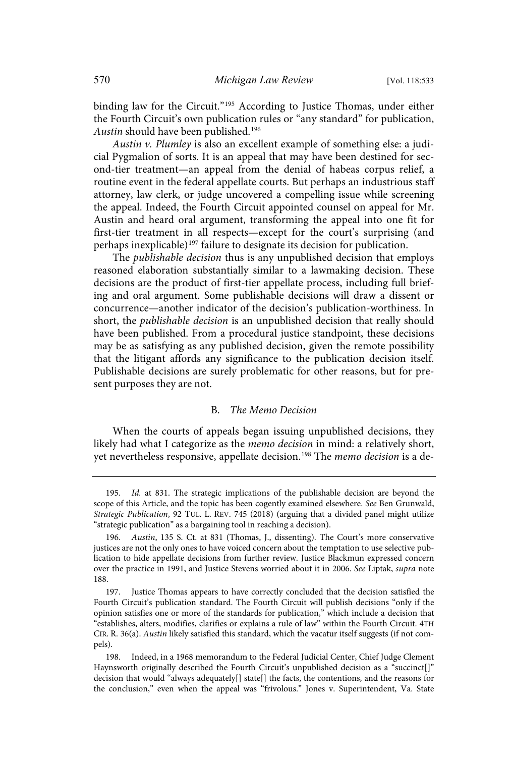binding law for the Circuit."[195] According to Justice Thomas, under either the Fourth Circuit's own publication rules or "any standard" for publication, *Austin* should have been published.[196]

*Austin v. Plumley* is also an excellent example of something else: a judicial Pygmalion of sorts. It is an appeal that may have been destined for second-tier treatment—an appeal from the denial of habeas corpus relief, a routine event in the federal appellate courts. But perhaps an industrious staff attorney, law clerk, or judge uncovered a compelling issue while screening the appeal. Indeed, the Fourth Circuit appointed counsel on appeal for Mr. Austin and heard oral argument, transforming the appeal into one fit for first-tier treatment in all respects—except for the court's surprising (and perhaps inexplicable)[197] failure to designate its decision for publication.

The *publishable decision* thus is any unpublished decision that employs reasoned elaboration substantially similar to a lawmaking decision. These decisions are the product of first-tier appellate process, including full briefing and oral argument. Some publishable decisions will draw a dissent or concurrence—another indicator of the decision's publication-worthiness. In short, the *publishable decision* is an unpublished decision that really should have been published. From a procedural justice standpoint, these decisions may be as satisfying as any published decision, given the remote possibility that the litigant affords any significance to the publication decision itself. Publishable decisions are surely problematic for other reasons, but for present purposes they are not.

### B. *The Memo Decision*

When the courts of appeals began issuing unpublished decisions, they likely had what I categorize as the *memo decision* in mind: a relatively short, yet nevertheless responsive, appellate decision.[198] The *memo decision* is a de-

---

195. *Id.* at 831. The strategic implications of the publishable decision are beyond the scope of this Article, and the topic has been cogently examined elsewhere. *See* Ben Grunwald, *Strategic Publication*, 92 TUL. L. REV. 745 (2018) (arguing that a divided panel might utilize "strategic publication" as a bargaining tool in reaching a decision).

196. *Austin*, 135 S. Ct. at 831 (Thomas, J., dissenting). The Court's more conservative justices are not the only ones to have voiced concern about the temptation to use selective publication to hide appellate decisions from further review. Justice Blackmun expressed concern over the practice in 1991, and Justice Stevens worried about it in 2006. *See* Liptak, *supra* note 188.

197. Justice Thomas appears to have correctly concluded that the decision satisfied the Fourth Circuit's publication standard. The Fourth Circuit will publish decisions "only if the opinion satisfies one or more of the standards for publication," which include a decision that "establishes, alters, modifies, clarifies or explains a rule of law" within the Fourth Circuit. 4TH CIR. R. 36(a). *Austin* likely satisfied this standard, which the vacatur itself suggests (if not compels).

198. Indeed, in a 1968 memorandum to the Federal Judicial Center, Chief Judge Clement Haynsworth originally described the Fourth Circuit's unpublished decision as a "succinct[]" decision that would "always adequately[] state[] the facts, the contentions, and the reasons for the conclusion," even when the appeal was "frivolous." Jones v. Superintendent, Va. State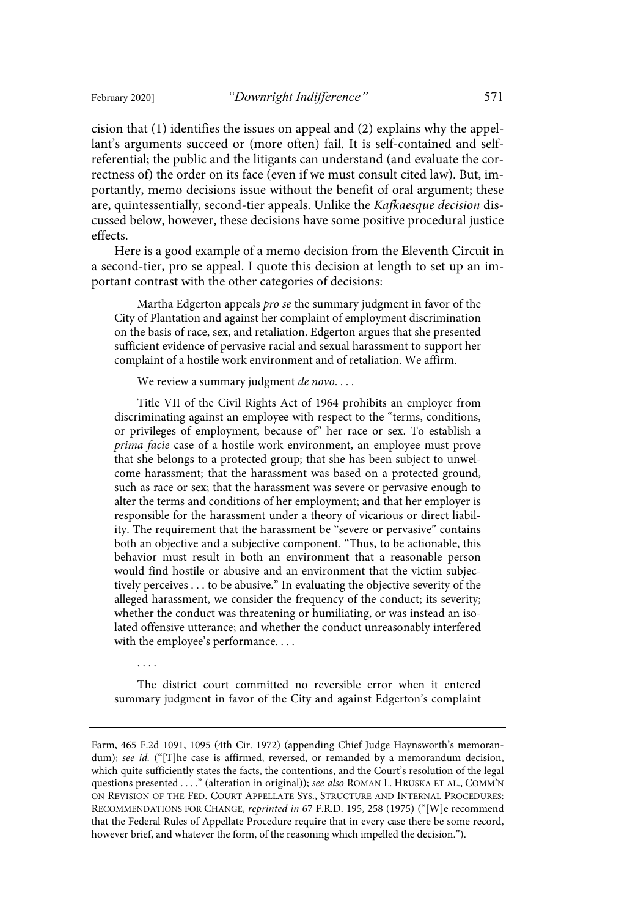cision that (1) identifies the issues on appeal and (2) explains why the appellant's arguments succeed or (more often) fail. It is self-contained and self-referential; the public and the litigants can understand (and evaluate the correctness of) the order on its face (even if we must consult cited law). But, importantly, memo decisions issue without the benefit of oral argument; these are, quintessentially, second-tier appeals. Unlike the *Kafkaesque decision* discussed below, however, these decisions have some positive procedural justice effects.

Here is a good example of a memo decision from the Eleventh Circuit in a second-tier, pro se appeal. I quote this decision at length to set up an important contrast with the other categories of decisions:

> Martha Edgerton appeals *pro se* the summary judgment in favor of the City of Plantation and against her complaint of employment discrimination on the basis of race, sex, and retaliation. Edgerton argues that she presented sufficient evidence of pervasive racial and sexual harassment to support her complaint of a hostile work environment and of retaliation. We affirm.
>
> We review a summary judgment *de novo*. . . .
>
> Title VII of the Civil Rights Act of 1964 prohibits an employer from discriminating against an employee with respect to the "terms, conditions, or privileges of employment, because of" her race or sex. To establish a *prima facie* case of a hostile work environment, an employee must prove that she belongs to a protected group; that she has been subject to unwelcome harassment; that the harassment was based on a protected ground, such as race or sex; that the harassment was severe or pervasive enough to alter the terms and conditions of her employment; and that her employer is responsible for the harassment under a theory of vicarious or direct liability. The requirement that the harassment be "severe or pervasive" contains both an objective and a subjective component. "Thus, to be actionable, this behavior must result in both an environment that a reasonable person would find hostile or abusive and an environment that the victim subjectively perceives . . . to be abusive." In evaluating the objective severity of the alleged harassment, we consider the frequency of the conduct; its severity; whether the conduct was threatening or humiliating, or was instead an isolated offensive utterance; and whether the conduct unreasonably interfered with the employee's performance. . . .
>
> . . . .
>
> The district court committed no reversible error when it entered summary judgment in favor of the City and against Edgerton's complaint

---

Farm, 465 F.2d 1091, 1095 (4th Cir. 1972) (appending Chief Judge Haynsworth's memorandum); *see id.* ("[T]he case is affirmed, reversed, or remanded by a memorandum decision, which quite sufficiently states the facts, the contentions, and the Court's resolution of the legal questions presented . . . ." (alteration in original)); *see also* ROMAN L. HRUSKA ET AL., COMM'N ON REVISION OF THE FED. COURT APPELLATE SYS., STRUCTURE AND INTERNAL PROCEDURES: RECOMMENDATIONS FOR CHANGE, *reprinted in* 67 F.R.D. 195, 258 (1975) ("[W]e recommend that the Federal Rules of Appellate Procedure require that in every case there be some record, however brief, and whatever the form, of the reasoning which impelled the decision.").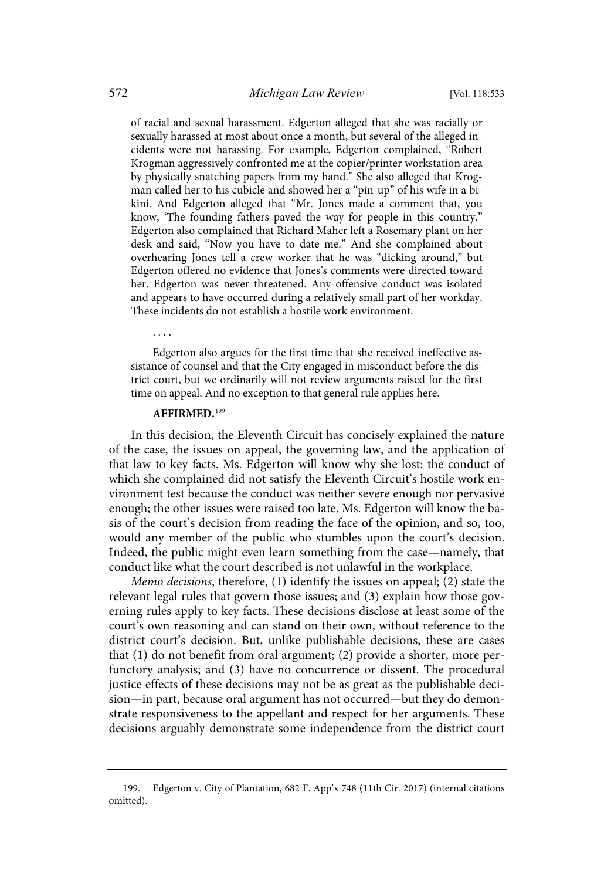of racial and sexual harassment. Edgerton alleged that she was racially or sexually harassed at most about once a month, but several of the alleged incidents were not harassing. For example, Edgerton complained, "Robert Krogman aggressively confronted me at the copier/printer workstation area by physically snatching papers from my hand." She also alleged that Krogman called her to his cubicle and showed her a "pin-up" of his wife in a bikini. And Edgerton alleged that "Mr. Jones made a comment that, you know, 'The founding fathers paved the way for people in this country.'" Edgerton also complained that Richard Maher left a Rosemary plant on her desk and said, "Now you have to date me." And she complained about overhearing Jones tell a crew worker that he was "dicking around," but Edgerton offered no evidence that Jones's comments were directed toward her. Edgerton was never threatened. Any offensive conduct was isolated and appears to have occurred during a relatively small part of her workday. These incidents do not establish a hostile work environment.

> . . . .

> Edgerton also argues for the first time that she received ineffective assistance of counsel and that the City engaged in misconduct before the district court, but we ordinarily will not review arguments raised for the first time on appeal. And no exception to that general rule applies here.

> **AFFIRMED.**[199]

In this decision, the Eleventh Circuit has concisely explained the nature of the case, the issues on appeal, the governing law, and the application of that law to key facts. Ms. Edgerton will know why she lost: the conduct of which she complained did not satisfy the Eleventh Circuit's hostile work environment test because the conduct was neither severe enough nor pervasive enough; the other issues were raised too late. Ms. Edgerton will know the basis of the court's decision from reading the face of the opinion, and so, too, would any member of the public who stumbles upon the court's decision. Indeed, the public might even learn something from the case—namely, that conduct like what the court described is not unlawful in the workplace.

*Memo decisions*, therefore, (1) identify the issues on appeal; (2) state the relevant legal rules that govern those issues; and (3) explain how those governing rules apply to key facts. These decisions disclose at least some of the court's own reasoning and can stand on their own, without reference to the district court's decision. But, unlike publishable decisions, these are cases that (1) do not benefit from oral argument; (2) provide a shorter, more perfunctory analysis; and (3) have no concurrence or dissent. The procedural justice effects of these decisions may not be as great as the publishable decision—in part, because oral argument has not occurred—but they do demonstrate responsiveness to the appellant and respect for her arguments. These decisions arguably demonstrate some independence from the district court

---

199. Edgerton v. City of Plantation, 682 F. App'x 748 (11th Cir. 2017) (internal citations omitted).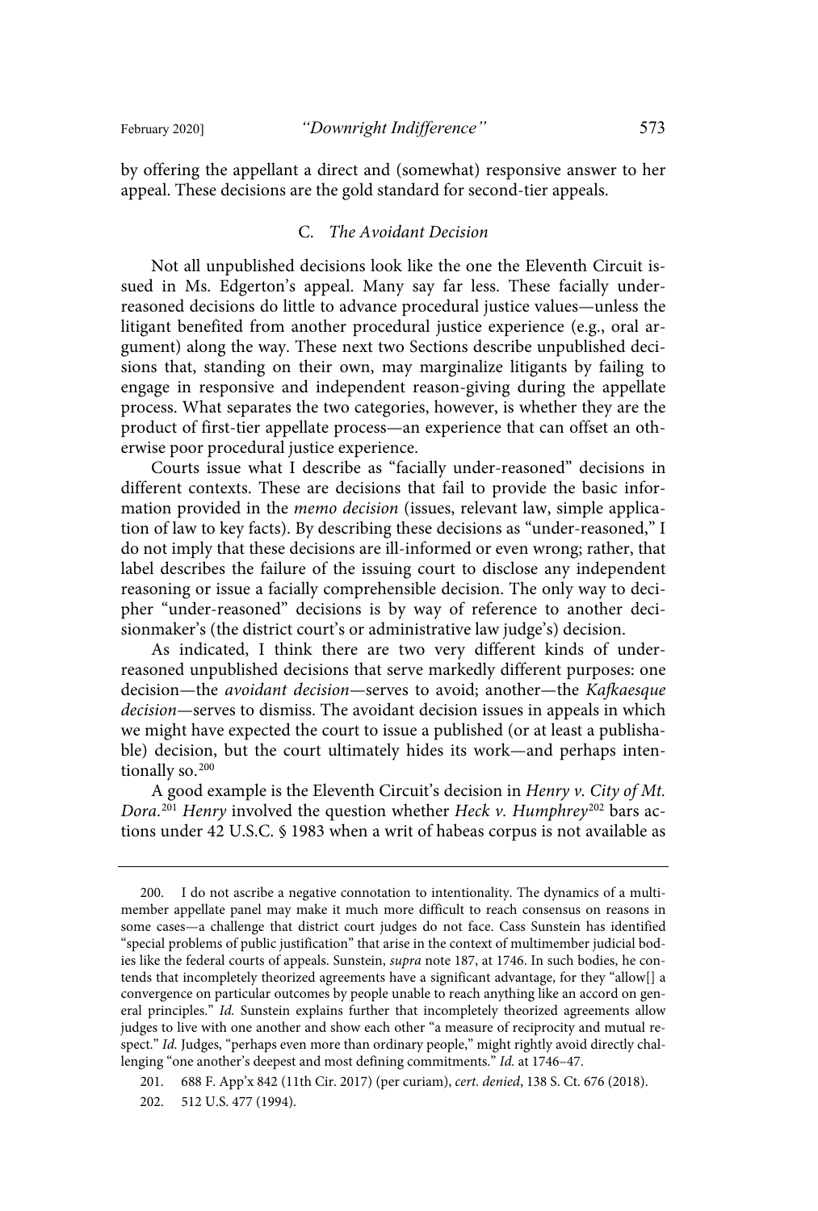by offering the appellant a direct and (somewhat) responsive answer to her appeal. These decisions are the gold standard for second-tier appeals.

### C. *The Avoidant Decision*

Not all unpublished decisions look like the one the Eleventh Circuit issued in Ms. Edgerton's appeal. Many say far less. These facially under-reasoned decisions do little to advance procedural justice values—unless the litigant benefited from another procedural justice experience (e.g., oral argument) along the way. These next two Sections describe unpublished decisions that, standing on their own, may marginalize litigants by failing to engage in responsive and independent reason-giving during the appellate process. What separates the two categories, however, is whether they are the product of first-tier appellate process—an experience that can offset an otherwise poor procedural justice experience.

Courts issue what I describe as "facially under-reasoned" decisions in different contexts. These are decisions that fail to provide the basic information provided in the *memo decision* (issues, relevant law, simple application of law to key facts). By describing these decisions as "under-reasoned," I do not imply that these decisions are ill-informed or even wrong; rather, that label describes the failure of the issuing court to disclose any independent reasoning or issue a facially comprehensible decision. The only way to decipher "under-reasoned" decisions is by way of reference to another decisionmaker's (the district court's or administrative law judge's) decision.

As indicated, I think there are two very different kinds of under-reasoned unpublished decisions that serve markedly different purposes: one decision—the *avoidant decision*—serves to avoid; another—the *Kafkaesque decision*—serves to dismiss. The avoidant decision issues in appeals in which we might have expected the court to issue a published (or at least a publishable) decision, but the court ultimately hides its work—and perhaps intentionally so.[200]

A good example is the Eleventh Circuit's decision in *Henry v. City of Mt. Dora*.[201] *Henry* involved the question whether *Heck v. Humphrey*[202] bars actions under 42 U.S.C. § 1983 when a writ of habeas corpus is not available as

---

200. I do not ascribe a negative connotation to intentionality. The dynamics of a multi-member appellate panel may make it much more difficult to reach consensus on reasons in some cases—a challenge that district court judges do not face. Cass Sunstein has identified "special problems of public justification" that arise in the context of multimember judicial bodies like the federal courts of appeals. Sunstein, *supra* note 187, at 1746. In such bodies, he contends that incompletely theorized agreements have a significant advantage, for they "allow[] a convergence on particular outcomes by people unable to reach anything like an accord on general principles." *Id.* Sunstein explains further that incompletely theorized agreements allow judges to live with one another and show each other "a measure of reciprocity and mutual respect." *Id.* Judges, "perhaps even more than ordinary people," might rightly avoid directly challenging "one another's deepest and most defining commitments." *Id.* at 1746–47.

201. 688 F. App'x 842 (11th Cir. 2017) (per curiam), *cert. denied*, 138 S. Ct. 676 (2018).

202. 512 U.S. 477 (1994).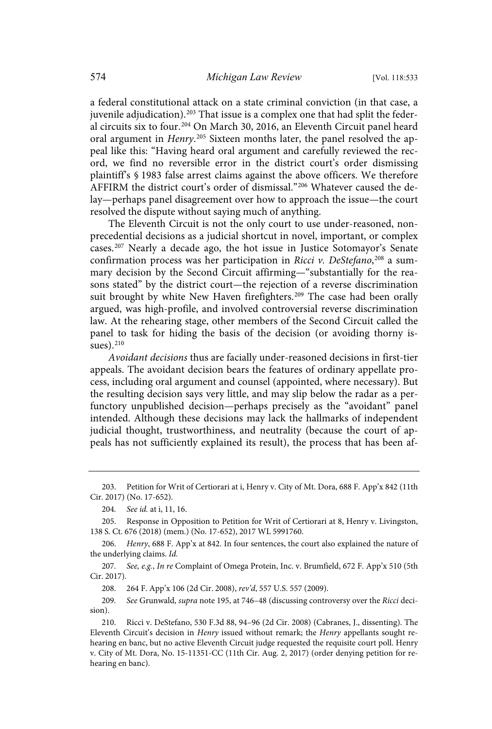a federal constitutional attack on a state criminal conviction (in that case, a juvenile adjudication).[203] That issue is a complex one that had split the federal circuits six to four.[204] On March 30, 2016, an Eleventh Circuit panel heard oral argument in *Henry*.[205] Sixteen months later, the panel resolved the appeal like this: "Having heard oral argument and carefully reviewed the record, we find no reversible error in the district court's order dismissing plaintiff's § 1983 false arrest claims against the above officers. We therefore AFFIRM the district court's order of dismissal."[206] Whatever caused the delay—perhaps panel disagreement over how to approach the issue—the court resolved the dispute without saying much of anything.

The Eleventh Circuit is not the only court to use under-reasoned, nonprecedential decisions as a judicial shortcut in novel, important, or complex cases.[207] Nearly a decade ago, the hot issue in Justice Sotomayor's Senate confirmation process was her participation in *Ricci v. DeStefano*,[208] a summary decision by the Second Circuit affirming—"substantially for the reasons stated" by the district court—the rejection of a reverse discrimination suit brought by white New Haven firefighters.[209] The case had been orally argued, was high-profile, and involved controversial reverse discrimination law. At the rehearing stage, other members of the Second Circuit called the panel to task for hiding the basis of the decision (or avoiding thorny issues).[210]

*Avoidant decisions* thus are facially under-reasoned decisions in first-tier appeals. The avoidant decision bears the features of ordinary appellate process, including oral argument and counsel (appointed, where necessary). But the resulting decision says very little, and may slip below the radar as a perfunctory unpublished decision—perhaps precisely as the "avoidant" panel intended. Although these decisions may lack the hallmarks of independent judicial thought, trustworthiness, and neutrality (because the court of appeals has not sufficiently explained its result), the process that has been af-

---

203. Petition for Writ of Certiorari at i, Henry v. City of Mt. Dora, 688 F. App'x 842 (11th Cir. 2017) (No. 17-652).

204. *See id.* at i, 11, 16.

205. Response in Opposition to Petition for Writ of Certiorari at 8, Henry v. Livingston, 138 S. Ct. 676 (2018) (mem.) (No. 17-652), 2017 WL 5991760.

206. *Henry*, 688 F. App'x at 842. In four sentences, the court also explained the nature of the underlying claims. *Id.*

207. *See, e.g.*, *In re* Complaint of Omega Protein, Inc. v. Brumfield, 672 F. App'x 510 (5th Cir. 2017).

208. 264 F. App'x 106 (2d Cir. 2008), *rev'd*, 557 U.S. 557 (2009).

209. *See* Grunwald, *supra* note 195, at 746–48 (discussing controversy over the *Ricci* decision).

210. Ricci v. DeStefano, 530 F.3d 88, 94–96 (2d Cir. 2008) (Cabranes, J., dissenting). The Eleventh Circuit's decision in *Henry* issued without remark; the *Henry* appellants sought rehearing en banc, but no active Eleventh Circuit judge requested the requisite court poll. Henry v. City of Mt. Dora, No. 15-11351-CC (11th Cir. Aug. 2, 2017) (order denying petition for rehearing en banc).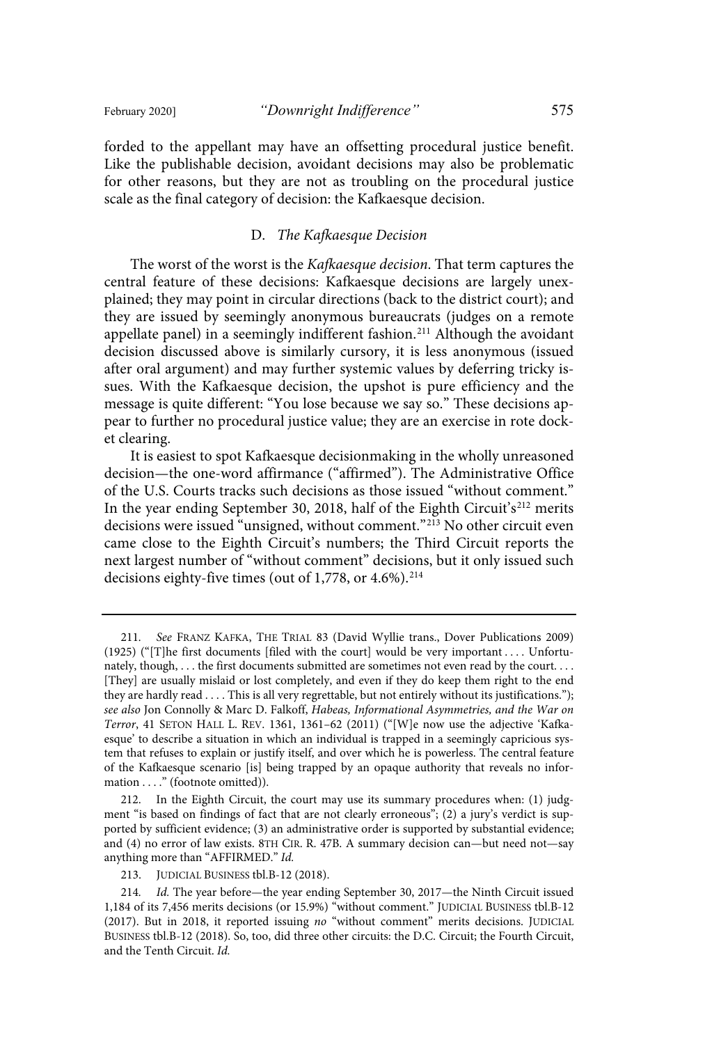forded to the appellant may have an offsetting procedural justice benefit. Like the publishable decision, avoidant decisions may also be problematic for other reasons, but they are not as troubling on the procedural justice scale as the final category of decision: the Kafkaesque decision.

### D. *The Kafkaesque Decision*

The worst of the worst is the *Kafkaesque decision*. That term captures the central feature of these decisions: Kafkaesque decisions are largely unexplained; they may point in circular directions (back to the district court); and they are issued by seemingly anonymous bureaucrats (judges on a remote appellate panel) in a seemingly indifferent fashion.[211] Although the avoidant decision discussed above is similarly cursory, it is less anonymous (issued after oral argument) and may further systemic values by deferring tricky issues. With the Kafkaesque decision, the upshot is pure efficiency and the message is quite different: "You lose because we say so." These decisions appear to further no procedural justice value; they are an exercise in rote docket clearing.

It is easiest to spot Kafkaesque decisionmaking in the wholly unreasoned decision—the one-word affirmance ("affirmed"). The Administrative Office of the U.S. Courts tracks such decisions as those issued "without comment." In the year ending September 30, 2018, half of the Eighth Circuit's[212] merits decisions were issued "unsigned, without comment."[213] No other circuit even came close to the Eighth Circuit's numbers; the Third Circuit reports the next largest number of "without comment" decisions, but it only issued such decisions eighty-five times (out of 1,778, or 4.6%).[214]

---

211. *See* FRANZ KAFKA, THE TRIAL 83 (David Wyllie trans., Dover Publications 2009) (1925) ("[T]he first documents [filed with the court] would be very important . . . . Unfortunately, though, . . . the first documents submitted are sometimes not even read by the court. . . . [They] are usually mislaid or lost completely, and even if they do keep them right to the end they are hardly read . . . . This is all very regrettable, but not entirely without its justifications."); *see also* Jon Connolly & Marc D. Falkoff, *Habeas, Informational Asymmetries, and the War on Terror*, 41 SETON HALL L. REV. 1361, 1361–62 (2011) ("[W]e now use the adjective 'Kafkaesque' to describe a situation in which an individual is trapped in a seemingly capricious system that refuses to explain or justify itself, and over which he is powerless. The central feature of the Kafkaesque scenario [is] being trapped by an opaque authority that reveals no information . . . ." (footnote omitted)).

212. In the Eighth Circuit, the court may use its summary procedures when: (1) judgment "is based on findings of fact that are not clearly erroneous"; (2) a jury's verdict is supported by sufficient evidence; (3) an administrative order is supported by substantial evidence; and (4) no error of law exists. 8TH CIR. R. 47B. A summary decision can—but need not—say anything more than "AFFIRMED." *Id.*

213. JUDICIAL BUSINESS tbl.B-12 (2018).

214. *Id.* The year before—the year ending September 30, 2017—the Ninth Circuit issued 1,184 of its 7,456 merits decisions (or 15.9%) "without comment." JUDICIAL BUSINESS tbl.B-12 (2017). But in 2018, it reported issuing *no* "without comment" merits decisions. JUDICIAL BUSINESS tbl.B-12 (2018). So, too, did three other circuits: the D.C. Circuit; the Fourth Circuit, and the Tenth Circuit. *Id.*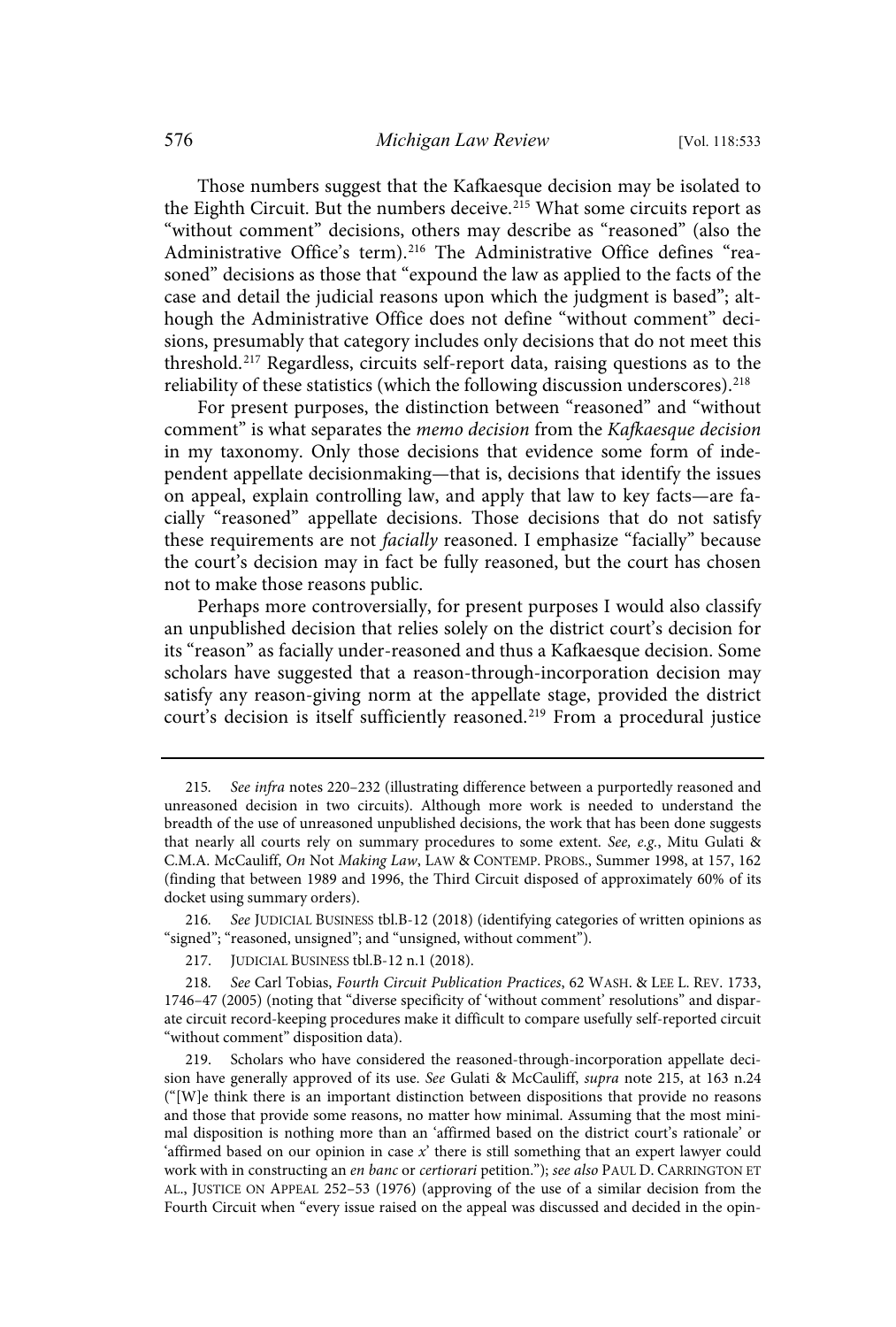Those numbers suggest that the Kafkaesque decision may be isolated to the Eighth Circuit. But the numbers deceive.[215] What some circuits report as "without comment" decisions, others may describe as "reasoned" (also the Administrative Office's term).[216] The Administrative Office defines "reasoned" decisions as those that "expound the law as applied to the facts of the case and detail the judicial reasons upon which the judgment is based"; although the Administrative Office does not define "without comment" decisions, presumably that category includes only decisions that do not meet this threshold.[217] Regardless, circuits self-report data, raising questions as to the reliability of these statistics (which the following discussion underscores).[218]

For present purposes, the distinction between "reasoned" and "without comment" is what separates the *memo decision* from the *Kafkaesque decision* in my taxonomy. Only those decisions that evidence some form of independent appellate decisionmaking—that is, decisions that identify the issues on appeal, explain controlling law, and apply that law to key facts—are facially "reasoned" appellate decisions. Those decisions that do not satisfy these requirements are not *facially* reasoned. I emphasize "facially" because the court's decision may in fact be fully reasoned, but the court has chosen not to make those reasons public.

Perhaps more controversially, for present purposes I would also classify an unpublished decision that relies solely on the district court's decision for its "reason" as facially under-reasoned and thus a Kafkaesque decision. Some scholars have suggested that a reason-through-incorporation decision may satisfy any reason-giving norm at the appellate stage, provided the district court's decision is itself sufficiently reasoned.[219] From a procedural justice

---

215. *See infra* notes 220–232 (illustrating difference between a purportedly reasoned and unreasoned decision in two circuits). Although more work is needed to understand the breadth of the use of unreasoned unpublished decisions, the work that has been done suggests that nearly all courts rely on summary procedures to some extent. *See, e.g.*, Mitu Gulati & C.M.A. McCauliff, *On* Not *Making Law*, LAW & CONTEMP. PROBS., Summer 1998, at 157, 162 (finding that between 1989 and 1996, the Third Circuit disposed of approximately 60% of its docket using summary orders).

216. *See* JUDICIAL BUSINESS tbl.B-12 (2018) (identifying categories of written opinions as "signed"; "reasoned, unsigned"; and "unsigned, without comment").

217. JUDICIAL BUSINESS tbl.B-12 n.1 (2018).

218. *See* Carl Tobias, *Fourth Circuit Publication Practices*, 62 WASH. & LEE L. REV. 1733, 1746–47 (2005) (noting that "diverse specificity of 'without comment' resolutions" and disparate circuit record-keeping procedures make it difficult to compare usefully self-reported circuit "without comment" disposition data).

219. Scholars who have considered the reasoned-through-incorporation appellate decision have generally approved of its use. *See* Gulati & McCauliff, *supra* note 215, at 163 n.24 ("[W]e think there is an important distinction between dispositions that provide no reasons and those that provide some reasons, no matter how minimal. Assuming that the most minimal disposition is nothing more than an 'affirmed based on the district court's rationale' or 'affirmed based on our opinion in case *x*' there is still something that an expert lawyer could work with in constructing an *en banc* or *certiorari* petition."); *see also* PAUL D. CARRINGTON ET AL., JUSTICE ON APPEAL 252–53 (1976) (approving of the use of a similar decision from the Fourth Circuit when "every issue raised on the appeal was discussed and decided in the opin-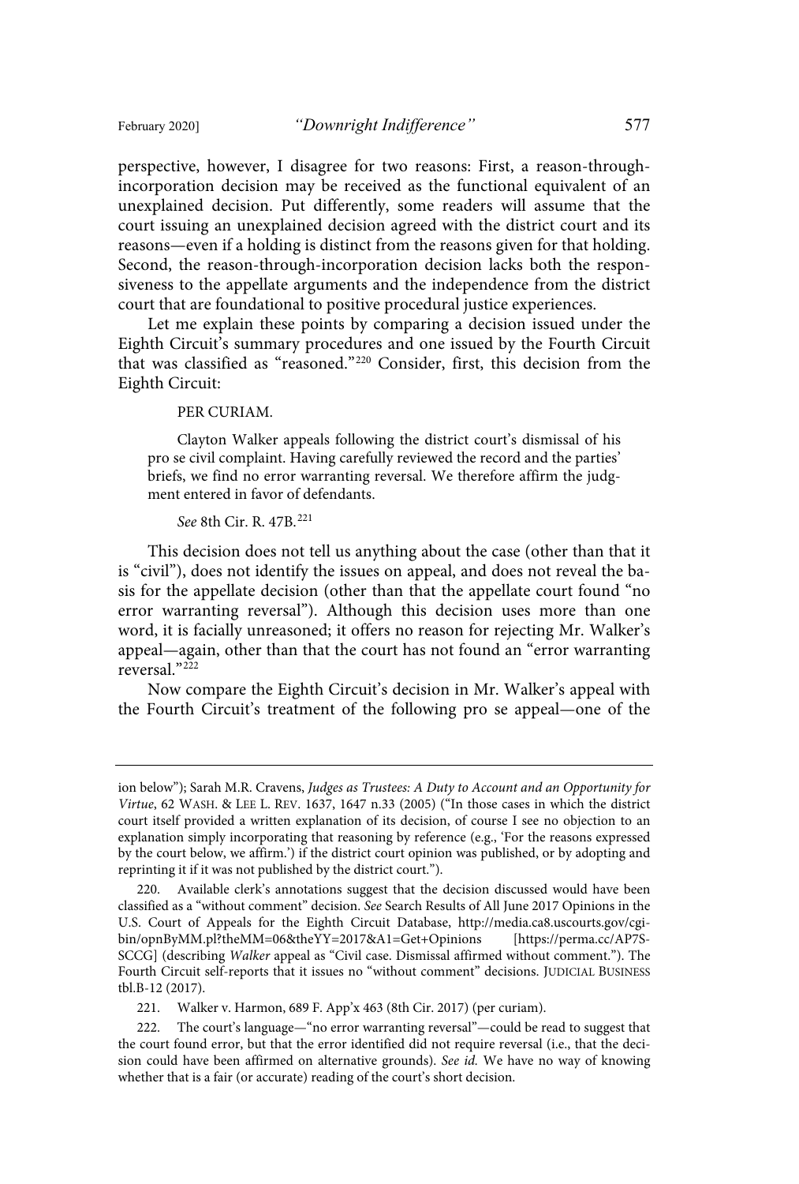perspective, however, I disagree for two reasons: First, a reason-through-incorporation decision may be received as the functional equivalent of an unexplained decision. Put differently, some readers will assume that the court issuing an unexplained decision agreed with the district court and its reasons—even if a holding is distinct from the reasons given for that holding. Second, the reason-through-incorporation decision lacks both the responsiveness to the appellate arguments and the independence from the district court that are foundational to positive procedural justice experiences.

Let me explain these points by comparing a decision issued under the Eighth Circuit's summary procedures and one issued by the Fourth Circuit that was classified as "reasoned."[220] Consider, first, this decision from the Eighth Circuit:

> PER CURIAM.
>
> Clayton Walker appeals following the district court's dismissal of his pro se civil complaint. Having carefully reviewed the record and the parties' briefs, we find no error warranting reversal. We therefore affirm the judgment entered in favor of defendants.
>
> *See* 8th Cir. R. 47B.[221]

This decision does not tell us anything about the case (other than that it is "civil"), does not identify the issues on appeal, and does not reveal the basis for the appellate decision (other than that the appellate court found "no error warranting reversal"). Although this decision uses more than one word, it is facially unreasoned; it offers no reason for rejecting Mr. Walker's appeal—again, other than that the court has not found an "error warranting reversal."[222]

Now compare the Eighth Circuit's decision in Mr. Walker's appeal with the Fourth Circuit's treatment of the following pro se appeal—one of the

---

ion below"); Sarah M.R. Cravens, *Judges as Trustees: A Duty to Account and an Opportunity for Virtue*, 62 WASH. & LEE L. REV. 1637, 1647 n.33 (2005) ("In those cases in which the district court itself provided a written explanation of its decision, of course I see no objection to an explanation simply incorporating that reasoning by reference (e.g., 'For the reasons expressed by the court below, we affirm.') if the district court opinion was published, or by adopting and reprinting it if it was not published by the district court.").

220. Available clerk's annotations suggest that the decision discussed would have been classified as a "without comment" decision. *See* Search Results of All June 2017 Opinions in the U.S. Court of Appeals for the Eighth Circuit Database, http://media.ca8.uscourts.gov/cgi-bin/opnByMM.pl?theMM=06&theYY=2017&A1=Get+Opinions [https://perma.cc/AP7S-SCCG] (describing *Walker* appeal as "Civil case. Dismissal affirmed without comment."). The Fourth Circuit self-reports that it issues no "without comment" decisions. JUDICIAL BUSINESS tbl.B-12 (2017).

221. Walker v. Harmon, 689 F. App'x 463 (8th Cir. 2017) (per curiam).

222. The court's language—"no error warranting reversal"—could be read to suggest that the court found error, but that the error identified did not require reversal (i.e., that the decision could have been affirmed on alternative grounds). *See id.* We have no way of knowing whether that is a fair (or accurate) reading of the court's short decision.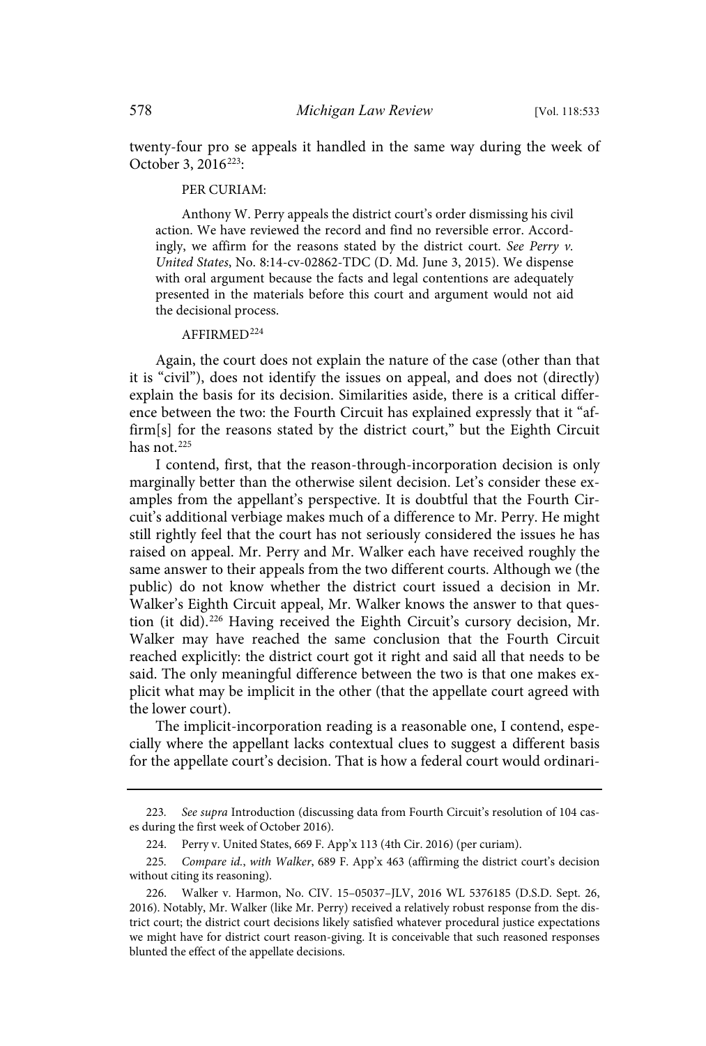twenty-four pro se appeals it handled in the same way during the week of October 3, 2016[223]:

> PER CURIAM:
>
> Anthony W. Perry appeals the district court's order dismissing his civil action. We have reviewed the record and find no reversible error. Accordingly, we affirm for the reasons stated by the district court. *See Perry v. United States*, No. 8:14-cv-02862-TDC (D. Md. June 3, 2015). We dispense with oral argument because the facts and legal contentions are adequately presented in the materials before this court and argument would not aid the decisional process.
>
> AFFIRMED[224]

Again, the court does not explain the nature of the case (other than that it is "civil"), does not identify the issues on appeal, and does not (directly) explain the basis for its decision. Similarities aside, there is a critical difference between the two: the Fourth Circuit has explained expressly that it "affirm[s] for the reasons stated by the district court," but the Eighth Circuit has not.[225]

I contend, first, that the reason-through-incorporation decision is only marginally better than the otherwise silent decision. Let's consider these examples from the appellant's perspective. It is doubtful that the Fourth Circuit's additional verbiage makes much of a difference to Mr. Perry. He might still rightly feel that the court has not seriously considered the issues he has raised on appeal. Mr. Perry and Mr. Walker each have received roughly the same answer to their appeals from the two different courts. Although we (the public) do not know whether the district court issued a decision in Mr. Walker's Eighth Circuit appeal, Mr. Walker knows the answer to that question (it did).[226] Having received the Eighth Circuit's cursory decision, Mr. Walker may have reached the same conclusion that the Fourth Circuit reached explicitly: the district court got it right and said all that needs to be said. The only meaningful difference between the two is that one makes explicit what may be implicit in the other (that the appellate court agreed with the lower court).

The implicit-incorporation reading is a reasonable one, I contend, especially where the appellant lacks contextual clues to suggest a different basis for the appellate court's decision. That is how a federal court would ordinari-

---

223. *See supra* Introduction (discussing data from Fourth Circuit's resolution of 104 cases during the first week of October 2016).

224. Perry v. United States, 669 F. App'x 113 (4th Cir. 2016) (per curiam).

225. *Compare id.*, *with Walker*, 689 F. App'x 463 (affirming the district court's decision without citing its reasoning).

226. Walker v. Harmon, No. CIV. 15–05037–JLV, 2016 WL 5376185 (D.S.D. Sept. 26, 2016). Notably, Mr. Walker (like Mr. Perry) received a relatively robust response from the district court; the district court decisions likely satisfied whatever procedural justice expectations we might have for district court reason-giving. It is conceivable that such reasoned responses blunted the effect of the appellate decisions.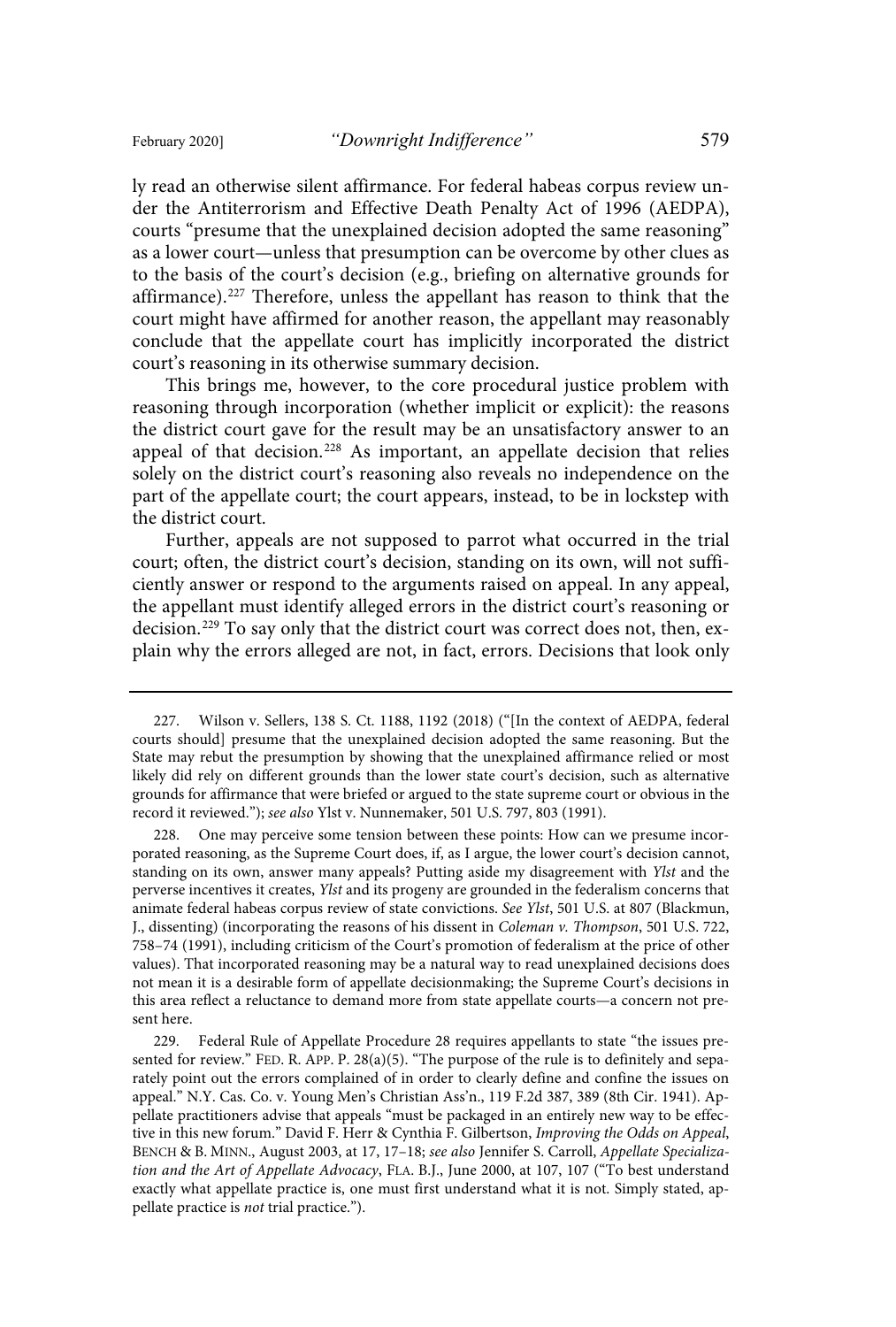ly read an otherwise silent affirmance. For federal habeas corpus review under the Antiterrorism and Effective Death Penalty Act of 1996 (AEDPA), courts "presume that the unexplained decision adopted the same reasoning" as a lower court—unless that presumption can be overcome by other clues as to the basis of the court's decision (e.g., briefing on alternative grounds for affirmance).[227] Therefore, unless the appellant has reason to think that the court might have affirmed for another reason, the appellant may reasonably conclude that the appellate court has implicitly incorporated the district court's reasoning in its otherwise summary decision.

This brings me, however, to the core procedural justice problem with reasoning through incorporation (whether implicit or explicit): the reasons the district court gave for the result may be an unsatisfactory answer to an appeal of that decision.[228] As important, an appellate decision that relies solely on the district court's reasoning also reveals no independence on the part of the appellate court; the court appears, instead, to be in lockstep with the district court.

Further, appeals are not supposed to parrot what occurred in the trial court; often, the district court's decision, standing on its own, will not sufficiently answer or respond to the arguments raised on appeal. In any appeal, the appellant must identify alleged errors in the district court's reasoning or decision.[229] To say only that the district court was correct does not, then, explain why the errors alleged are not, in fact, errors. Decisions that look only

---

227. Wilson v. Sellers, 138 S. Ct. 1188, 1192 (2018) ("[In the context of AEDPA, federal courts should] presume that the unexplained decision adopted the same reasoning. But the State may rebut the presumption by showing that the unexplained affirmance relied or most likely did rely on different grounds than the lower state court's decision, such as alternative grounds for affirmance that were briefed or argued to the state supreme court or obvious in the record it reviewed."); *see also* Ylst v. Nunnemaker, 501 U.S. 797, 803 (1991).

228. One may perceive some tension between these points: How can we presume incorporated reasoning, as the Supreme Court does, if, as I argue, the lower court's decision cannot, standing on its own, answer many appeals? Putting aside my disagreement with *Ylst* and the perverse incentives it creates, *Ylst* and its progeny are grounded in the federalism concerns that animate federal habeas corpus review of state convictions. *See Ylst*, 501 U.S. at 807 (Blackmun, J., dissenting) (incorporating the reasons of his dissent in *Coleman v. Thompson*, 501 U.S. 722, 758–74 (1991), including criticism of the Court's promotion of federalism at the price of other values). That incorporated reasoning may be a natural way to read unexplained decisions does not mean it is a desirable form of appellate decisionmaking; the Supreme Court's decisions in this area reflect a reluctance to demand more from state appellate courts—a concern not present here.

229. Federal Rule of Appellate Procedure 28 requires appellants to state "the issues presented for review." FED. R. APP. P. 28(a)(5). "The purpose of the rule is to definitely and separately point out the errors complained of in order to clearly define and confine the issues on appeal." N.Y. Cas. Co. v. Young Men's Christian Ass'n., 119 F.2d 387, 389 (8th Cir. 1941). Appellate practitioners advise that appeals "must be packaged in an entirely new way to be effective in this new forum." David F. Herr & Cynthia F. Gilbertson, *Improving the Odds on Appeal*, BENCH & B. MINN., August 2003, at 17, 17–18; *see also* Jennifer S. Carroll, *Appellate Specialization and the Art of Appellate Advocacy*, FLA. B.J., June 2000, at 107, 107 ("To best understand exactly what appellate practice is, one must first understand what it is not. Simply stated, appellate practice is *not* trial practice.").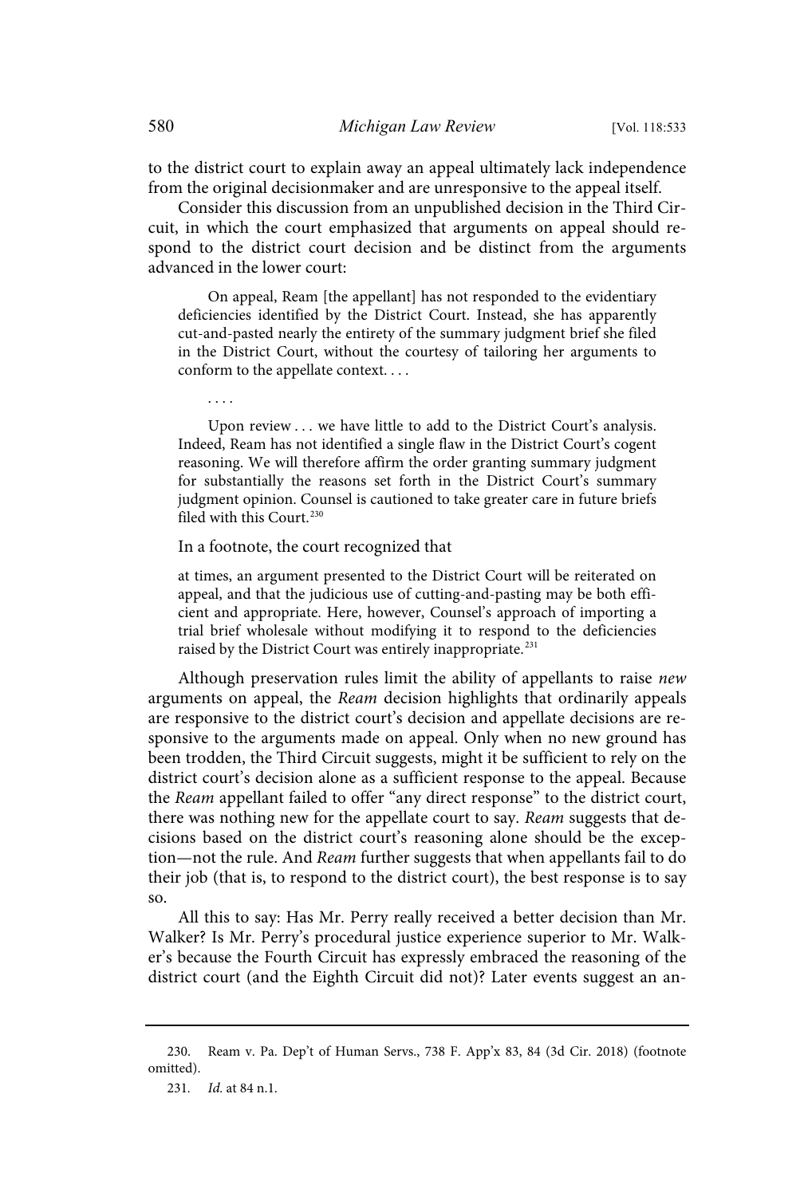to the district court to explain away an appeal ultimately lack independence from the original decisionmaker and are unresponsive to the appeal itself.

Consider this discussion from an unpublished decision in the Third Circuit, in which the court emphasized that arguments on appeal should respond to the district court decision and be distinct from the arguments advanced in the lower court:

> On appeal, Ream [the appellant] has not responded to the evidentiary deficiencies identified by the District Court. Instead, she has apparently cut-and-pasted nearly the entirety of the summary judgment brief she filed in the District Court, without the courtesy of tailoring her arguments to conform to the appellate context. . . .
>
> . . . .
>
> Upon review . . . we have little to add to the District Court's analysis. Indeed, Ream has not identified a single flaw in the District Court's cogent reasoning. We will therefore affirm the order granting summary judgment for substantially the reasons set forth in the District Court's summary judgment opinion. Counsel is cautioned to take greater care in future briefs filed with this Court.[230]

In a footnote, the court recognized that

> at times, an argument presented to the District Court will be reiterated on appeal, and that the judicious use of cutting-and-pasting may be both efficient and appropriate. Here, however, Counsel's approach of importing a trial brief wholesale without modifying it to respond to the deficiencies raised by the District Court was entirely inappropriate.[231]

Although preservation rules limit the ability of appellants to raise *new* arguments on appeal, the *Ream* decision highlights that ordinarily appeals are responsive to the district court's decision and appellate decisions are responsive to the arguments made on appeal. Only when no new ground has been trodden, the Third Circuit suggests, might it be sufficient to rely on the district court's decision alone as a sufficient response to the appeal. Because the *Ream* appellant failed to offer "any direct response" to the district court, there was nothing new for the appellate court to say. *Ream* suggests that decisions based on the district court's reasoning alone should be the exception—not the rule. And *Ream* further suggests that when appellants fail to do their job (that is, to respond to the district court), the best response is to say so.

All this to say: Has Mr. Perry really received a better decision than Mr. Walker? Is Mr. Perry's procedural justice experience superior to Mr. Walker's because the Fourth Circuit has expressly embraced the reasoning of the district court (and the Eighth Circuit did not)? Later events suggest an an-

---

230. Ream v. Pa. Dep't of Human Servs., 738 F. App'x 83, 84 (3d Cir. 2018) (footnote omitted).

231. *Id.* at 84 n.1.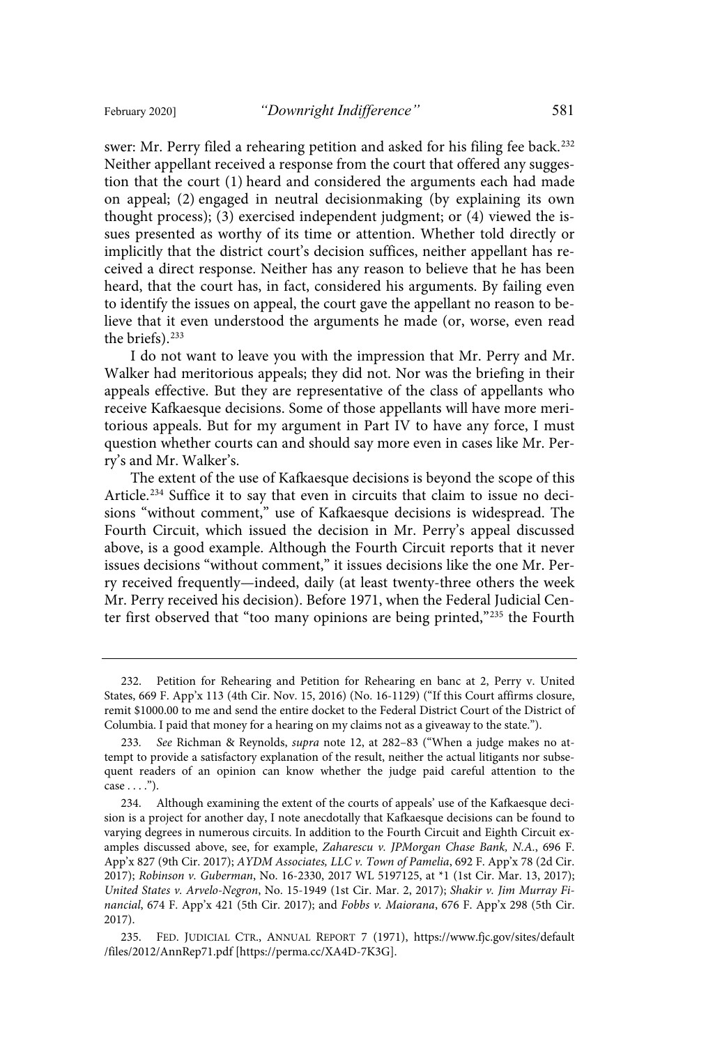swer: Mr. Perry filed a rehearing petition and asked for his filing fee back.[232] Neither appellant received a response from the court that offered any suggestion that the court (1) heard and considered the arguments each had made on appeal; (2) engaged in neutral decisionmaking (by explaining its own thought process); (3) exercised independent judgment; or (4) viewed the issues presented as worthy of its time or attention. Whether told directly or implicitly that the district court's decision suffices, neither appellant has received a direct response. Neither has any reason to believe that he has been heard, that the court has, in fact, considered his arguments. By failing even to identify the issues on appeal, the court gave the appellant no reason to believe that it even understood the arguments he made (or, worse, even read the briefs).[233]

I do not want to leave you with the impression that Mr. Perry and Mr. Walker had meritorious appeals; they did not. Nor was the briefing in their appeals effective. But they are representative of the class of appellants who receive Kafkaesque decisions. Some of those appellants will have more meritorious appeals. But for my argument in Part IV to have any force, I must question whether courts can and should say more even in cases like Mr. Perry's and Mr. Walker's.

The extent of the use of Kafkaesque decisions is beyond the scope of this Article.[234] Suffice it to say that even in circuits that claim to issue no decisions "without comment," use of Kafkaesque decisions is widespread. The Fourth Circuit, which issued the decision in Mr. Perry's appeal discussed above, is a good example. Although the Fourth Circuit reports that it never issues decisions "without comment," it issues decisions like the one Mr. Perry received frequently—indeed, daily (at least twenty-three others the week Mr. Perry received his decision). Before 1971, when the Federal Judicial Center first observed that "too many opinions are being printed,"[235] the Fourth

---

232. Petition for Rehearing and Petition for Rehearing en banc at 2, Perry v. United States, 669 F. App'x 113 (4th Cir. Nov. 15, 2016) (No. 16-1129) ("If this Court affirms closure, remit $1000.00 to me and send the entire docket to the Federal District Court of the District of Columbia. I paid that money for a hearing on my claims not as a giveaway to the state.").

233. *See* Richman & Reynolds, *supra* note 12, at 282–83 ("When a judge makes no attempt to provide a satisfactory explanation of the result, neither the actual litigants nor subsequent readers of an opinion can know whether the judge paid careful attention to the case . . . .").

234. Although examining the extent of the courts of appeals' use of the Kafkaesque decision is a project for another day, I note anecdotally that Kafkaesque decisions can be found to varying degrees in numerous circuits. In addition to the Fourth Circuit and Eighth Circuit examples discussed above, see, for example, *Zaharescu v. JPMorgan Chase Bank, N.A.*, 696 F. App'x 827 (9th Cir. 2017); *AYDM Associates, LLC v. Town of Pamelia*, 692 F. App'x 78 (2d Cir. 2017); *Robinson v. Guberman*, No. 16-2330, 2017 WL 5197125, at *1 (1st Cir. Mar. 13, 2017); *United States v. Arvelo-Negron*, No. 15-1949 (1st Cir. Mar. 2, 2017); *Shakir v. Jim Murray Financial*, 674 F. App'x 421 (5th Cir. 2017); and *Fobbs v. Maiorana*, 676 F. App'x 298 (5th Cir. 2017).

235. FED. JUDICIAL CTR., ANNUAL REPORT 7 (1971), https://www.fjc.gov/sites/default/files/2012/AnnRep71.pdf [https://perma.cc/XA4D-7K3G].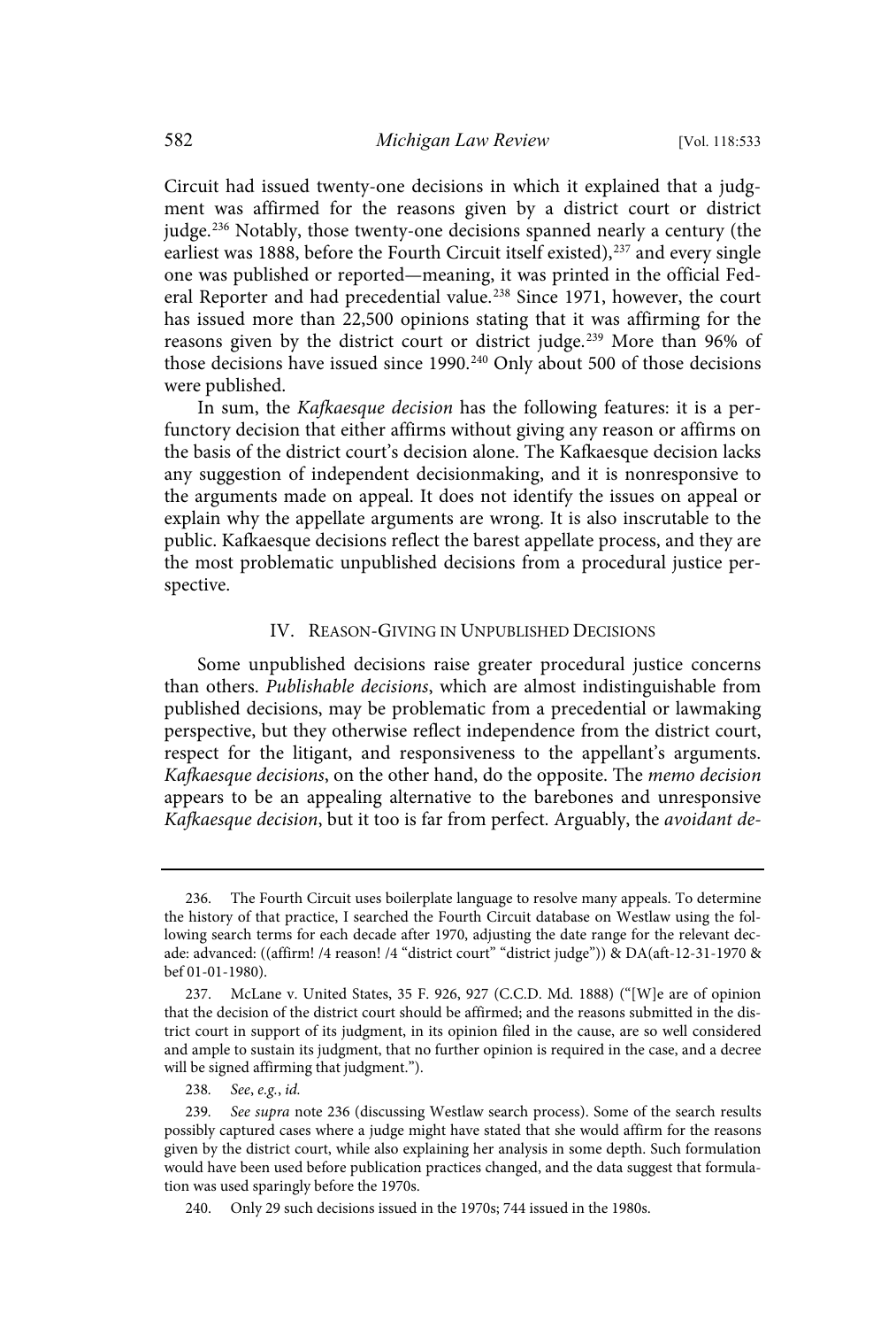Circuit had issued twenty-one decisions in which it explained that a judgment was affirmed for the reasons given by a district court or district judge.[236] Notably, those twenty-one decisions spanned nearly a century (the earliest was 1888, before the Fourth Circuit itself existed),[237] and every single one was published or reported—meaning, it was printed in the official Federal Reporter and had precedential value.[238] Since 1971, however, the court has issued more than 22,500 opinions stating that it was affirming for the reasons given by the district court or district judge.[239] More than 96% of those decisions have issued since 1990.[240] Only about 500 of those decisions were published.

In sum, the *Kafkaesque decision* has the following features: it is a perfunctory decision that either affirms without giving any reason or affirms on the basis of the district court's decision alone. The Kafkaesque decision lacks any suggestion of independent decisionmaking, and it is nonresponsive to the arguments made on appeal. It does not identify the issues on appeal or explain why the appellate arguments are wrong. It is also inscrutable to the public. Kafkaesque decisions reflect the barest appellate process, and they are the most problematic unpublished decisions from a procedural justice perspective.

## IV. Reason-Giving in Unpublished Decisions

Some unpublished decisions raise greater procedural justice concerns than others. *Publishable decisions*, which are almost indistinguishable from published decisions, may be problematic from a precedential or lawmaking perspective, but they otherwise reflect independence from the district court, respect for the litigant, and responsiveness to the appellant's arguments. *Kafkaesque decisions*, on the other hand, do the opposite. The *memo decision* appears to be an appealing alternative to the barebones and unresponsive *Kafkaesque decision*, but it too is far from perfect. Arguably, the *avoidant de-*

---

236. The Fourth Circuit uses boilerplate language to resolve many appeals. To determine the history of that practice, I searched the Fourth Circuit database on Westlaw using the following search terms for each decade after 1970, adjusting the date range for the relevant decade: advanced: ((affirm! /4 reason! /4 "district court" "district judge")) & DA(aft-12-31-1970 & bef 01-01-1980).

237. McLane v. United States, 35 F. 926, 927 (C.C.D. Md. 1888) ("[W]e are of opinion that the decision of the district court should be affirmed; and the reasons submitted in the district court in support of its judgment, in its opinion filed in the cause, are so well considered and ample to sustain its judgment, that no further opinion is required in the case, and a decree will be signed affirming that judgment.").

238. *See*, *e.g.*, *id.*

239. *See supra* note 236 (discussing Westlaw search process). Some of the search results possibly captured cases where a judge might have stated that she would affirm for the reasons given by the district court, while also explaining her analysis in some depth. Such formulation would have been used before publication practices changed, and the data suggest that formulation was used sparingly before the 1970s.

240. Only 29 such decisions issued in the 1970s; 744 issued in the 1980s.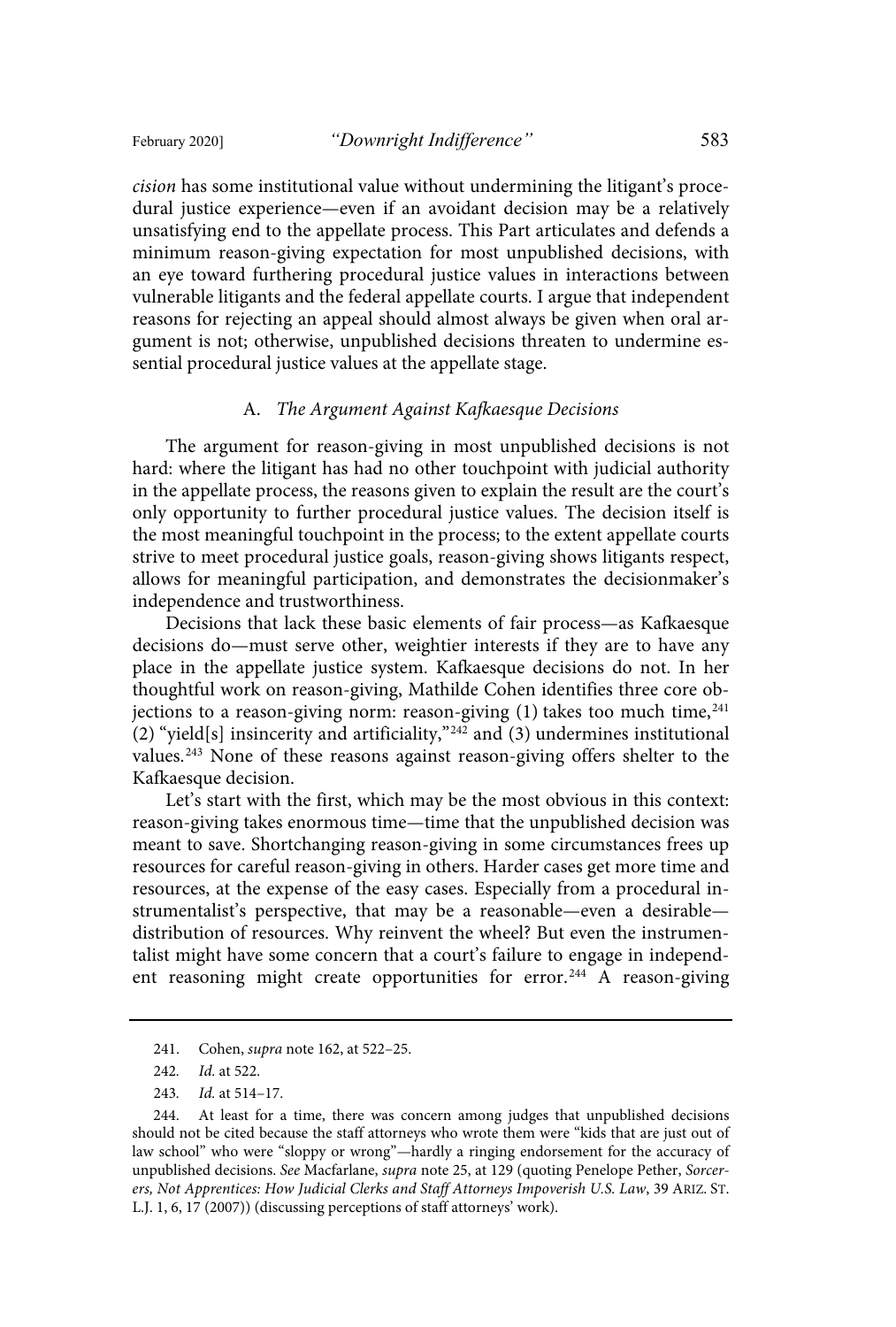*cision* has some institutional value without undermining the litigant's procedural justice experience—even if an avoidant decision may be a relatively unsatisfying end to the appellate process. This Part articulates and defends a minimum reason-giving expectation for most unpublished decisions, with an eye toward furthering procedural justice values in interactions between vulnerable litigants and the federal appellate courts. I argue that independent reasons for rejecting an appeal should almost always be given when oral argument is not; otherwise, unpublished decisions threaten to undermine essential procedural justice values at the appellate stage.

### A. *The Argument Against Kafkaesque Decisions*

The argument for reason-giving in most unpublished decisions is not hard: where the litigant has had no other touchpoint with judicial authority in the appellate process, the reasons given to explain the result are the court's only opportunity to further procedural justice values. The decision itself is the most meaningful touchpoint in the process; to the extent appellate courts strive to meet procedural justice goals, reason-giving shows litigants respect, allows for meaningful participation, and demonstrates the decisionmaker's independence and trustworthiness.

Decisions that lack these basic elements of fair process—as Kafkaesque decisions do—must serve other, weightier interests if they are to have any place in the appellate justice system. Kafkaesque decisions do not. In her thoughtful work on reason-giving, Mathilde Cohen identifies three core objections to a reason-giving norm: reason-giving (1) takes too much time,[241] (2) "yield[s] insincerity and artificiality,"[242] and (3) undermines institutional values.[243] None of these reasons against reason-giving offers shelter to the Kafkaesque decision.

Let's start with the first, which may be the most obvious in this context: reason-giving takes enormous time—time that the unpublished decision was meant to save. Shortchanging reason-giving in some circumstances frees up resources for careful reason-giving in others. Harder cases get more time and resources, at the expense of the easy cases. Especially from a procedural instrumentalist's perspective, that may be a reasonable—even a desirable—distribution of resources. Why reinvent the wheel? But even the instrumentalist might have some concern that a court's failure to engage in independent reasoning might create opportunities for error.[244] A reason-giving

---

241. Cohen, *supra* note 162, at 522–25.

242. *Id.* at 522.

243. *Id.* at 514–17.

244. At least for a time, there was concern among judges that unpublished decisions should not be cited because the staff attorneys who wrote them were "kids that are just out of law school" who were "sloppy or wrong"—hardly a ringing endorsement for the accuracy of unpublished decisions. *See* Macfarlane, *supra* note 25, at 129 (quoting Penelope Pether, *Sorcerers, Not Apprentices: How Judicial Clerks and Staff Attorneys Impoverish U.S. Law*, 39 ARIZ. ST. L.J. 1, 6, 17 (2007)) (discussing perceptions of staff attorneys' work).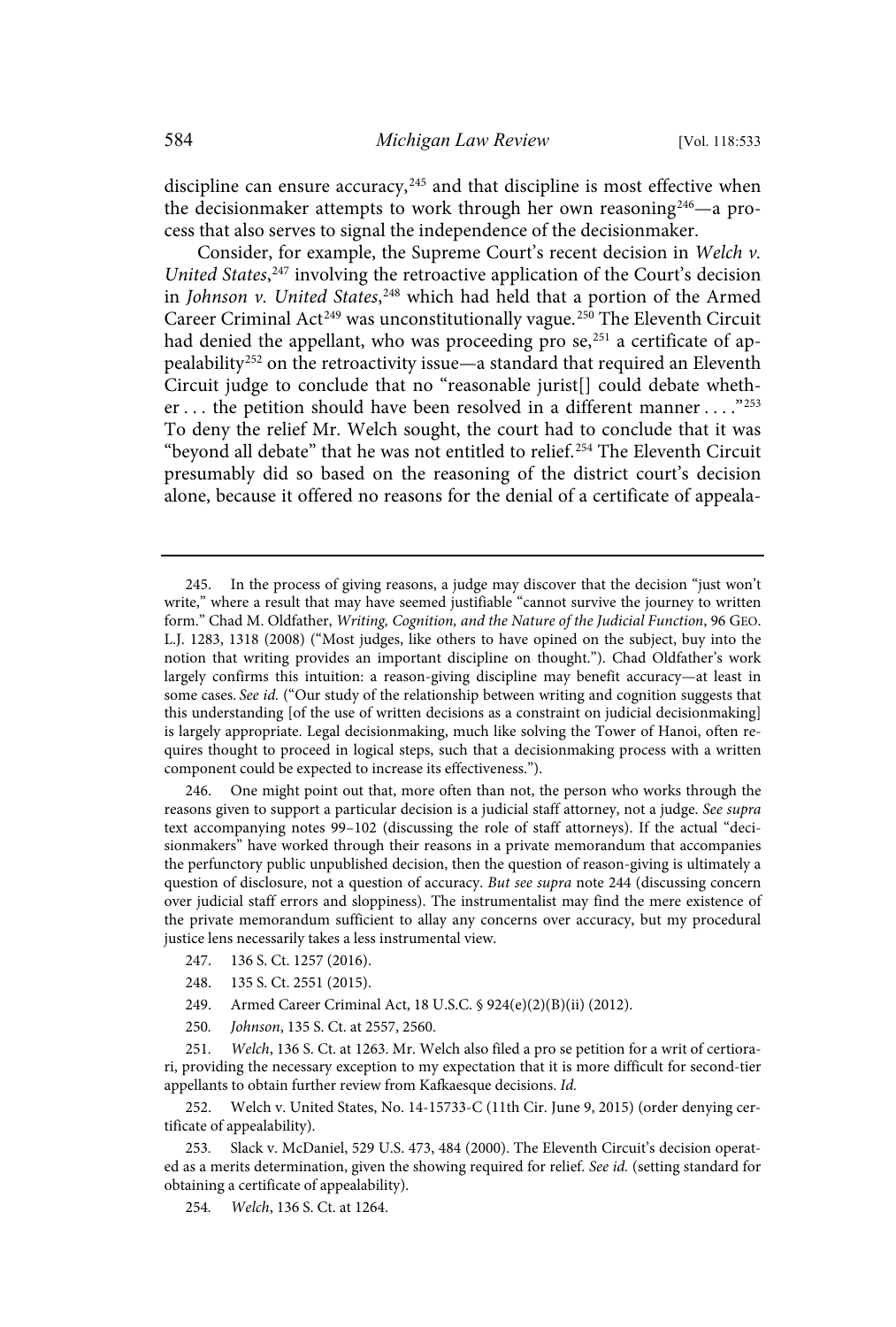discipline can ensure accuracy,[245] and that discipline is most effective when the decisionmaker attempts to work through her own reasoning[246]—a process that also serves to signal the independence of the decisionmaker.

Consider, for example, the Supreme Court's recent decision in *Welch v. United States*,[247] involving the retroactive application of the Court's decision in *Johnson v. United States*,[248] which had held that a portion of the Armed Career Criminal Act[249] was unconstitutionally vague.[250] The Eleventh Circuit had denied the appellant, who was proceeding pro se,[251] a certificate of appealability[252] on the retroactivity issue—a standard that required an Eleventh Circuit judge to conclude that no "reasonable jurist[] could debate whether . . . the petition should have been resolved in a different manner . . . ."[253] To deny the relief Mr. Welch sought, the court had to conclude that it was "beyond all debate" that he was not entitled to relief.[254] The Eleventh Circuit presumably did so based on the reasoning of the district court's decision alone, because it offered no reasons for the denial of a certificate of appeala-

---

245. In the process of giving reasons, a judge may discover that the decision "just won't write," where a result that may have seemed justifiable "cannot survive the journey to written form." Chad M. Oldfather, *Writing, Cognition, and the Nature of the Judicial Function*, 96 GEO. L.J. 1283, 1318 (2008) ("Most judges, like others to have opined on the subject, buy into the notion that writing provides an important discipline on thought."). Chad Oldfather's work largely confirms this intuition: a reason-giving discipline may benefit accuracy—at least in some cases. *See id.* ("Our study of the relationship between writing and cognition suggests that this understanding [of the use of written decisions as a constraint on judicial decisionmaking] is largely appropriate. Legal decisionmaking, much like solving the Tower of Hanoi, often requires thought to proceed in logical steps, such that a decisionmaking process with a written component could be expected to increase its effectiveness.").

246. One might point out that, more often than not, the person who works through the reasons given to support a particular decision is a judicial staff attorney, not a judge. *See supra* text accompanying notes 99–102 (discussing the role of staff attorneys). If the actual "decisionmakers" have worked through their reasons in a private memorandum that accompanies the perfunctory public unpublished decision, then the question of reason-giving is ultimately a question of disclosure, not a question of accuracy. *But see supra* note 244 (discussing concern over judicial staff errors and sloppiness). The instrumentalist may find the mere existence of the private memorandum sufficient to allay any concerns over accuracy, but my procedural justice lens necessarily takes a less instrumental view.

247. 136 S. Ct. 1257 (2016).

248. 135 S. Ct. 2551 (2015).

249. Armed Career Criminal Act, 18 U.S.C. § 924(e)(2)(B)(ii) (2012).

250. *Johnson*, 135 S. Ct. at 2557, 2560.

251. *Welch*, 136 S. Ct. at 1263. Mr. Welch also filed a pro se petition for a writ of certiorari, providing the necessary exception to my expectation that it is more difficult for second-tier appellants to obtain further review from Kafkaesque decisions. *Id.*

252. Welch v. United States, No. 14-15733-C (11th Cir. June 9, 2015) (order denying certificate of appealability).

253. Slack v. McDaniel, 529 U.S. 473, 484 (2000). The Eleventh Circuit's decision operated as a merits determination, given the showing required for relief. *See id.* (setting standard for obtaining a certificate of appealability).

254. *Welch*, 136 S. Ct. at 1264.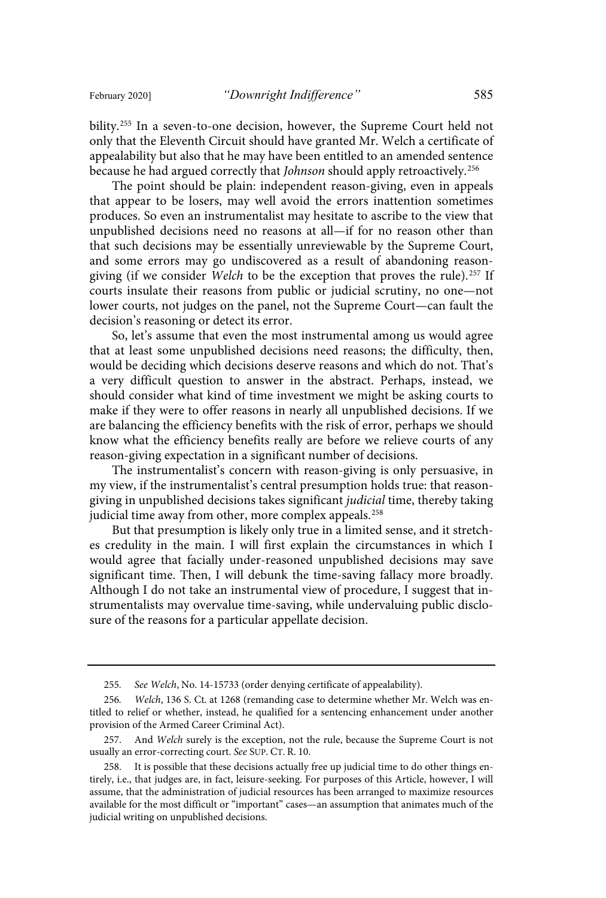bility.[255] In a seven-to-one decision, however, the Supreme Court held not only that the Eleventh Circuit should have granted Mr. Welch a certificate of appealability but also that he may have been entitled to an amended sentence because he had argued correctly that *Johnson* should apply retroactively.[256]

The point should be plain: independent reason-giving, even in appeals that appear to be losers, may well avoid the errors inattention sometimes produces. So even an instrumentalist may hesitate to ascribe to the view that unpublished decisions need no reasons at all—if for no reason other than that such decisions may be essentially unreviewable by the Supreme Court, and some errors may go undiscovered as a result of abandoning reason-giving (if we consider *Welch* to be the exception that proves the rule).[257] If courts insulate their reasons from public or judicial scrutiny, no one—not lower courts, not judges on the panel, not the Supreme Court—can fault the decision's reasoning or detect its error.

So, let's assume that even the most instrumental among us would agree that at least some unpublished decisions need reasons; the difficulty, then, would be deciding which decisions deserve reasons and which do not. That's a very difficult question to answer in the abstract. Perhaps, instead, we should consider what kind of time investment we might be asking courts to make if they were to offer reasons in nearly all unpublished decisions. If we are balancing the efficiency benefits with the risk of error, perhaps we should know what the efficiency benefits really are before we relieve courts of any reason-giving expectation in a significant number of decisions.

The instrumentalist's concern with reason-giving is only persuasive, in my view, if the instrumentalist's central presumption holds true: that reason-giving in unpublished decisions takes significant *judicial* time, thereby taking judicial time away from other, more complex appeals.[258]

But that presumption is likely only true in a limited sense, and it stretches credulity in the main. I will first explain the circumstances in which I would agree that facially under-reasoned unpublished decisions may save significant time. Then, I will debunk the time-saving fallacy more broadly. Although I do not take an instrumental view of procedure, I suggest that instrumentalists may overvalue time-saving, while undervaluing public disclosure of the reasons for a particular appellate decision.

---

255. *See Welch*, No. 14-15733 (order denying certificate of appealability).

256. *Welch*, 136 S. Ct. at 1268 (remanding case to determine whether Mr. Welch was entitled to relief or whether, instead, he qualified for a sentencing enhancement under another provision of the Armed Career Criminal Act).

257. And *Welch* surely is the exception, not the rule, because the Supreme Court is not usually an error-correcting court. *See* SUP. CT. R. 10.

258. It is possible that these decisions actually free up judicial time to do other things entirely, i.e., that judges are, in fact, leisure-seeking. For purposes of this Article, however, I will assume, that the administration of judicial resources has been arranged to maximize resources available for the most difficult or "important" cases—an assumption that animates much of the judicial writing on unpublished decisions.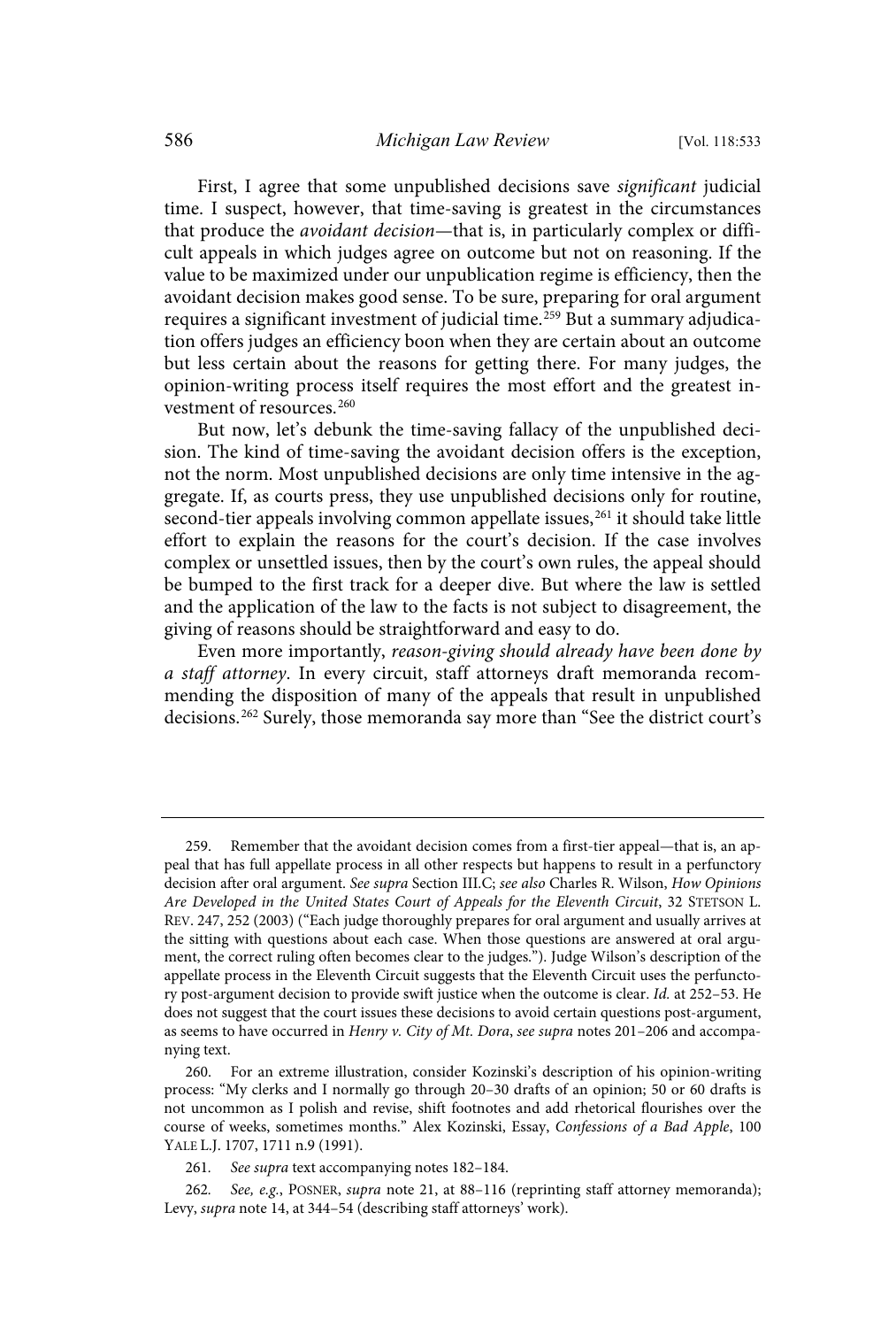First, I agree that some unpublished decisions save *significant* judicial time. I suspect, however, that time-saving is greatest in the circumstances that produce the *avoidant decision*—that is, in particularly complex or difficult appeals in which judges agree on outcome but not on reasoning. If the value to be maximized under our unpublication regime is efficiency, then the avoidant decision makes good sense. To be sure, preparing for oral argument requires a significant investment of judicial time.[259] But a summary adjudication offers judges an efficiency boon when they are certain about an outcome but less certain about the reasons for getting there. For many judges, the opinion-writing process itself requires the most effort and the greatest investment of resources.[260]

But now, let's debunk the time-saving fallacy of the unpublished decision. The kind of time-saving the avoidant decision offers is the exception, not the norm. Most unpublished decisions are only time intensive in the aggregate. If, as courts press, they use unpublished decisions only for routine, second-tier appeals involving common appellate issues,[261] it should take little effort to explain the reasons for the court's decision. If the case involves complex or unsettled issues, then by the court's own rules, the appeal should be bumped to the first track for a deeper dive. But where the law is settled and the application of the law to the facts is not subject to disagreement, the giving of reasons should be straightforward and easy to do.

Even more importantly, *reason-giving should already have been done by a staff attorney*. In every circuit, staff attorneys draft memoranda recommending the disposition of many of the appeals that result in unpublished decisions.[262] Surely, those memoranda say more than "See the district court's

---

259. Remember that the avoidant decision comes from a first-tier appeal—that is, an appeal that has full appellate process in all other respects but happens to result in a perfunctory decision after oral argument. *See supra* Section III.C; *see also* Charles R. Wilson, *How Opinions Are Developed in the United States Court of Appeals for the Eleventh Circuit*, 32 STETSON L. REV. 247, 252 (2003) ("Each judge thoroughly prepares for oral argument and usually arrives at the sitting with questions about each case. When those questions are answered at oral argument, the correct ruling often becomes clear to the judges."). Judge Wilson's description of the appellate process in the Eleventh Circuit suggests that the Eleventh Circuit uses the perfunctory post-argument decision to provide swift justice when the outcome is clear. *Id.* at 252–53. He does not suggest that the court issues these decisions to avoid certain questions post-argument, as seems to have occurred in *Henry v. City of Mt. Dora*, *see supra* notes 201–206 and accompanying text.

260. For an extreme illustration, consider Kozinski's description of his opinion-writing process: "My clerks and I normally go through 20–30 drafts of an opinion; 50 or 60 drafts is not uncommon as I polish and revise, shift footnotes and add rhetorical flourishes over the course of weeks, sometimes months." Alex Kozinski, Essay, *Confessions of a Bad Apple*, 100 YALE L.J. 1707, 1711 n.9 (1991).

261. *See supra* text accompanying notes 182–184.

262. *See, e.g.*, POSNER, *supra* note 21, at 88–116 (reprinting staff attorney memoranda); Levy, *supra* note 14, at 344–54 (describing staff attorneys' work).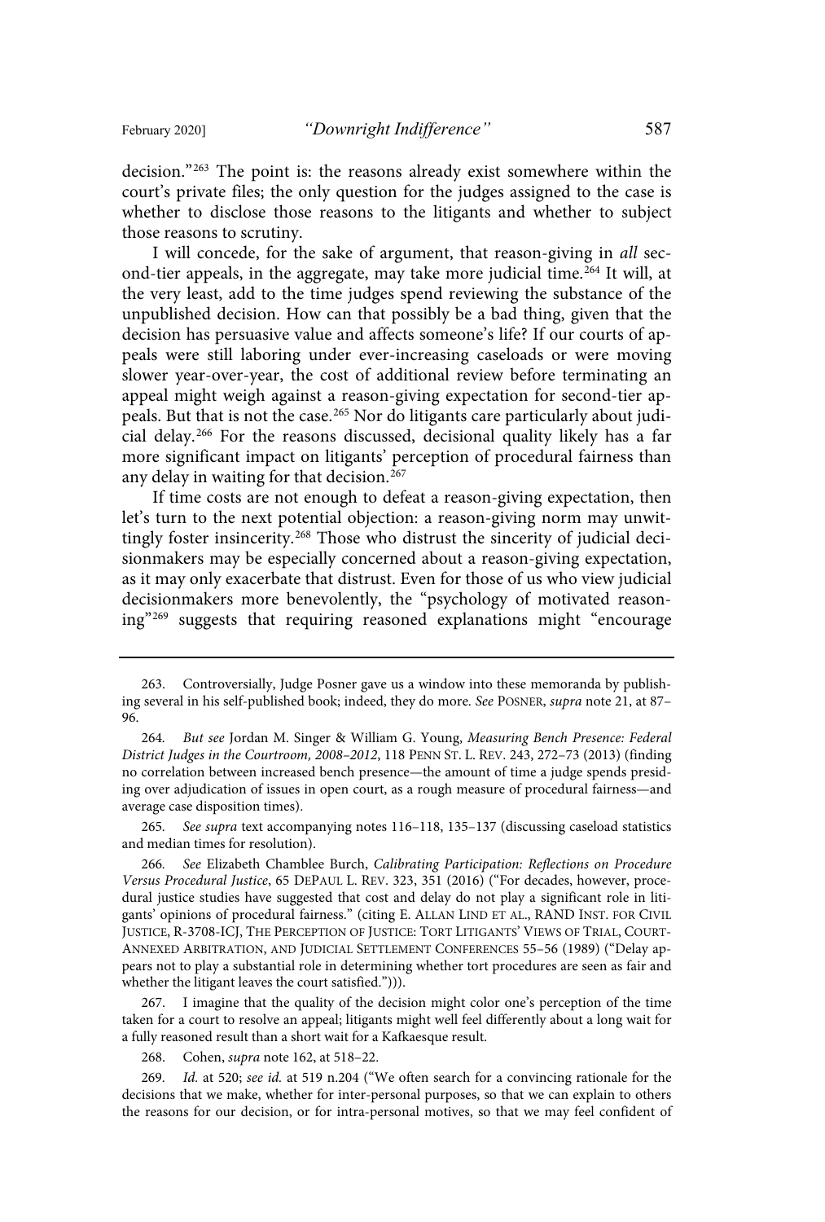decision."[263] The point is: the reasons already exist somewhere within the court's private files; the only question for the judges assigned to the case is whether to disclose those reasons to the litigants and whether to subject those reasons to scrutiny.

I will concede, for the sake of argument, that reason-giving in *all* second-tier appeals, in the aggregate, may take more judicial time.[264] It will, at the very least, add to the time judges spend reviewing the substance of the unpublished decision. How can that possibly be a bad thing, given that the decision has persuasive value and affects someone's life? If our courts of appeals were still laboring under ever-increasing caseloads or were moving slower year-over-year, the cost of additional review before terminating an appeal might weigh against a reason-giving expectation for second-tier appeals. But that is not the case.[265] Nor do litigants care particularly about judicial delay.[266] For the reasons discussed, decisional quality likely has a far more significant impact on litigants' perception of procedural fairness than any delay in waiting for that decision.[267]

If time costs are not enough to defeat a reason-giving expectation, then let's turn to the next potential objection: a reason-giving norm may unwittingly foster insincerity.[268] Those who distrust the sincerity of judicial decisionmakers may be especially concerned about a reason-giving expectation, as it may only exacerbate that distrust. Even for those of us who view judicial decisionmakers more benevolently, the "psychology of motivated reasoning"[269] suggests that requiring reasoned explanations might "encourage

---

263. Controversially, Judge Posner gave us a window into these memoranda by publishing several in his self-published book; indeed, they do more. *See* POSNER, *supra* note 21, at 87–96.

264. *But see* Jordan M. Singer & William G. Young, *Measuring Bench Presence: Federal District Judges in the Courtroom, 2008–2012*, 118 PENN ST. L. REV. 243, 272–73 (2013) (finding no correlation between increased bench presence—the amount of time a judge spends presiding over adjudication of issues in open court, as a rough measure of procedural fairness—and average case disposition times).

265. *See supra* text accompanying notes 116–118, 135–137 (discussing caseload statistics and median times for resolution).

266. *See* Elizabeth Chamblee Burch, *Calibrating Participation: Reflections on Procedure Versus Procedural Justice*, 65 DEPAUL L. REV. 323, 351 (2016) ("For decades, however, procedural justice studies have suggested that cost and delay do not play a significant role in litigants' opinions of procedural fairness." (citing E. ALLAN LIND ET AL., RAND INST. FOR CIVIL JUSTICE, R-3708-ICJ, THE PERCEPTION OF JUSTICE: TORT LITIGANTS' VIEWS OF TRIAL, COURT-ANNEXED ARBITRATION, AND JUDICIAL SETTLEMENT CONFERENCES 55–56 (1989) ("Delay appears not to play a substantial role in determining whether tort procedures are seen as fair and whether the litigant leaves the court satisfied."))).

267. I imagine that the quality of the decision might color one's perception of the time taken for a court to resolve an appeal; litigants might well feel differently about a long wait for a fully reasoned result than a short wait for a Kafkaesque result.

268. Cohen, *supra* note 162, at 518–22.

269. *Id.* at 520; *see id.* at 519 n.204 ("We often search for a convincing rationale for the decisions that we make, whether for inter-personal purposes, so that we can explain to others the reasons for our decision, or for intra-personal motives, so that we may feel confident of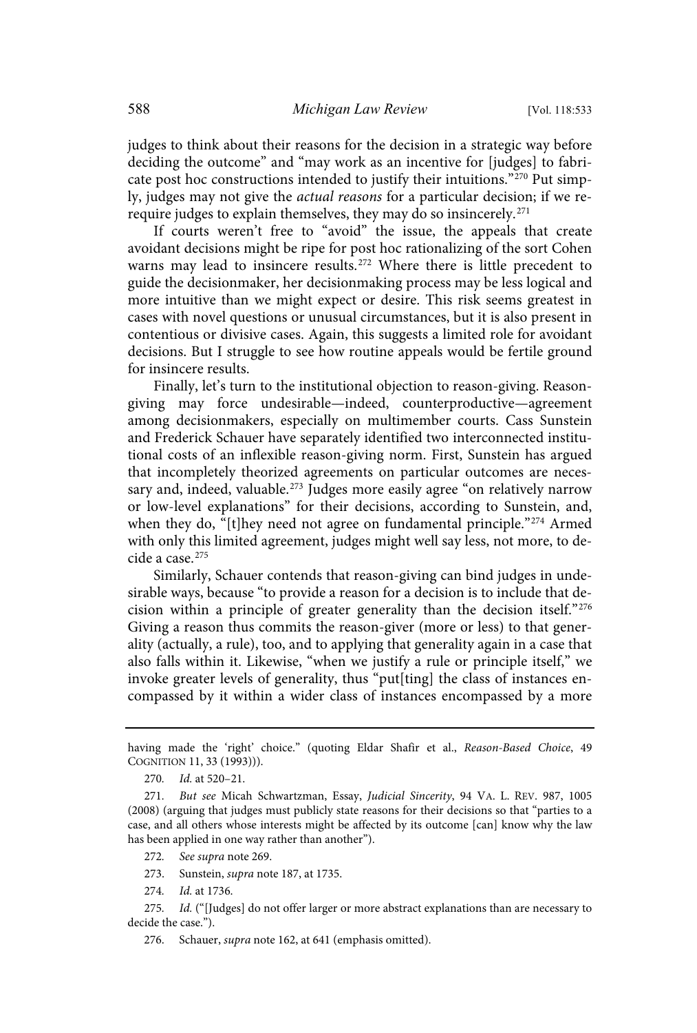judges to think about their reasons for the decision in a strategic way before deciding the outcome" and "may work as an incentive for [judges] to fabricate post hoc constructions intended to justify their intuitions."[270] Put simply, judges may not give the *actual reasons* for a particular decision; if we require judges to explain themselves, they may do so insincerely.[271]

If courts weren't free to "avoid" the issue, the appeals that create avoidant decisions might be ripe for post hoc rationalizing of the sort Cohen warns may lead to insincere results.[272] Where there is little precedent to guide the decisionmaker, her decisionmaking process may be less logical and more intuitive than we might expect or desire. This risk seems greatest in cases with novel questions or unusual circumstances, but it is also present in contentious or divisive cases. Again, this suggests a limited role for avoidant decisions. But I struggle to see how routine appeals would be fertile ground for insincere results.

Finally, let's turn to the institutional objection to reason-giving. Reason-giving may force undesirable—indeed, counterproductive—agreement among decisionmakers, especially on multimember courts. Cass Sunstein and Frederick Schauer have separately identified two interconnected institutional costs of an inflexible reason-giving norm. First, Sunstein has argued that incompletely theorized agreements on particular outcomes are necessary and, indeed, valuable.[273] Judges more easily agree "on relatively narrow or low-level explanations" for their decisions, according to Sunstein, and, when they do, "[t]hey need not agree on fundamental principle."[274] Armed with only this limited agreement, judges might well say less, not more, to decide a case.[275]

Similarly, Schauer contends that reason-giving can bind judges in undesirable ways, because "to provide a reason for a decision is to include that decision within a principle of greater generality than the decision itself."[276] Giving a reason thus commits the reason-giver (more or less) to that generality (actually, a rule), too, and to applying that generality again in a case that also falls within it. Likewise, "when we justify a rule or principle itself," we invoke greater levels of generality, thus "put[ting] the class of instances encompassed by it within a wider class of instances encompassed by a more

---

having made the 'right' choice." (quoting Eldar Shafir et al., *Reason-Based Choice*, 49 COGNITION 11, 33 (1993))).

270. *Id.* at 520–21.

271. *But see* Micah Schwartzman, Essay, *Judicial Sincerity*, 94 VA. L. REV. 987, 1005 (2008) (arguing that judges must publicly state reasons for their decisions so that "parties to a case, and all others whose interests might be affected by its outcome [can] know why the law has been applied in one way rather than another").

272. *See supra* note 269.

273. Sunstein, *supra* note 187, at 1735.

274. *Id.* at 1736.

275. *Id.* ("[Judges] do not offer larger or more abstract explanations than are necessary to decide the case.").

276. Schauer, *supra* note 162, at 641 (emphasis omitted).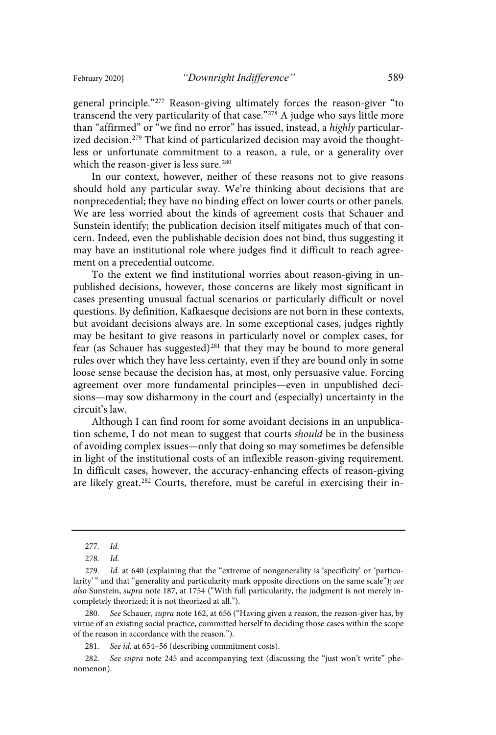general principle."[277] Reason-giving ultimately forces the reason-giver "to transcend the very particularity of that case."[278] A judge who says little more than "affirmed" or "we find no error" has issued, instead, a *highly* particularized decision.[279] That kind of particularized decision may avoid the thoughtless or unfortunate commitment to a reason, a rule, or a generality over which the reason-giver is less sure.[280]

In our context, however, neither of these reasons not to give reasons should hold any particular sway. We're thinking about decisions that are nonprecedential; they have no binding effect on lower courts or other panels. We are less worried about the kinds of agreement costs that Schauer and Sunstein identify; the publication decision itself mitigates much of that concern. Indeed, even the publishable decision does not bind, thus suggesting it may have an institutional role where judges find it difficult to reach agreement on a precedential outcome.

To the extent we find institutional worries about reason-giving in unpublished decisions, however, those concerns are likely most significant in cases presenting unusual factual scenarios or particularly difficult or novel questions. By definition, Kafkaesque decisions are not born in these contexts, but avoidant decisions always are. In some exceptional cases, judges rightly may be hesitant to give reasons in particularly novel or complex cases, for fear (as Schauer has suggested)[281] that they may be bound to more general rules over which they have less certainty, even if they are bound only in some loose sense because the decision has, at most, only persuasive value. Forcing agreement over more fundamental principles—even in unpublished decisions—may sow disharmony in the court and (especially) uncertainty in the circuit's law.

Although I can find room for some avoidant decisions in an unpublication scheme, I do not mean to suggest that courts *should* be in the business of avoiding complex issues—only that doing so may sometimes be defensible in light of the institutional costs of an inflexible reason-giving requirement. In difficult cases, however, the accuracy-enhancing effects of reason-giving are likely great.[282] Courts, therefore, must be careful in exercising their in-

---

277. *Id.*

278. *Id.*

279. *Id.* at 640 (explaining that the "extreme of nongenerality is 'specificity' or 'particularity' " and that "generality and particularity mark opposite directions on the same scale"); *see also* Sunstein, *supra* note 187, at 1754 ("With full particularity, the judgment is not merely incompletely theorized; it is not theorized at all.").

280. *See* Schauer, *supra* note 162, at 656 ("Having given a reason, the reason-giver has, by virtue of an existing social practice, committed herself to deciding those cases within the scope of the reason in accordance with the reason.").

281. *See id.* at 654–56 (describing commitment costs).

282. *See supra* note 245 and accompanying text (discussing the "just won't write" phenomenon).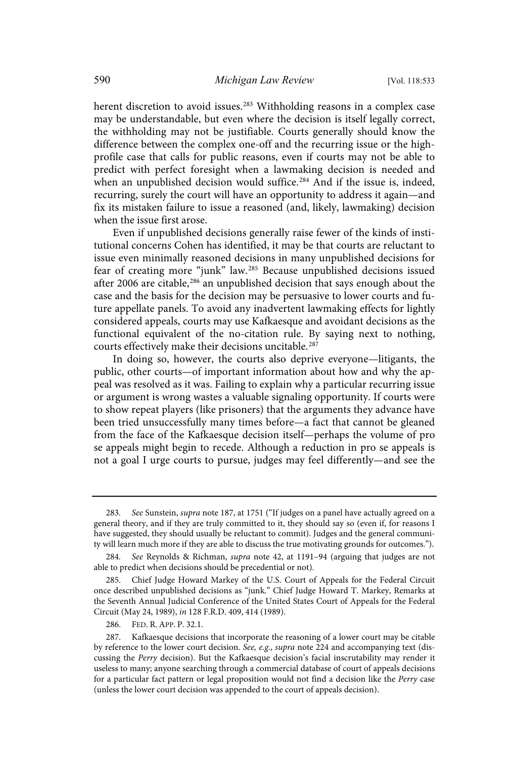herent discretion to avoid issues.[283] Withholding reasons in a complex case may be understandable, but even where the decision is itself legally correct, the withholding may not be justifiable. Courts generally should know the difference between the complex one-off and the recurring issue or the high-profile case that calls for public reasons, even if courts may not be able to predict with perfect foresight when a lawmaking decision is needed and when an unpublished decision would suffice.[284] And if the issue is, indeed, recurring, surely the court will have an opportunity to address it again—and fix its mistaken failure to issue a reasoned (and, likely, lawmaking) decision when the issue first arose.

Even if unpublished decisions generally raise fewer of the kinds of institutional concerns Cohen has identified, it may be that courts are reluctant to issue even minimally reasoned decisions in many unpublished decisions for fear of creating more "junk" law.[285] Because unpublished decisions issued after 2006 are citable,[286] an unpublished decision that says enough about the case and the basis for the decision may be persuasive to lower courts and future appellate panels. To avoid any inadvertent lawmaking effects for lightly considered appeals, courts may use Kafkaesque and avoidant decisions as the functional equivalent of the no-citation rule. By saying next to nothing, courts effectively make their decisions uncitable.[287]

In doing so, however, the courts also deprive everyone—litigants, the public, other courts—of important information about how and why the appeal was resolved as it was. Failing to explain why a particular recurring issue or argument is wrong wastes a valuable signaling opportunity. If courts were to show repeat players (like prisoners) that the arguments they advance have been tried unsuccessfully many times before—a fact that cannot be gleaned from the face of the Kafkaesque decision itself—perhaps the volume of pro se appeals might begin to recede. Although a reduction in pro se appeals is not a goal I urge courts to pursue, judges may feel differently—and see the

---

283. *See* Sunstein, *supra* note 187, at 1751 ("If judges on a panel have actually agreed on a general theory, and if they are truly committed to it, they should say so (even if, for reasons I have suggested, they should usually be reluctant to commit). Judges and the general community will learn much more if they are able to discuss the true motivating grounds for outcomes.").

284. *See* Reynolds & Richman, *supra* note 42, at 1191–94 (arguing that judges are not able to predict when decisions should be precedential or not).

285. Chief Judge Howard Markey of the U.S. Court of Appeals for the Federal Circuit once described unpublished decisions as "junk." Chief Judge Howard T. Markey, Remarks at the Seventh Annual Judicial Conference of the United States Court of Appeals for the Federal Circuit (May 24, 1989), *in* 128 F.R.D. 409, 414 (1989).

286. FED. R. APP. P. 32.1.

287. Kafkaesque decisions that incorporate the reasoning of a lower court may be citable by reference to the lower court decision. *See, e.g.*, *supra* note 224 and accompanying text (discussing the *Perry* decision). But the Kafkaesque decision's facial inscrutability may render it useless to many; anyone searching through a commercial database of court of appeals decisions for a particular fact pattern or legal proposition would not find a decision like the *Perry* case (unless the lower court decision was appended to the court of appeals decision).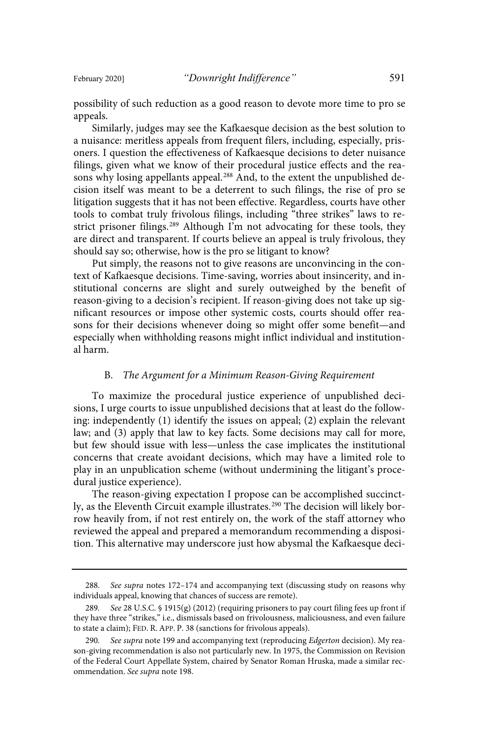possibility of such reduction as a good reason to devote more time to pro se appeals.

Similarly, judges may see the Kafkaesque decision as the best solution to a nuisance: meritless appeals from frequent filers, including, especially, prisoners. I question the effectiveness of Kafkaesque decisions to deter nuisance filings, given what we know of their procedural justice effects and the reasons why losing appellants appeal.[288] And, to the extent the unpublished decision itself was meant to be a deterrent to such filings, the rise of pro se litigation suggests that it has not been effective. Regardless, courts have other tools to combat truly frivolous filings, including "three strikes" laws to restrict prisoner filings.[289] Although I'm not advocating for these tools, they are direct and transparent. If courts believe an appeal is truly frivolous, they should say so; otherwise, how is the pro se litigant to know?

Put simply, the reasons not to give reasons are unconvincing in the context of Kafkaesque decisions. Time-saving, worries about insincerity, and institutional concerns are slight and surely outweighed by the benefit of reason-giving to a decision's recipient. If reason-giving does not take up significant resources or impose other systemic costs, courts should offer reasons for their decisions whenever doing so might offer some benefit—and especially when withholding reasons might inflict individual and institutional harm.

### B. *The Argument for a Minimum Reason-Giving Requirement*

To maximize the procedural justice experience of unpublished decisions, I urge courts to issue unpublished decisions that at least do the following: independently (1) identify the issues on appeal; (2) explain the relevant law; and (3) apply that law to key facts. Some decisions may call for more, but few should issue with less—unless the case implicates the institutional concerns that create avoidant decisions, which may have a limited role to play in an unpublication scheme (without undermining the litigant's procedural justice experience).

The reason-giving expectation I propose can be accomplished succinctly, as the Eleventh Circuit example illustrates.[290] The decision will likely borrow heavily from, if not rest entirely on, the work of the staff attorney who reviewed the appeal and prepared a memorandum recommending a disposition. This alternative may underscore just how abysmal the Kafkaesque deci-

---

288. *See supra* notes 172–174 and accompanying text (discussing study on reasons why individuals appeal, knowing that chances of success are remote).

289. *See* 28 U.S.C. § 1915(g) (2012) (requiring prisoners to pay court filing fees up front if they have three "strikes," i.e., dismissals based on frivolousness, maliciousness, and even failure to state a claim); FED. R. APP. P. 38 (sanctions for frivolous appeals).

290. *See supra* note 199 and accompanying text (reproducing *Edgerton* decision). My reason-giving recommendation is also not particularly new. In 1975, the Commission on Revision of the Federal Court Appellate System, chaired by Senator Roman Hruska, made a similar recommendation. *See supra* note 198.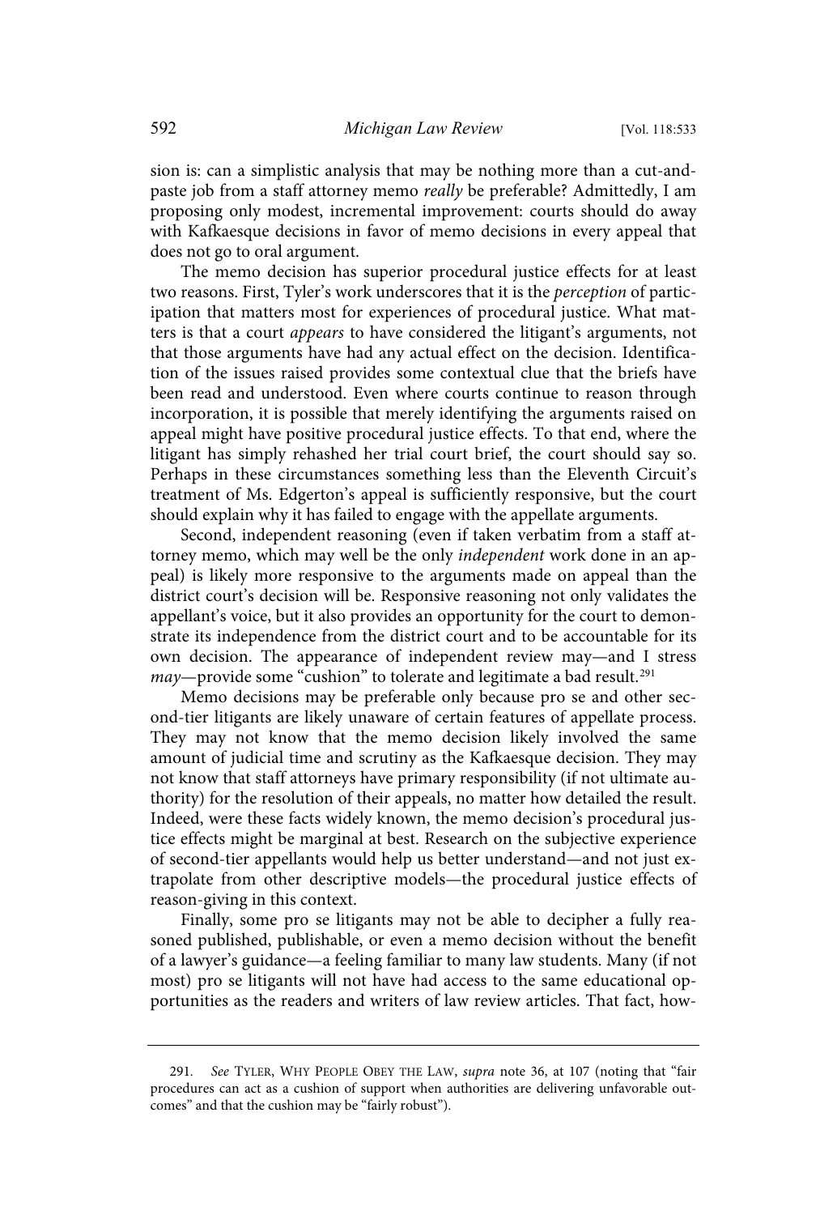sion is: can a simplistic analysis that may be nothing more than a cut-and-paste job from a staff attorney memo *really* be preferable? Admittedly, I am proposing only modest, incremental improvement: courts should do away with Kafkaesque decisions in favor of memo decisions in every appeal that does not go to oral argument.

The memo decision has superior procedural justice effects for at least two reasons. First, Tyler's work underscores that it is the *perception* of participation that matters most for experiences of procedural justice. What matters is that a court *appears* to have considered the litigant's arguments, not that those arguments have had any actual effect on the decision. Identification of the issues raised provides some contextual clue that the briefs have been read and understood. Even where courts continue to reason through incorporation, it is possible that merely identifying the arguments raised on appeal might have positive procedural justice effects. To that end, where the litigant has simply rehashed her trial court brief, the court should say so. Perhaps in these circumstances something less than the Eleventh Circuit's treatment of Ms. Edgerton's appeal is sufficiently responsive, but the court should explain why it has failed to engage with the appellate arguments.

Second, independent reasoning (even if taken verbatim from a staff attorney memo, which may well be the only *independent* work done in an appeal) is likely more responsive to the arguments made on appeal than the district court's decision will be. Responsive reasoning not only validates the appellant's voice, but it also provides an opportunity for the court to demonstrate its independence from the district court and to be accountable for its own decision. The appearance of independent review may—and I stress *may*—provide some "cushion" to tolerate and legitimate a bad result.[291]

Memo decisions may be preferable only because pro se and other second-tier litigants are likely unaware of certain features of appellate process. They may not know that the memo decision likely involved the same amount of judicial time and scrutiny as the Kafkaesque decision. They may not know that staff attorneys have primary responsibility (if not ultimate authority) for the resolution of their appeals, no matter how detailed the result. Indeed, were these facts widely known, the memo decision's procedural justice effects might be marginal at best. Research on the subjective experience of second-tier appellants would help us better understand—and not just extrapolate from other descriptive models—the procedural justice effects of reason-giving in this context.

Finally, some pro se litigants may not be able to decipher a fully reasoned published, publishable, or even a memo decision without the benefit of a lawyer's guidance—a feeling familiar to many law students. Many (if not most) pro se litigants will not have had access to the same educational opportunities as the readers and writers of law review articles. That fact, how-

---

291. *See* TYLER, WHY PEOPLE OBEY THE LAW, *supra* note 36, at 107 (noting that "fair procedures can act as a cushion of support when authorities are delivering unfavorable outcomes" and that the cushion may be "fairly robust").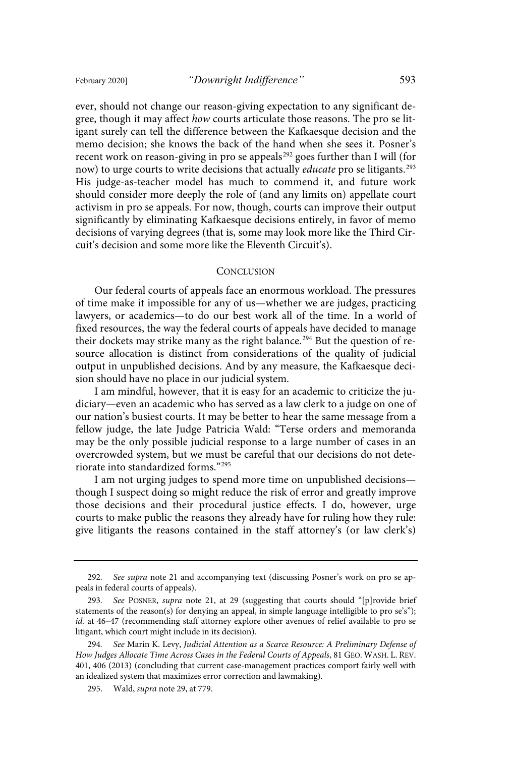ever, should not change our reason-giving expectation to any significant degree, though it may affect *how* courts articulate those reasons. The pro se litigant surely can tell the difference between the Kafkaesque decision and the memo decision; she knows the back of the hand when she sees it. Posner's recent work on reason-giving in pro se appeals[292] goes further than I will (for now) to urge courts to write decisions that actually *educate* pro se litigants.[293] His judge-as-teacher model has much to commend it, and future work should consider more deeply the role of (and any limits on) appellate court activism in pro se appeals. For now, though, courts can improve their output significantly by eliminating Kafkaesque decisions entirely, in favor of memo decisions of varying degrees (that is, some may look more like the Third Circuit's decision and some more like the Eleventh Circuit's).

## CONCLUSION

Our federal courts of appeals face an enormous workload. The pressures of time make it impossible for any of us—whether we are judges, practicing lawyers, or academics—to do our best work all of the time. In a world of fixed resources, the way the federal courts of appeals have decided to manage their dockets may strike many as the right balance.[294] But the question of resource allocation is distinct from considerations of the quality of judicial output in unpublished decisions. And by any measure, the Kafkaesque decision should have no place in our judicial system.

I am mindful, however, that it is easy for an academic to criticize the judiciary—even an academic who has served as a law clerk to a judge on one of our nation's busiest courts. It may be better to hear the same message from a fellow judge, the late Judge Patricia Wald: "Terse orders and memoranda may be the only possible judicial response to a large number of cases in an overcrowded system, but we must be careful that our decisions do not deteriorate into standardized forms."[295]

I am not urging judges to spend more time on unpublished decisions—though I suspect doing so might reduce the risk of error and greatly improve those decisions and their procedural justice effects. I do, however, urge courts to make public the reasons they already have for ruling how they rule: give litigants the reasons contained in the staff attorney's (or law clerk's)

---

292. *See supra* note 21 and accompanying text (discussing Posner's work on pro se appeals in federal courts of appeals).

293. *See* POSNER, *supra* note 21, at 29 (suggesting that courts should "[p]rovide brief statements of the reason(s) for denying an appeal, in simple language intelligible to pro se's"); *id.* at 46–47 (recommending staff attorney explore other avenues of relief available to pro se litigant, which court might include in its decision).

294. *See* Marin K. Levy, *Judicial Attention as a Scarce Resource: A Preliminary Defense of How Judges Allocate Time Across Cases in the Federal Courts of Appeals*, 81 GEO. WASH. L. REV. 401, 406 (2013) (concluding that current case-management practices comport fairly well with an idealized system that maximizes error correction and lawmaking).

295. Wald, *supra* note 29, at 779.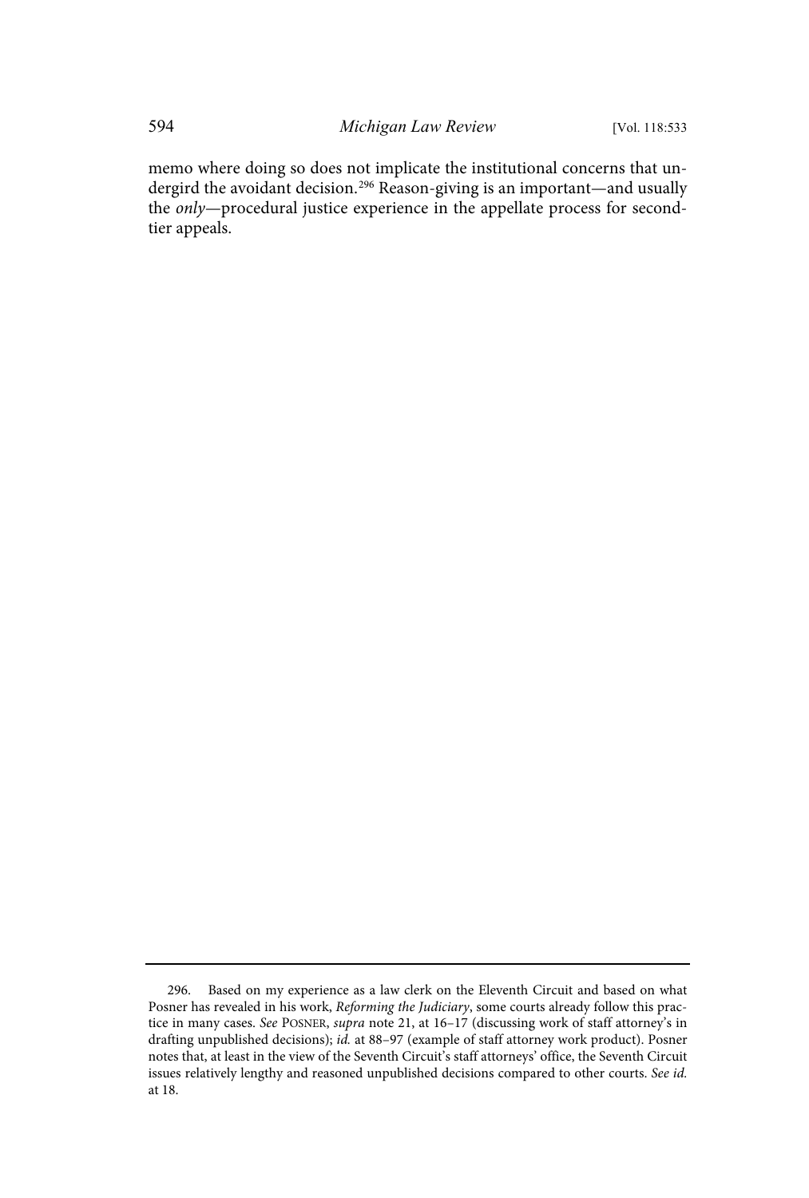memo where doing so does not implicate the institutional concerns that undergird the avoidant decision.[296] Reason-giving is an important—and usually the *only*—procedural justice experience in the appellate process for second-tier appeals.

---

296. Based on my experience as a law clerk on the Eleventh Circuit and based on what Posner has revealed in his work, *Reforming the Judiciary*, some courts already follow this practice in many cases. *See* POSNER, *supra* note 21, at 16–17 (discussing work of staff attorney's in drafting unpublished decisions); *id.* at 88–97 (example of staff attorney work product). Posner notes that, at least in the view of the Seventh Circuit's staff attorneys' office, the Seventh Circuit issues relatively lengthy and reasoned unpublished decisions compared to other courts. *See id.* at 18.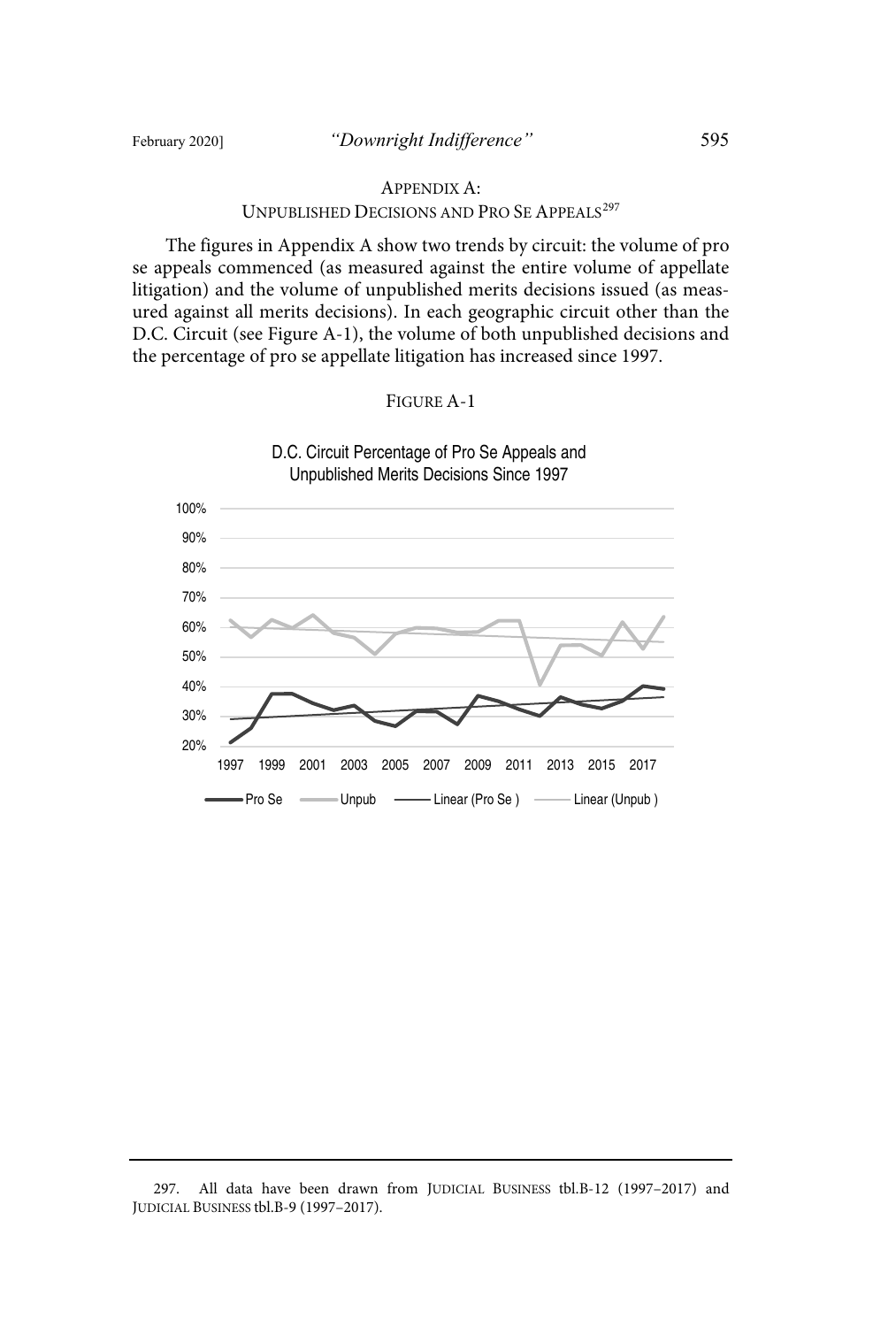## APPENDIX A: UNPUBLISHED DECISIONS AND PRO SE APPEALS[297]

The figures in Appendix A show two trends by circuit: the volume of pro se appeals commenced (as measured against the entire volume of appellate litigation) and the volume of unpublished merits decisions issued (as measured against all merits decisions). In each geographic circuit other than the D.C. Circuit (see Figure A-1), the volume of both unpublished decisions and the percentage of pro se appellate litigation has increased since 1997.

FIGURE A-1

D.C. Circuit Percentage of Pro Se Appeals and Unpublished Merits Decisions Since 1997

297. All data have been drawn from JUDICIAL BUSINESS tbl.B-12 (1997–2017) and JUDICIAL BUSINESS tbl.B-9 (1997–2017).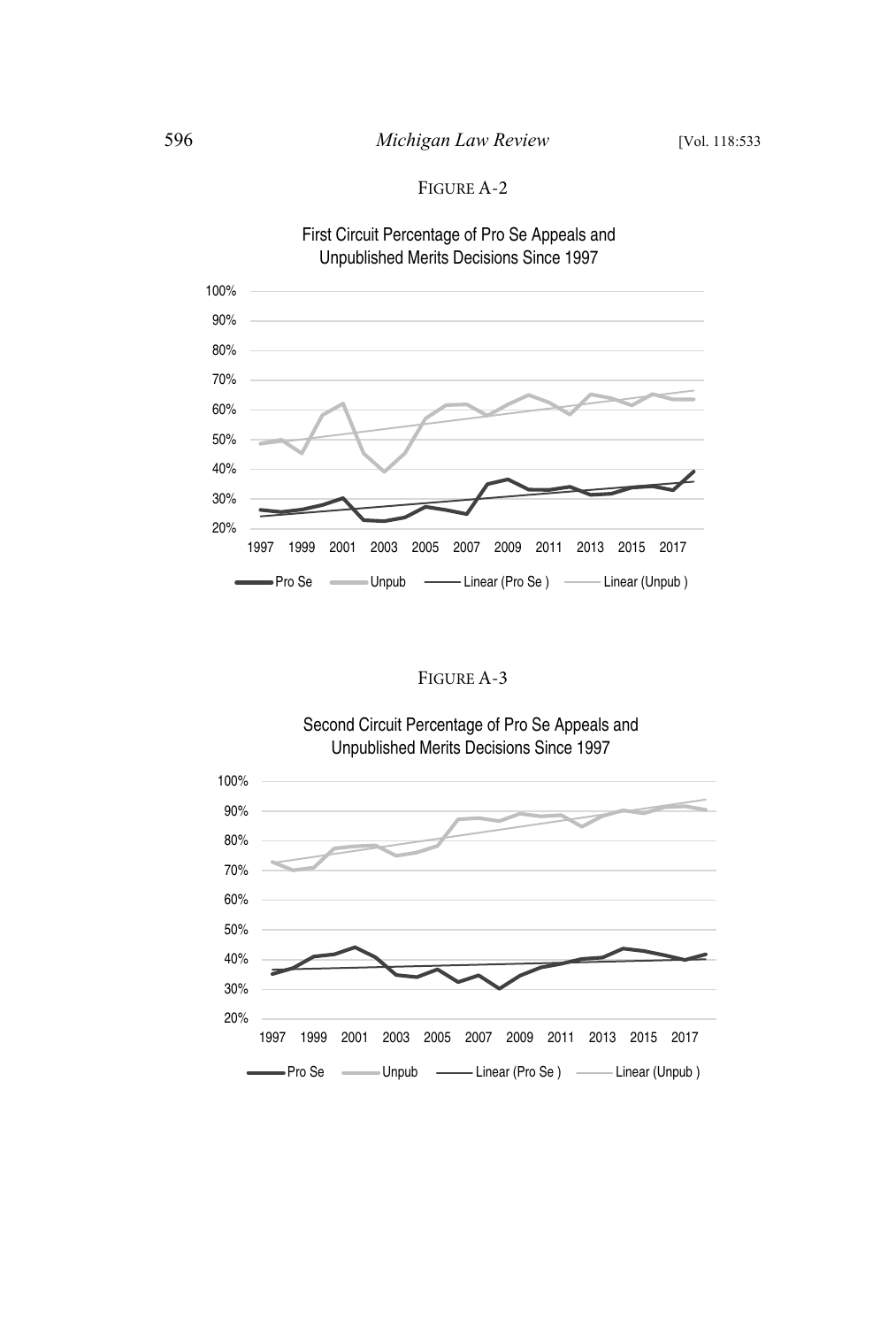FIGURE A-2

First Circuit Percentage of Pro Se Appeals and Unpublished Merits Decisions Since 1997

FIGURE A-3

Second Circuit Percentage of Pro Se Appeals and Unpublished Merits Decisions Since 1997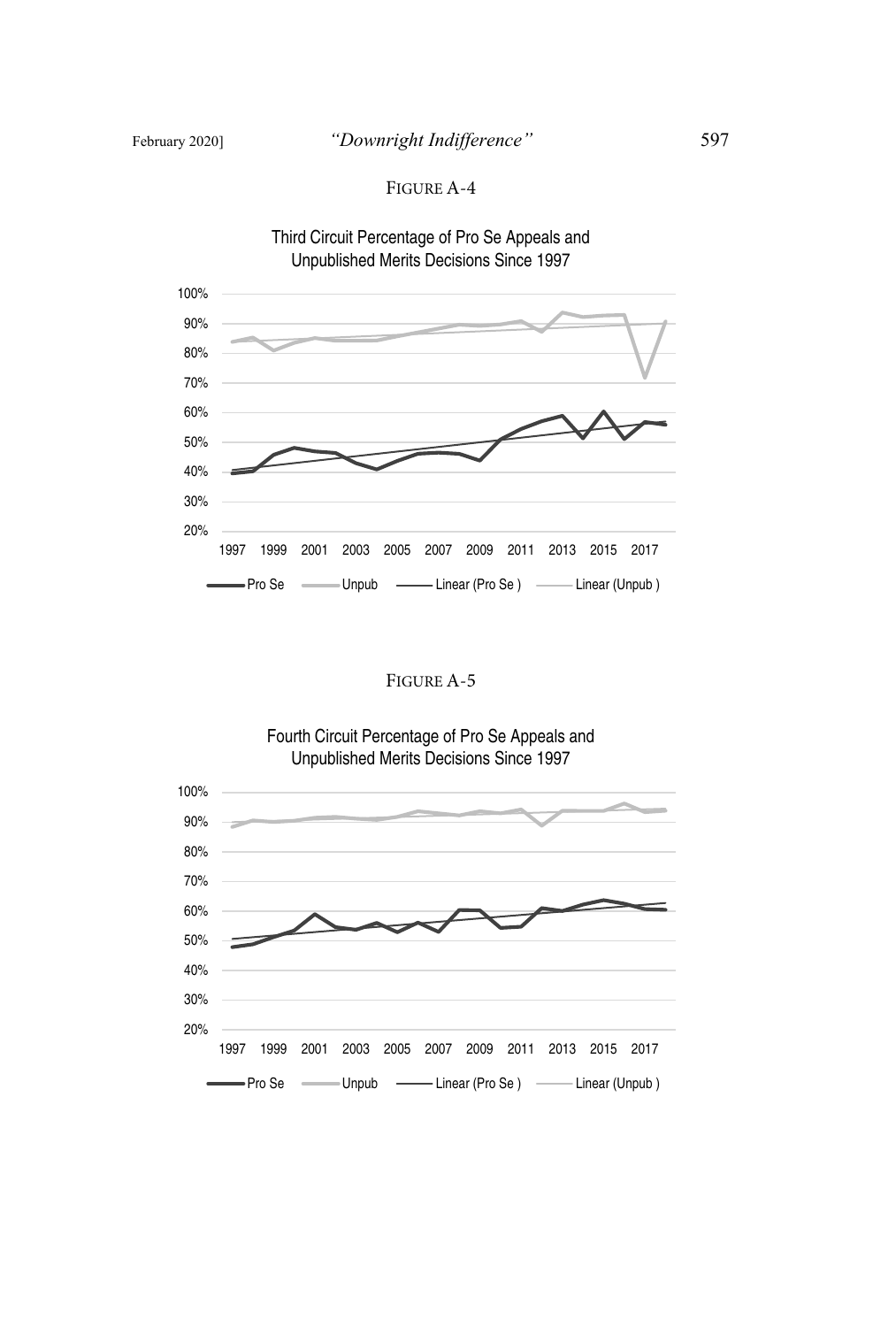FIGURE A-4

Third Circuit Percentage of Pro Se Appeals and Unpublished Merits Decisions Since 1997

FIGURE A-5

Fourth Circuit Percentage of Pro Se Appeals and Unpublished Merits Decisions Since 1997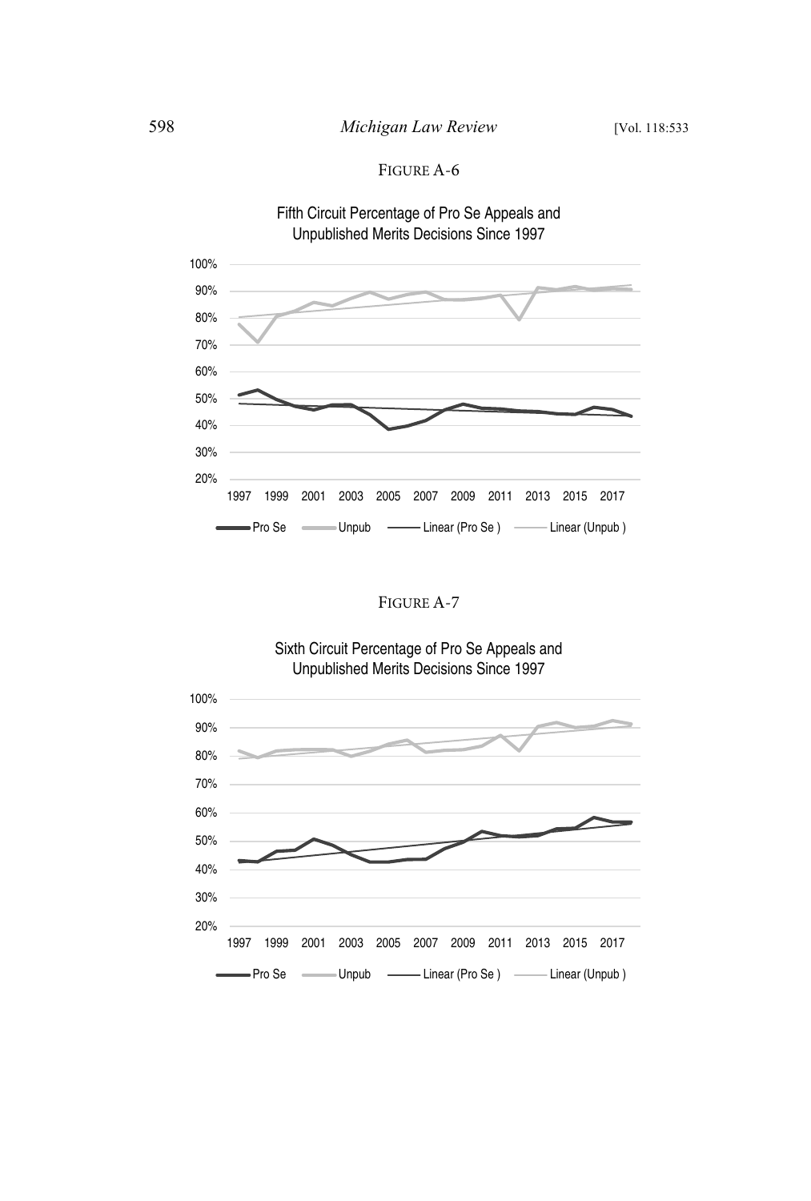FIGURE A-6

Fifth Circuit Percentage of Pro Se Appeals and Unpublished Merits Decisions Since 1997

FIGURE A-7

Sixth Circuit Percentage of Pro Se Appeals and Unpublished Merits Decisions Since 1997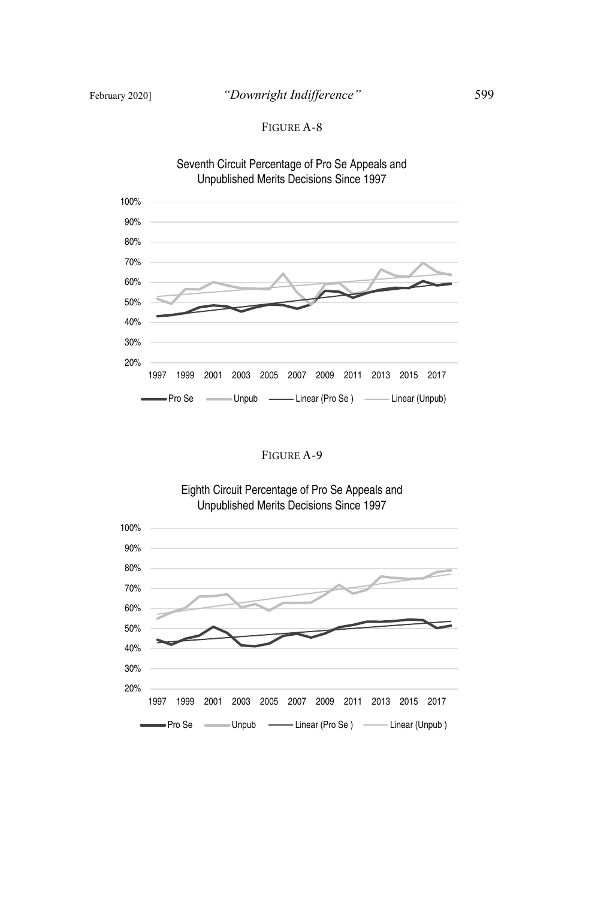FIGURE A-8

Seventh Circuit Percentage of Pro Se Appeals and Unpublished Merits Decisions Since 1997

FIGURE A-9

Eighth Circuit Percentage of Pro Se Appeals and Unpublished Merits Decisions Since 1997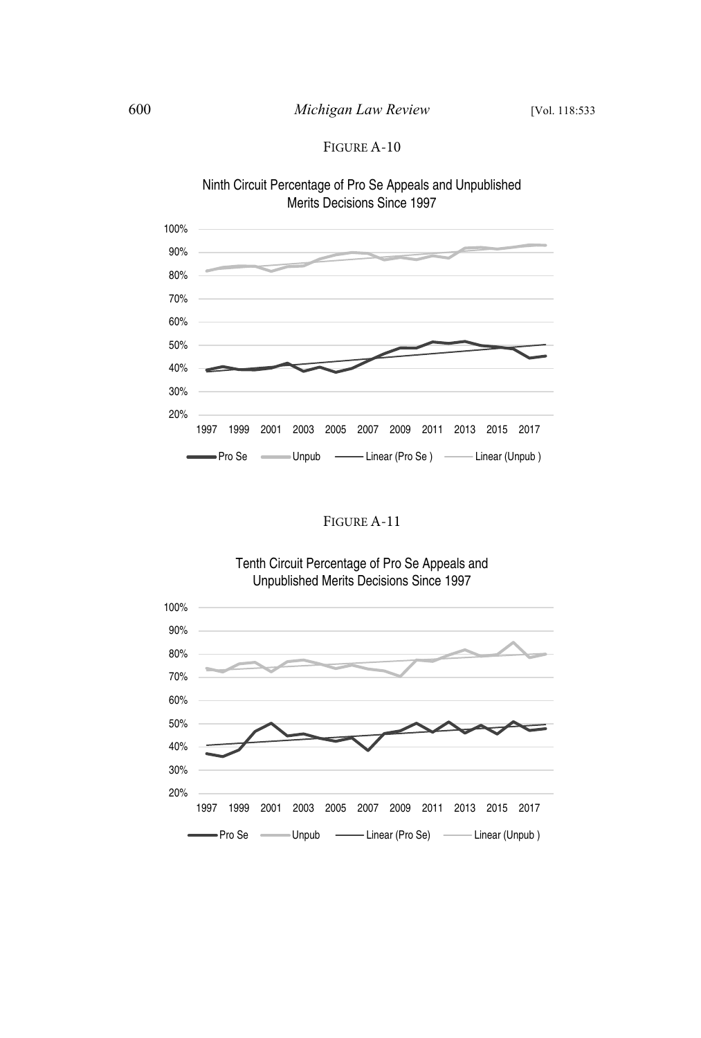FIGURE A-10

Ninth Circuit Percentage of Pro Se Appeals and Unpublished Merits Decisions Since 1997

FIGURE A-11

Tenth Circuit Percentage of Pro Se Appeals and Unpublished Merits Decisions Since 1997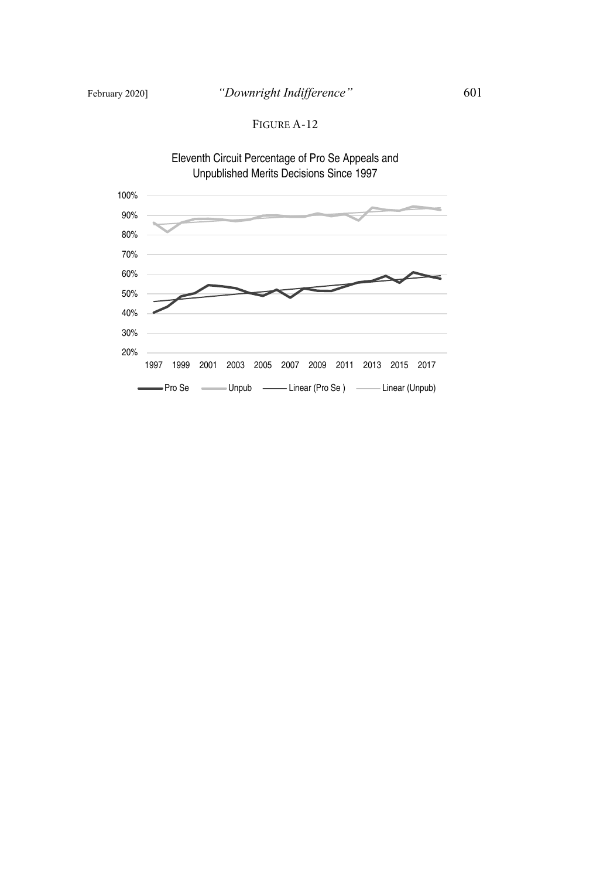FIGURE A-12

Eleventh Circuit Percentage of Pro Se Appeals and Unpublished Merits Decisions Since 1997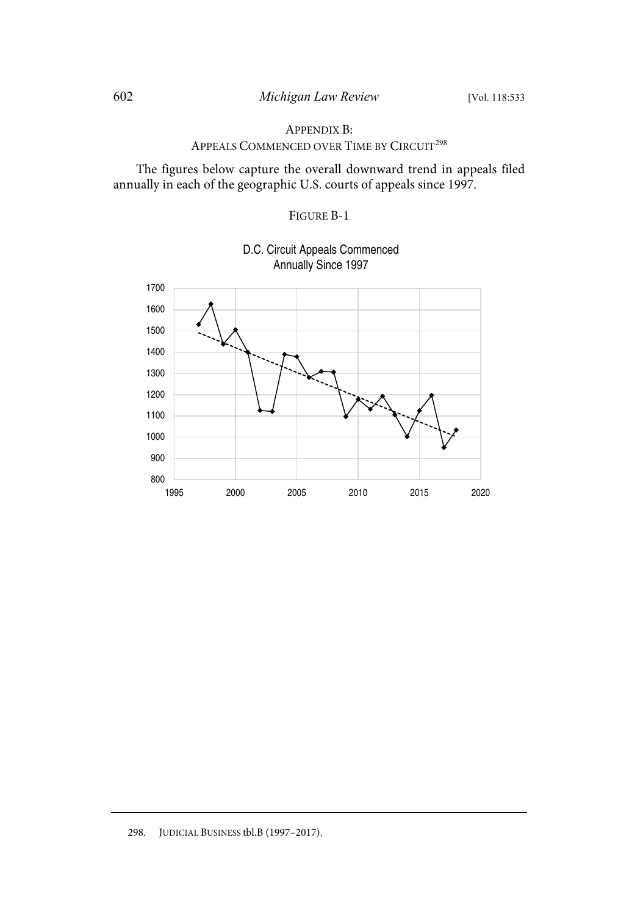## APPENDIX B: APPEALS COMMENCED OVER TIME BY CIRCUIT[298]

The figures below capture the overall downward trend in appeals filed annually in each of the geographic U.S. courts of appeals since 1997.

FIGURE B-1

D.C. Circuit Appeals Commenced Annually Since 1997

---

298. JUDICIAL BUSINESS tbl.B (1997–2017).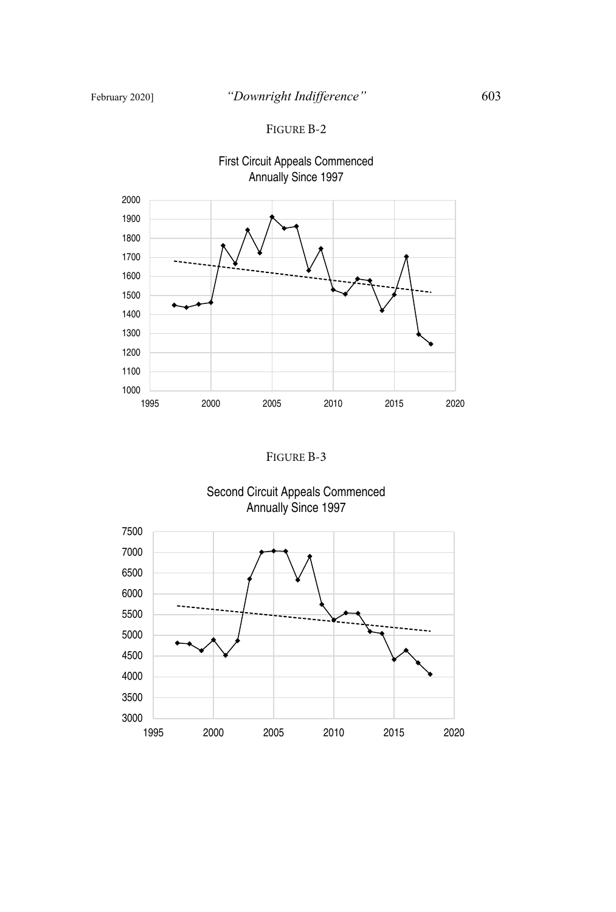FIGURE B-2

First Circuit Appeals Commenced Annually Since 1997

FIGURE B-3

Second Circuit Appeals Commenced Annually Since 1997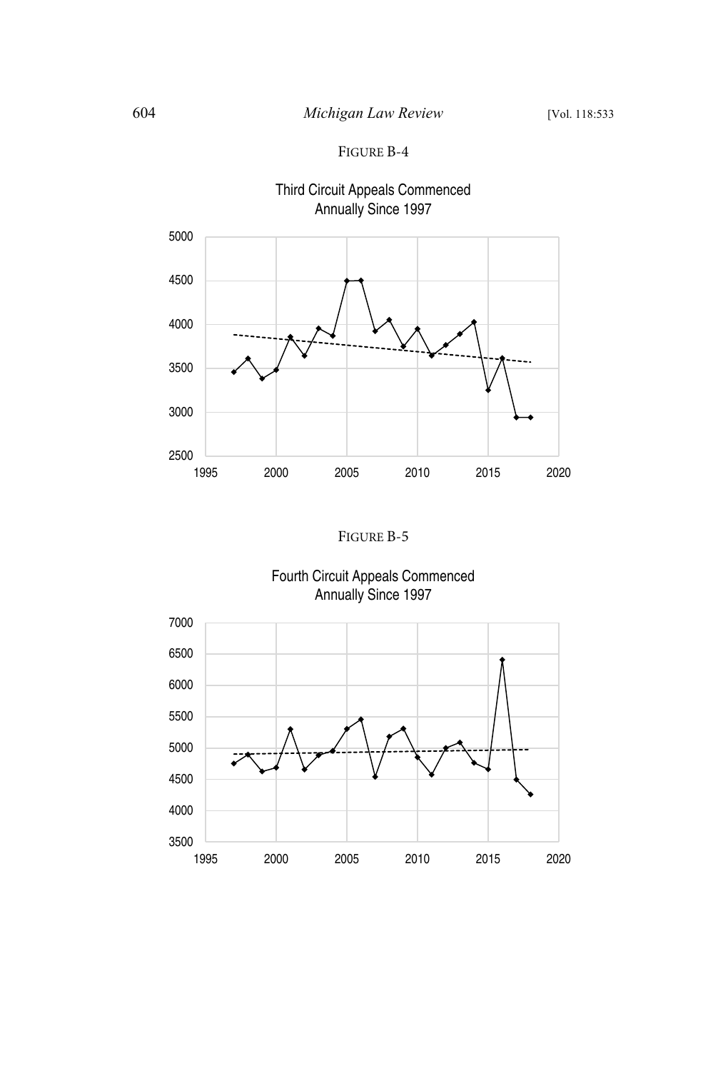FIGURE B-4

Third Circuit Appeals Commenced Annually Since 1997

FIGURE B-5

Fourth Circuit Appeals Commenced Annually Since 1997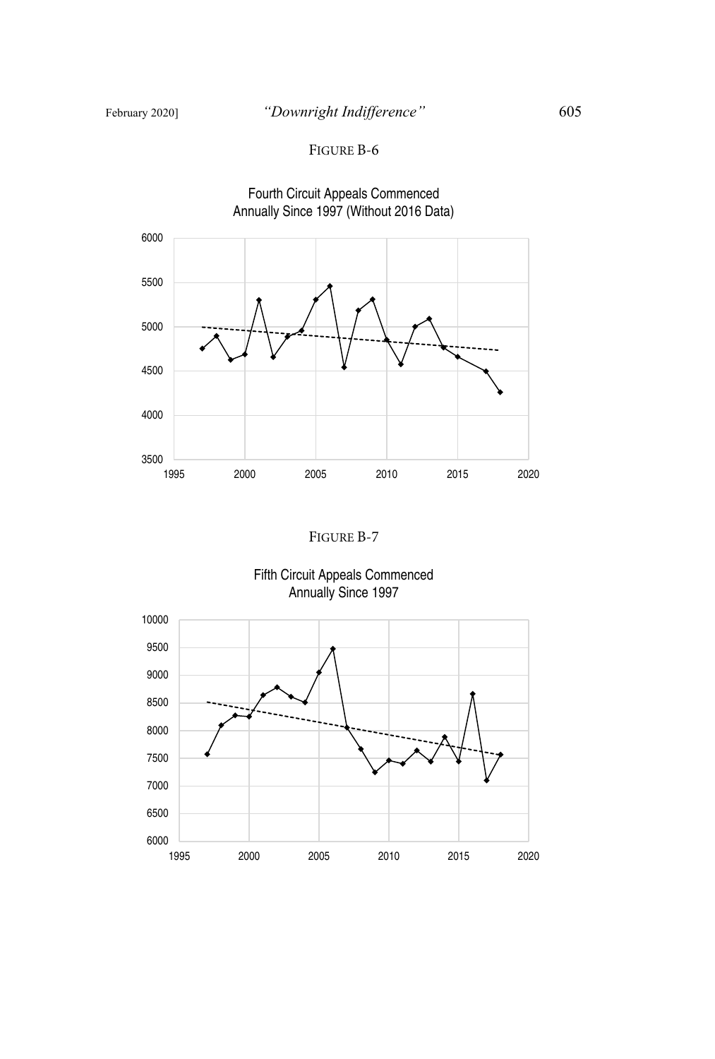FIGURE B-6

Fourth Circuit Appeals Commenced Annually Since 1997 (Without 2016 Data)

FIGURE B-7

Fifth Circuit Appeals Commenced Annually Since 1997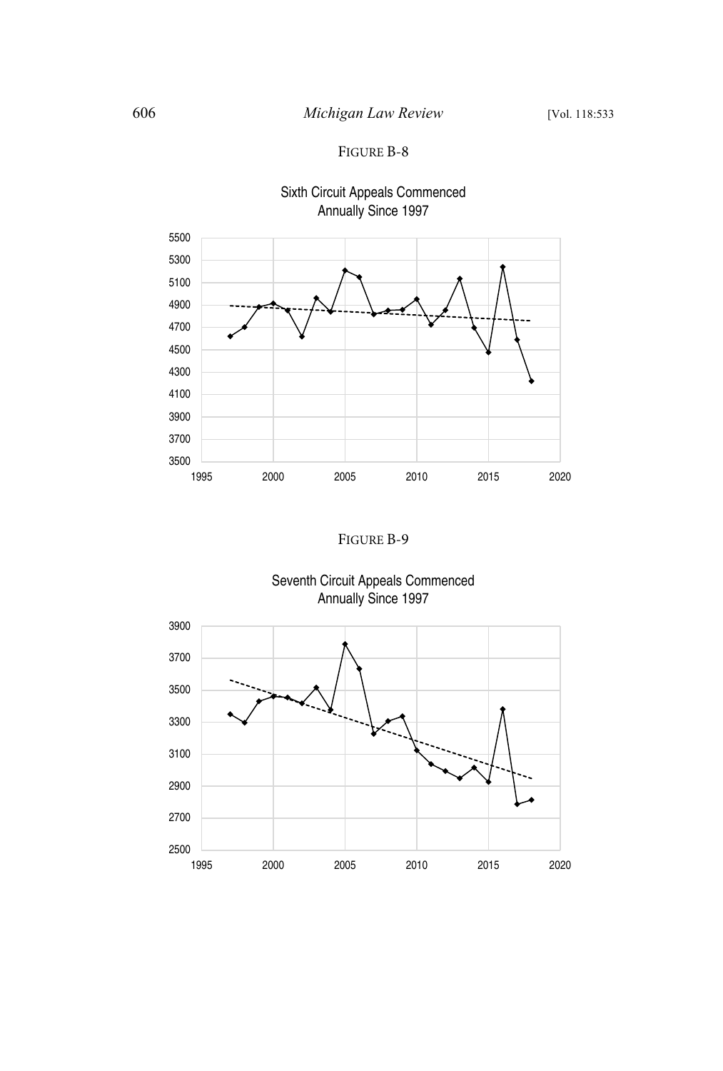FIGURE B-8

Sixth Circuit Appeals Commenced Annually Since 1997

FIGURE B-9

Seventh Circuit Appeals Commenced Annually Since 1997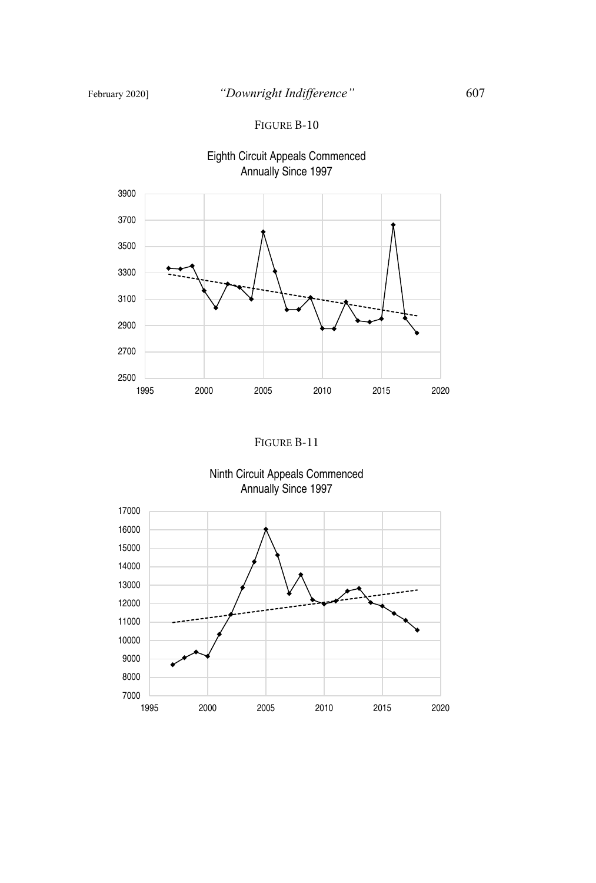FIGURE B-10

Eighth Circuit Appeals Commenced
Annually Since 1997

FIGURE B-11

Ninth Circuit Appeals Commenced
Annually Since 1997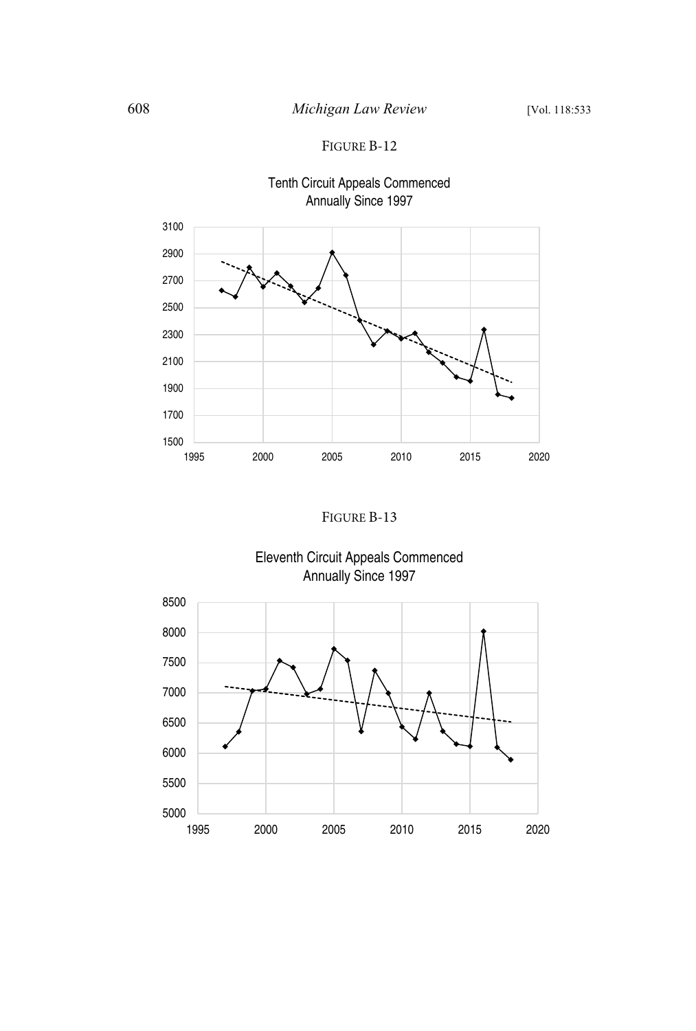FIGURE B-12

Tenth Circuit Appeals Commenced
Annually Since 1997

3100
2900
2700
2500
2300
2100
1900
1700
1500

1995 2000 2005 2010 2015 2020

FIGURE B-13

Eleventh Circuit Appeals Commenced
Annually Since 1997

8500
8000
7500
7000
6500
6000
5500
5000

1995 2000 2005 2010 2015 2020